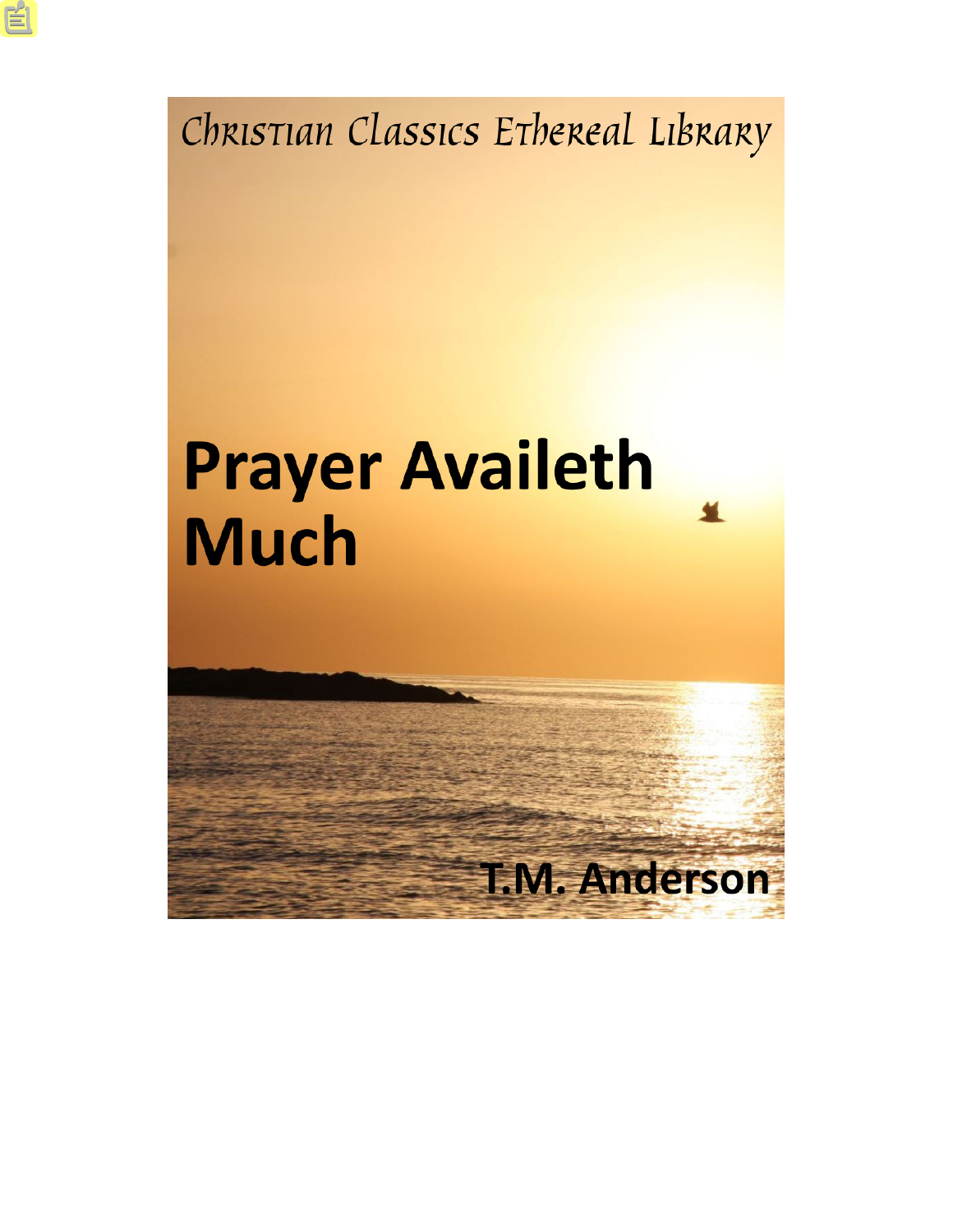Christian Classics Ethereal Library

# Prayer Availeth Much

T.M. Anderson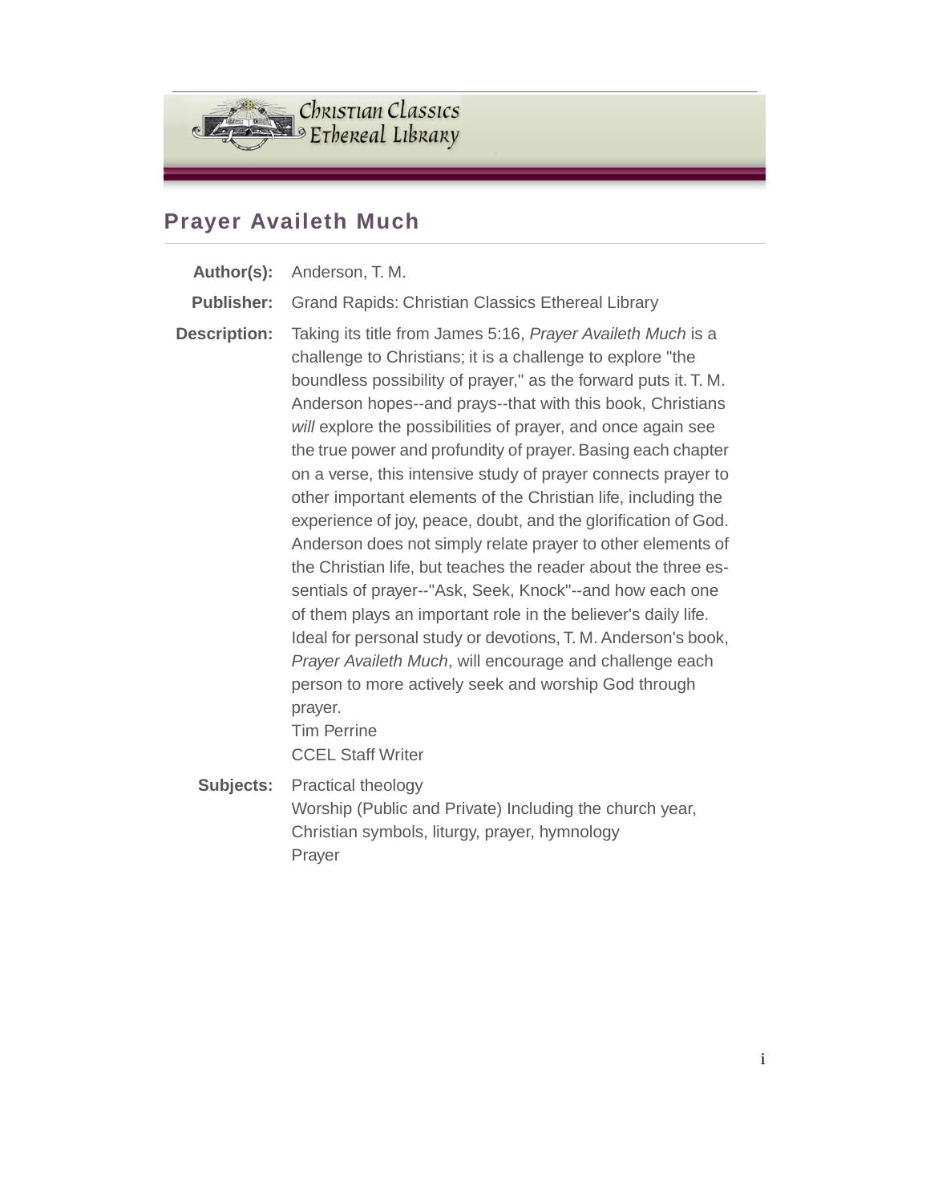# Prayer Availeth Much

**Author(s):** Anderson, T. M.

**Publisher:** Grand Rapids: Christian Classics Ethereal Library

**Description:** Taking its title from James 5:16, *Prayer Availeth Much* is a challenge to Christians; it is a challenge to explore "the boundless possibility of prayer," as the forward puts it. T. M. Anderson hopes--and prays--that with this book, Christians *will* explore the possibilities of prayer, and once again see the true power and profundity of prayer. Basing each chapter on a verse, this intensive study of prayer connects prayer to other important elements of the Christian life, including the experience of joy, peace, doubt, and the glorification of God. Anderson does not simply relate prayer to other elements of the Christian life, but teaches the reader about the three essentials of prayer--"Ask, Seek, Knock"--and how each one of them plays an important role in the believer's daily life. Ideal for personal study or devotions, T. M. Anderson's book, *Prayer Availeth Much*, will encourage and challenge each person to more actively seek and worship God through prayer.
Tim Perrine
CCEL Staff Writer

**Subjects:** Practical theology
Worship (Public and Private) Including the church year, Christian symbols, liturgy, prayer, hymnology
Prayer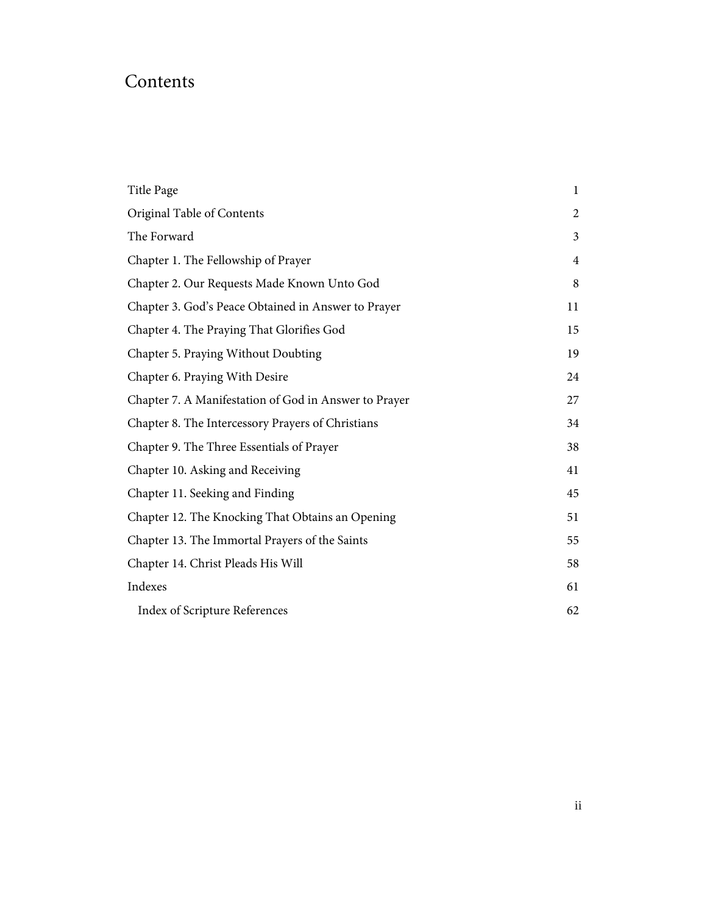# Contents

| | |
|---|---|
| Title Page | 1 |
| Original Table of Contents | 2 |
| The Forward | 3 |
| Chapter 1. The Fellowship of Prayer | 4 |
| Chapter 2. Our Requests Made Known Unto God | 8 |
| Chapter 3. God’s Peace Obtained in Answer to Prayer | 11 |
| Chapter 4. The Praying That Glorifies God | 15 |
| Chapter 5. Praying Without Doubting | 19 |
| Chapter 6. Praying With Desire | 24 |
| Chapter 7. A Manifestation of God in Answer to Prayer | 27 |
| Chapter 8. The Intercessory Prayers of Christians | 34 |
| Chapter 9. The Three Essentials of Prayer | 38 |
| Chapter 10. Asking and Receiving | 41 |
| Chapter 11. Seeking and Finding | 45 |
| Chapter 12. The Knocking That Obtains an Opening | 51 |
| Chapter 13. The Immortal Prayers of the Saints | 55 |
| Chapter 14. Christ Pleads His Will | 58 |
| Indexes | 61 |
| Index of Scripture References | 62 |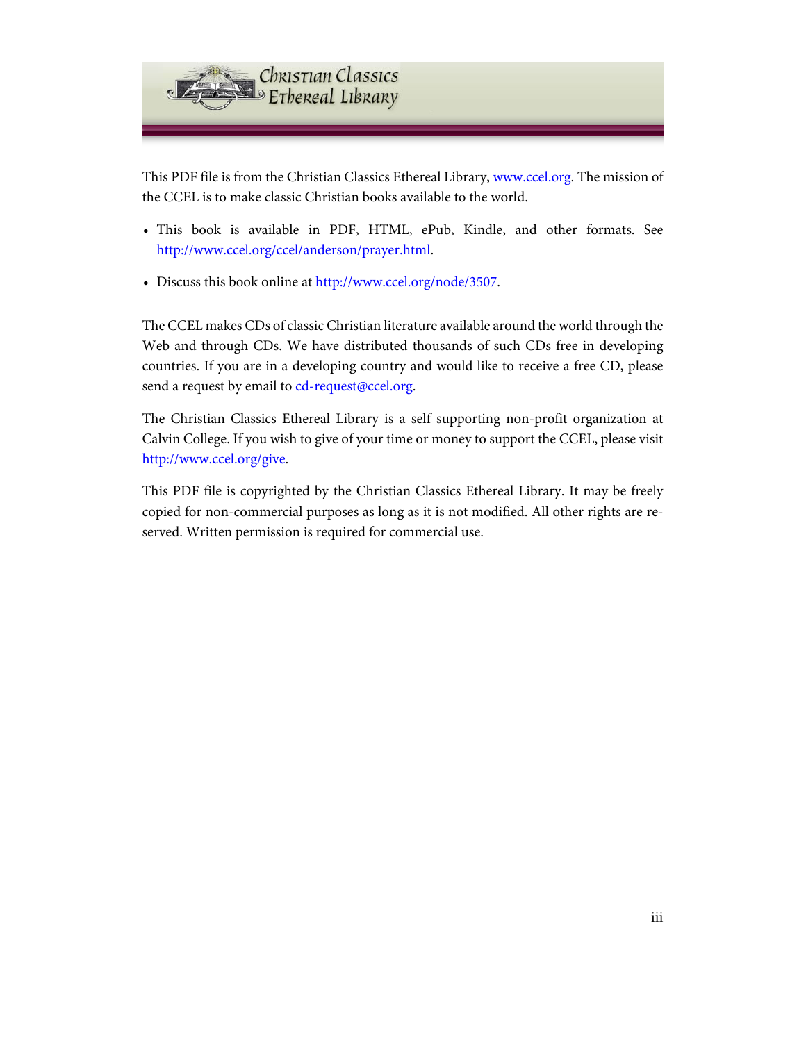This PDF file is from the Christian Classics Ethereal Library, www.ccel.org. The mission of the CCEL is to make classic Christian books available to the world.

- This book is available in PDF, HTML, ePub, Kindle, and other formats. See http://www.ccel.org/ccel/anderson/prayer.html.
- Discuss this book online at http://www.ccel.org/node/3507.

The CCEL makes CDs of classic Christian literature available around the world through the Web and through CDs. We have distributed thousands of such CDs free in developing countries. If you are in a developing country and would like to receive a free CD, please send a request by email to cd-request@ccel.org.

The Christian Classics Ethereal Library is a self supporting non-profit organization at Calvin College. If you wish to give of your time or money to support the CCEL, please visit http://www.ccel.org/give.

This PDF file is copyrighted by the Christian Classics Ethereal Library. It may be freely copied for non-commercial purposes as long as it is not modified. All other rights are reserved. Written permission is required for commercial use.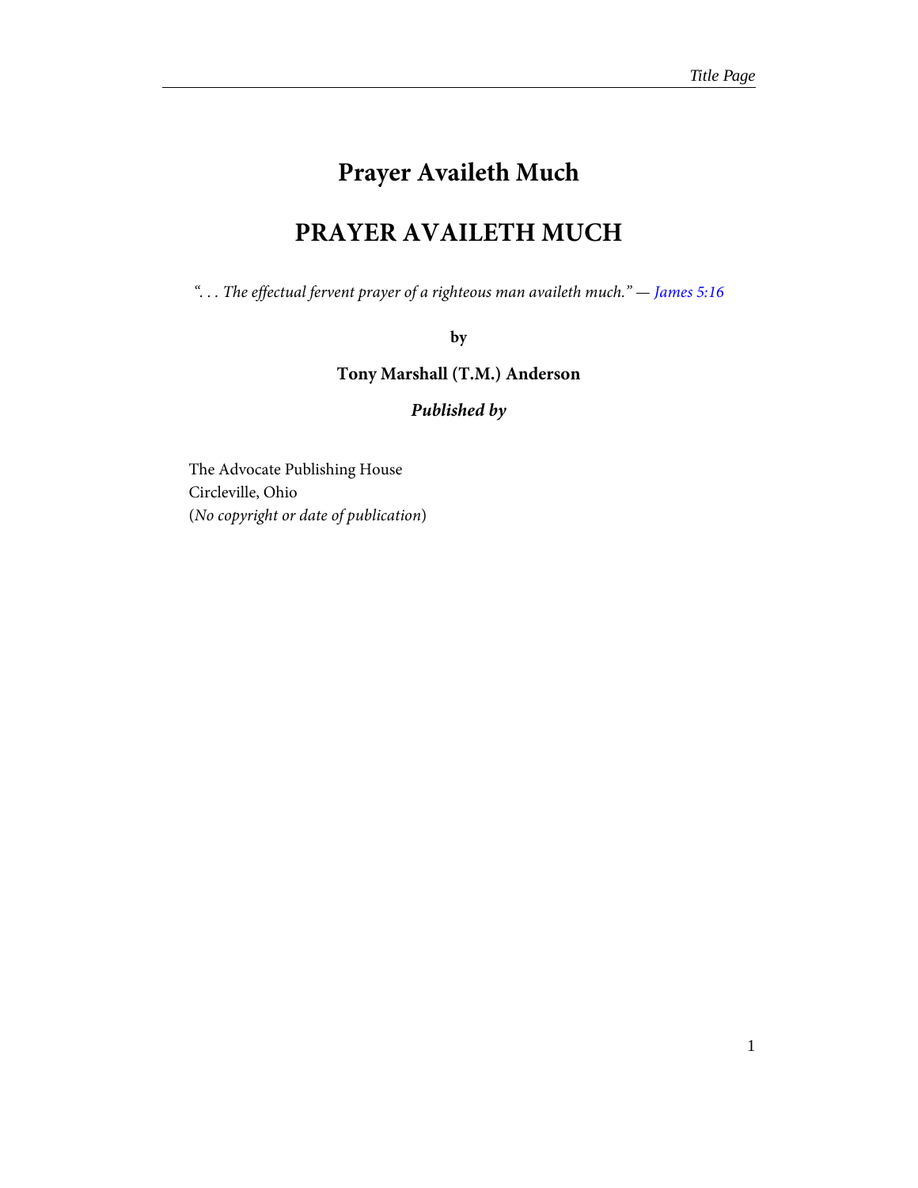# Prayer Availeth Much

## PRAYER AVAILETH MUCH

*". . . The effectual fervent prayer of a righteous man availeth much." — James 5:16*

**by**

**Tony Marshall (T.M.) Anderson**

***Published by***

The Advocate Publishing House
Circleville, Ohio
(*No copyright or date of publication*)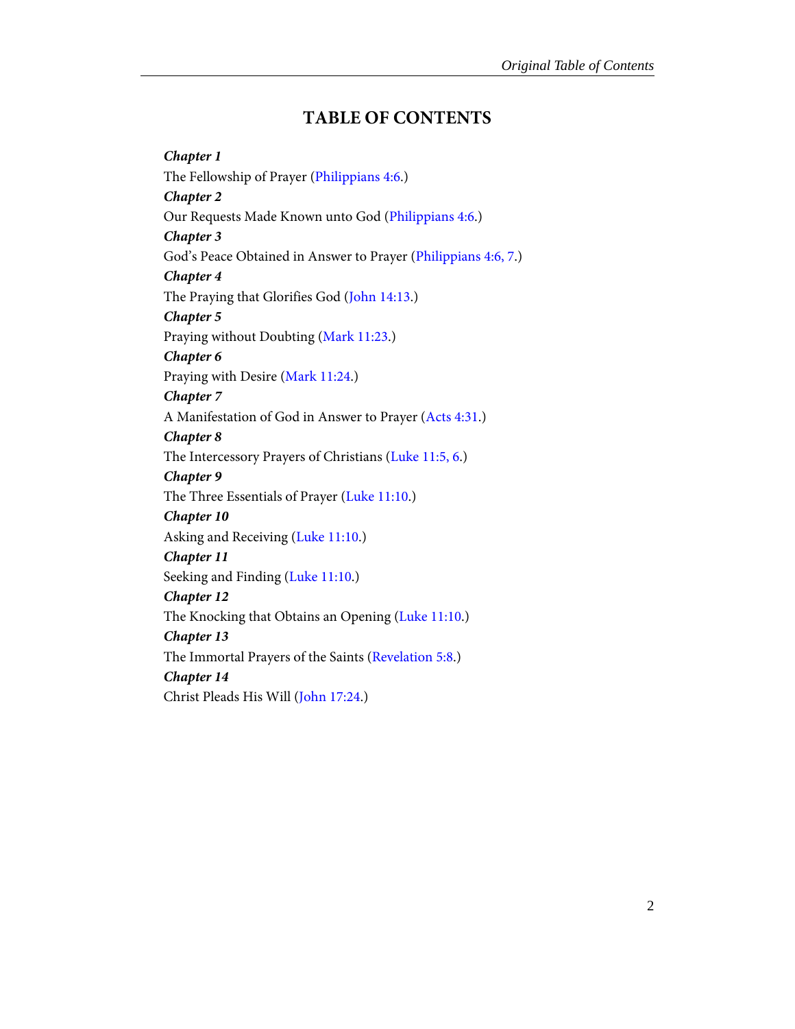# TABLE OF CONTENTS

***Chapter 1***

The Fellowship of Prayer (Philippians 4:6.)

***Chapter 2***

Our Requests Made Known unto God (Philippians 4:6.)

***Chapter 3***

God's Peace Obtained in Answer to Prayer (Philippians 4:6, 7.)

***Chapter 4***

The Praying that Glorifies God (John 14:13.)

***Chapter 5***

Praying without Doubting (Mark 11:23.)

***Chapter 6***

Praying with Desire (Mark 11:24.)

***Chapter 7***

A Manifestation of God in Answer to Prayer (Acts 4:31.)

***Chapter 8***

The Intercessory Prayers of Christians (Luke 11:5, 6.)

***Chapter 9***

The Three Essentials of Prayer (Luke 11:10.)

***Chapter 10***

Asking and Receiving (Luke 11:10.)

***Chapter 11***

Seeking and Finding (Luke 11:10.)

***Chapter 12***

The Knocking that Obtains an Opening (Luke 11:10.)

***Chapter 13***

The Immortal Prayers of the Saints (Revelation 5:8.)

***Chapter 14***

Christ Pleads His Will (John 17:24.)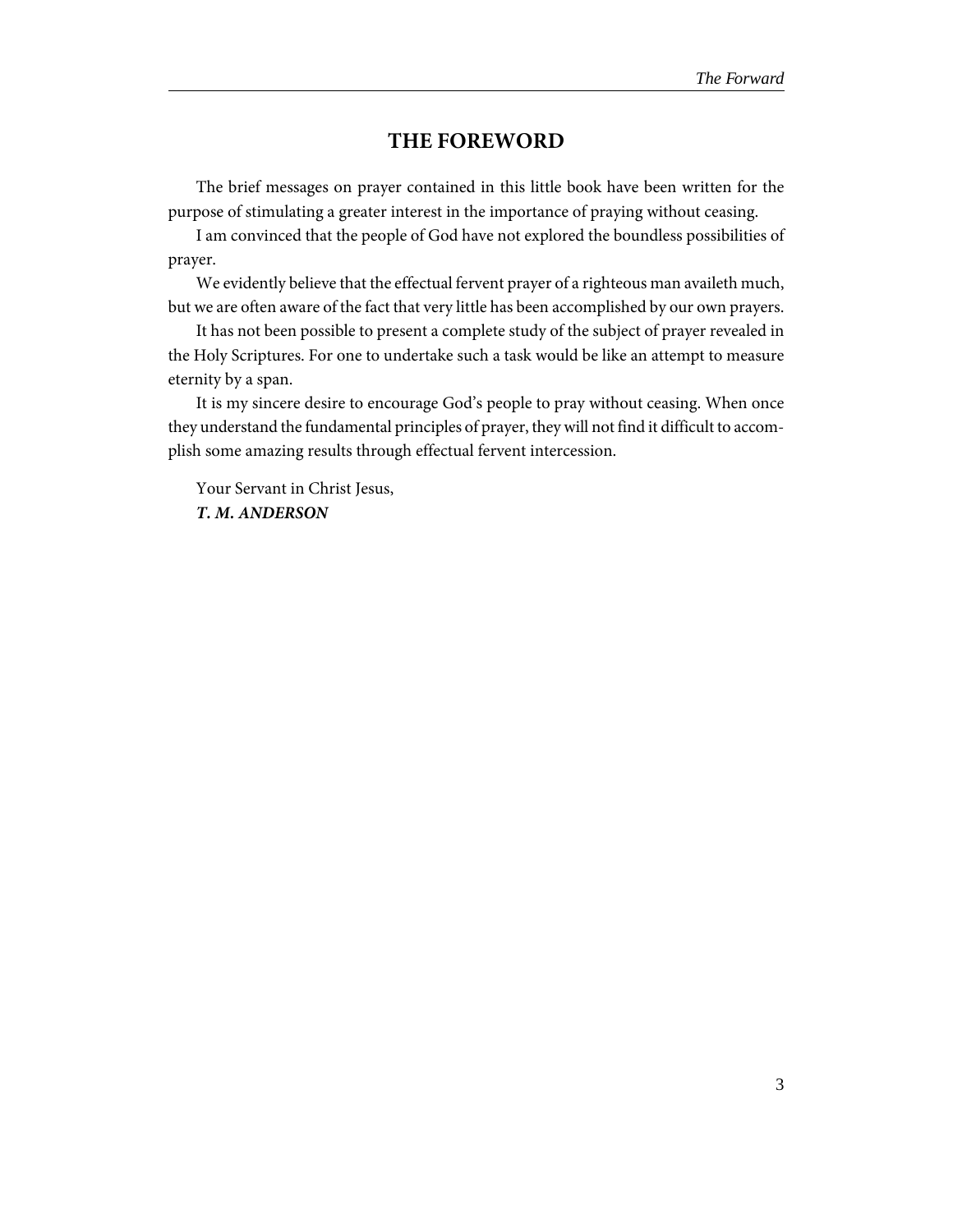# THE FOREWORD

The brief messages on prayer contained in this little book have been written for the purpose of stimulating a greater interest in the importance of praying without ceasing.

I am convinced that the people of God have not explored the boundless possibilities of prayer.

We evidently believe that the effectual fervent prayer of a righteous man availeth much, but we are often aware of the fact that very little has been accomplished by our own prayers.

It has not been possible to present a complete study of the subject of prayer revealed in the Holy Scriptures. For one to undertake such a task would be like an attempt to measure eternity by a span.

It is my sincere desire to encourage God's people to pray without ceasing. When once they understand the fundamental principles of prayer, they will not find it difficult to accomplish some amazing results through effectual fervent intercession.

Your Servant in Christ Jesus,
***T. M. ANDERSON***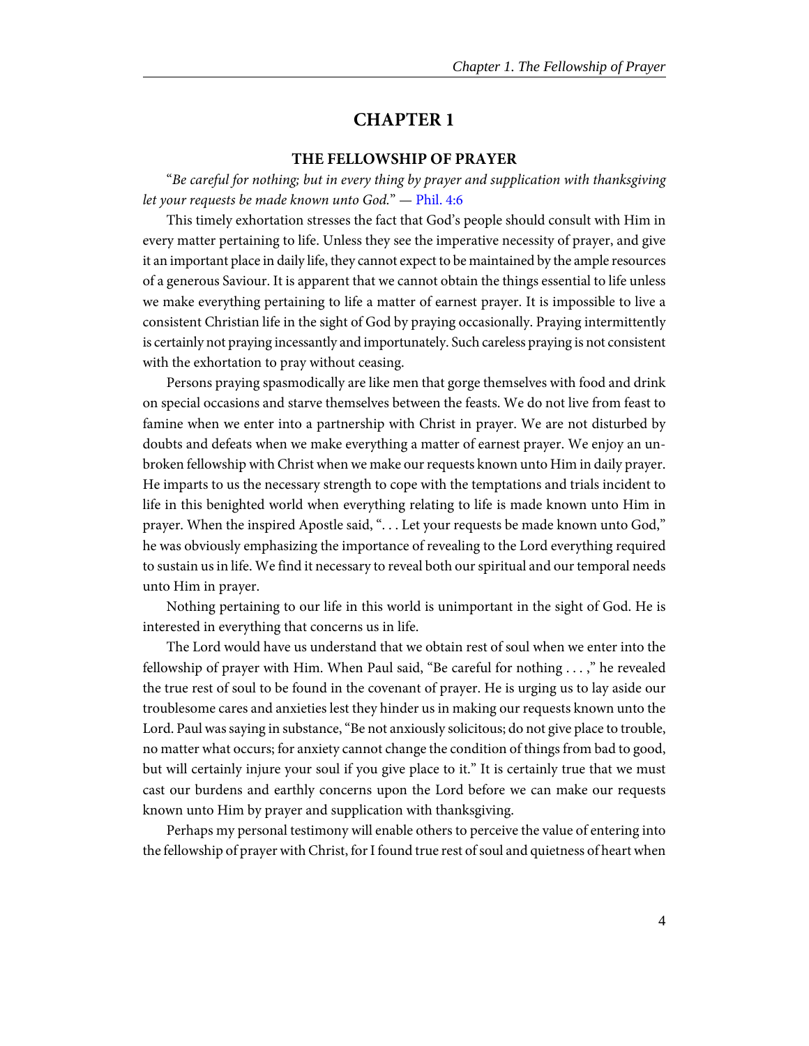# CHAPTER 1

## THE FELLOWSHIP OF PRAYER

"*Be careful for nothing; but in every thing by prayer and supplication with thanksgiving let your requests be made known unto God.*" — Phil. 4:6

This timely exhortation stresses the fact that God's people should consult with Him in every matter pertaining to life. Unless they see the imperative necessity of prayer, and give it an important place in daily life, they cannot expect to be maintained by the ample resources of a generous Saviour. It is apparent that we cannot obtain the things essential to life unless we make everything pertaining to life a matter of earnest prayer. It is impossible to live a consistent Christian life in the sight of God by praying occasionally. Praying intermittently is certainly not praying incessantly and importunately. Such careless praying is not consistent with the exhortation to pray without ceasing.

Persons praying spasmodically are like men that gorge themselves with food and drink on special occasions and starve themselves between the feasts. We do not live from feast to famine when we enter into a partnership with Christ in prayer. We are not disturbed by doubts and defeats when we make everything a matter of earnest prayer. We enjoy an unbroken fellowship with Christ when we make our requests known unto Him in daily prayer. He imparts to us the necessary strength to cope with the temptations and trials incident to life in this benighted world when everything relating to life is made known unto Him in prayer. When the inspired Apostle said, ". . . Let your requests be made known unto God," he was obviously emphasizing the importance of revealing to the Lord everything required to sustain us in life. We find it necessary to reveal both our spiritual and our temporal needs unto Him in prayer.

Nothing pertaining to our life in this world is unimportant in the sight of God. He is interested in everything that concerns us in life.

The Lord would have us understand that we obtain rest of soul when we enter into the fellowship of prayer with Him. When Paul said, "Be careful for nothing . . . ," he revealed the true rest of soul to be found in the covenant of prayer. He is urging us to lay aside our troublesome cares and anxieties lest they hinder us in making our requests known unto the Lord. Paul was saying in substance, "Be not anxiously solicitous; do not give place to trouble, no matter what occurs; for anxiety cannot change the condition of things from bad to good, but will certainly injure your soul if you give place to it." It is certainly true that we must cast our burdens and earthly concerns upon the Lord before we can make our requests known unto Him by prayer and supplication with thanksgiving.

Perhaps my personal testimony will enable others to perceive the value of entering into the fellowship of prayer with Christ, for I found true rest of soul and quietness of heart when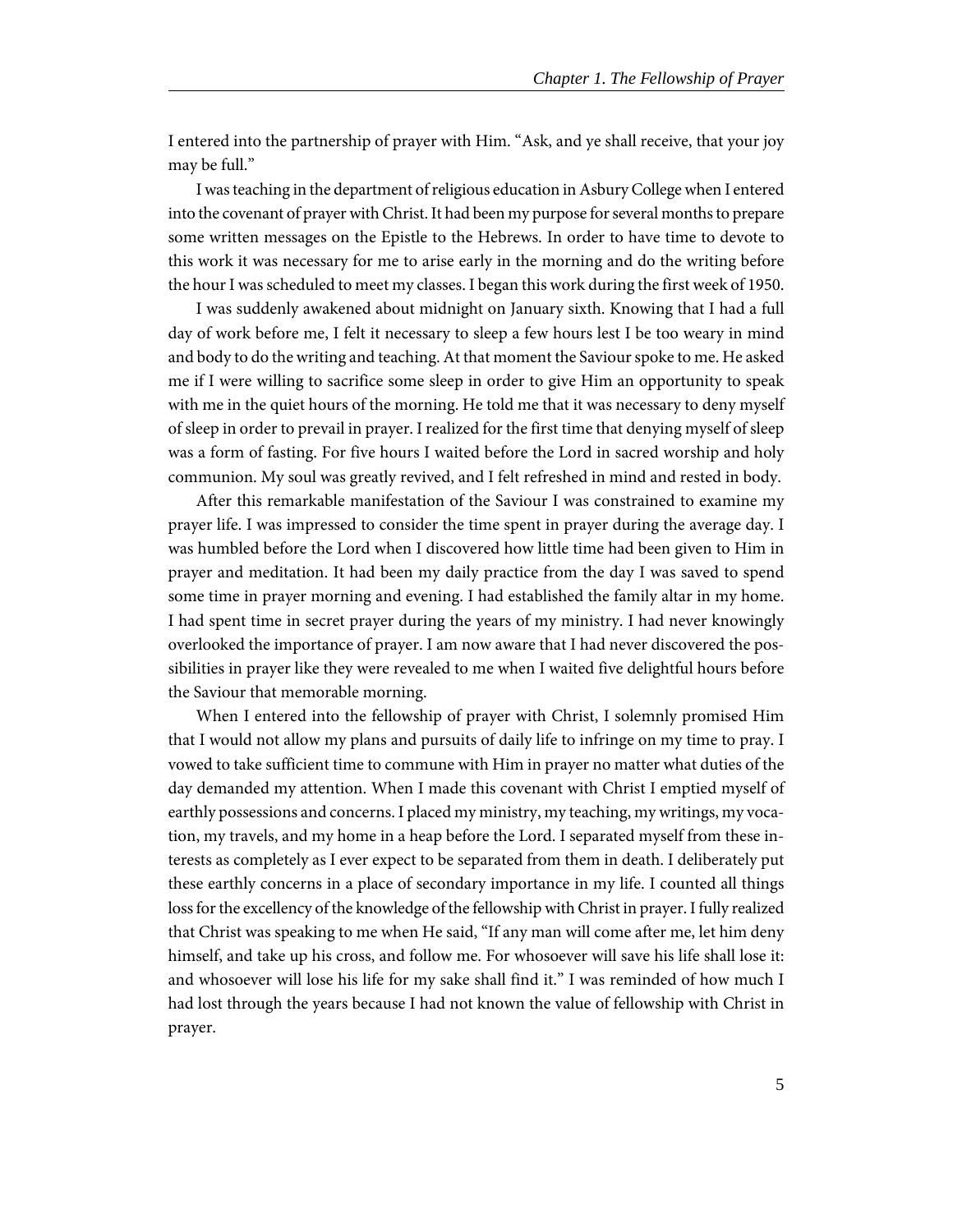I entered into the partnership of prayer with Him. "Ask, and ye shall receive, that your joy may be full."

I was teaching in the department of religious education in Asbury College when I entered into the covenant of prayer with Christ. It had been my purpose for several months to prepare some written messages on the Epistle to the Hebrews. In order to have time to devote to this work it was necessary for me to arise early in the morning and do the writing before the hour I was scheduled to meet my classes. I began this work during the first week of 1950.

I was suddenly awakened about midnight on January sixth. Knowing that I had a full day of work before me, I felt it necessary to sleep a few hours lest I be too weary in mind and body to do the writing and teaching. At that moment the Saviour spoke to me. He asked me if I were willing to sacrifice some sleep in order to give Him an opportunity to speak with me in the quiet hours of the morning. He told me that it was necessary to deny myself of sleep in order to prevail in prayer. I realized for the first time that denying myself of sleep was a form of fasting. For five hours I waited before the Lord in sacred worship and holy communion. My soul was greatly revived, and I felt refreshed in mind and rested in body.

After this remarkable manifestation of the Saviour I was constrained to examine my prayer life. I was impressed to consider the time spent in prayer during the average day. I was humbled before the Lord when I discovered how little time had been given to Him in prayer and meditation. It had been my daily practice from the day I was saved to spend some time in prayer morning and evening. I had established the family altar in my home. I had spent time in secret prayer during the years of my ministry. I had never knowingly overlooked the importance of prayer. I am now aware that I had never discovered the possibilities in prayer like they were revealed to me when I waited five delightful hours before the Saviour that memorable morning.

When I entered into the fellowship of prayer with Christ, I solemnly promised Him that I would not allow my plans and pursuits of daily life to infringe on my time to pray. I vowed to take sufficient time to commune with Him in prayer no matter what duties of the day demanded my attention. When I made this covenant with Christ I emptied myself of earthly possessions and concerns. I placed my ministry, my teaching, my writings, my vocation, my travels, and my home in a heap before the Lord. I separated myself from these interests as completely as I ever expect to be separated from them in death. I deliberately put these earthly concerns in a place of secondary importance in my life. I counted all things loss for the excellency of the knowledge of the fellowship with Christ in prayer. I fully realized that Christ was speaking to me when He said, "If any man will come after me, let him deny himself, and take up his cross, and follow me. For whosoever will save his life shall lose it: and whosoever will lose his life for my sake shall find it." I was reminded of how much I had lost through the years because I had not known the value of fellowship with Christ in prayer.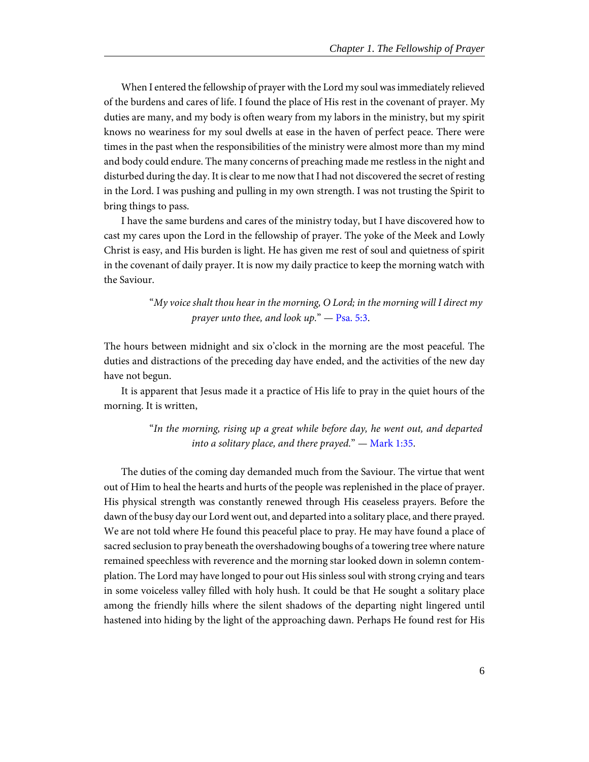When I entered the fellowship of prayer with the Lord my soul was immediately relieved of the burdens and cares of life. I found the place of His rest in the covenant of prayer. My duties are many, and my body is often weary from my labors in the ministry, but my spirit knows no weariness for my soul dwells at ease in the haven of perfect peace. There were times in the past when the responsibilities of the ministry were almost more than my mind and body could endure. The many concerns of preaching made me restless in the night and disturbed during the day. It is clear to me now that I had not discovered the secret of resting in the Lord. I was pushing and pulling in my own strength. I was not trusting the Spirit to bring things to pass.

I have the same burdens and cares of the ministry today, but I have discovered how to cast my cares upon the Lord in the fellowship of prayer. The yoke of the Meek and Lowly Christ is easy, and His burden is light. He has given me rest of soul and quietness of spirit in the covenant of daily prayer. It is now my daily practice to keep the morning watch with the Saviour.

> "*My voice shalt thou hear in the morning, O Lord; in the morning will I direct my prayer unto thee, and look up.*" — Psa. 5:3.

The hours between midnight and six o'clock in the morning are the most peaceful. The duties and distractions of the preceding day have ended, and the activities of the new day have not begun.

It is apparent that Jesus made it a practice of His life to pray in the quiet hours of the morning. It is written,

> "*In the morning, rising up a great while before day, he went out, and departed into a solitary place, and there prayed.*" — Mark 1:35.

The duties of the coming day demanded much from the Saviour. The virtue that went out of Him to heal the hearts and hurts of the people was replenished in the place of prayer. His physical strength was constantly renewed through His ceaseless prayers. Before the dawn of the busy day our Lord went out, and departed into a solitary place, and there prayed. We are not told where He found this peaceful place to pray. He may have found a place of sacred seclusion to pray beneath the overshadowing boughs of a towering tree where nature remained speechless with reverence and the morning star looked down in solemn contemplation. The Lord may have longed to pour out His sinless soul with strong crying and tears in some voiceless valley filled with holy hush. It could be that He sought a solitary place among the friendly hills where the silent shadows of the departing night lingered until hastened into hiding by the light of the approaching dawn. Perhaps He found rest for His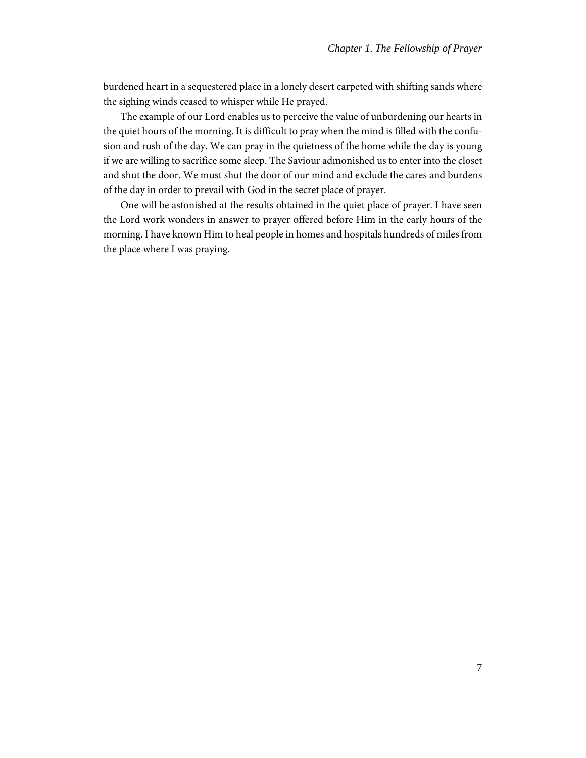burdened heart in a sequestered place in a lonely desert carpeted with shifting sands where the sighing winds ceased to whisper while He prayed.

The example of our Lord enables us to perceive the value of unburdening our hearts in the quiet hours of the morning. It is difficult to pray when the mind is filled with the confusion and rush of the day. We can pray in the quietness of the home while the day is young if we are willing to sacrifice some sleep. The Saviour admonished us to enter into the closet and shut the door. We must shut the door of our mind and exclude the cares and burdens of the day in order to prevail with God in the secret place of prayer.

One will be astonished at the results obtained in the quiet place of prayer. I have seen the Lord work wonders in answer to prayer offered before Him in the early hours of the morning. I have known Him to heal people in homes and hospitals hundreds of miles from the place where I was praying.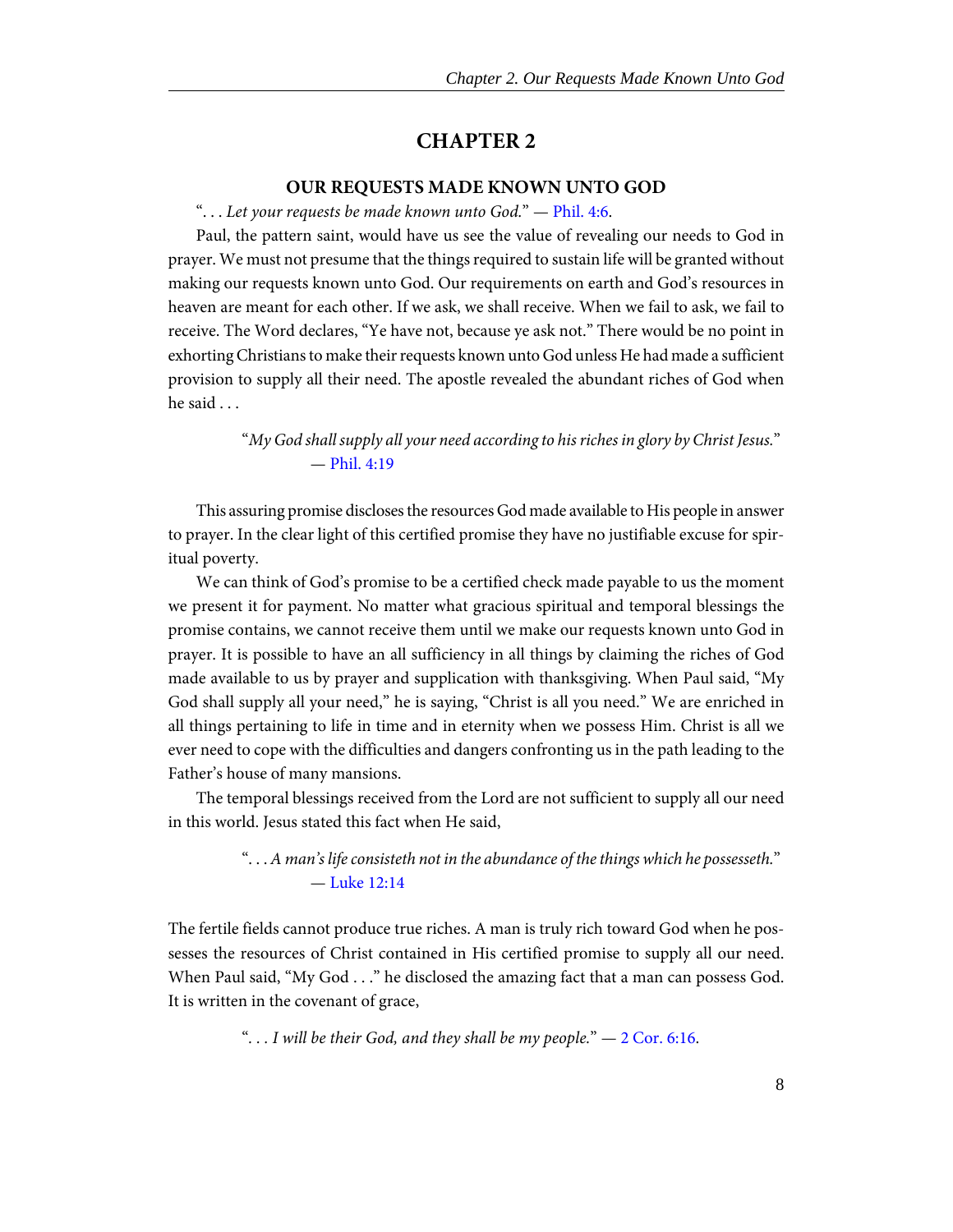# CHAPTER 2

## OUR REQUESTS MADE KNOWN UNTO GOD

". . . *Let your requests be made known unto God.*" — Phil. 4:6.

Paul, the pattern saint, would have us see the value of revealing our needs to God in prayer. We must not presume that the things required to sustain life will be granted without making our requests known unto God. Our requirements on earth and God's resources in heaven are meant for each other. If we ask, we shall receive. When we fail to ask, we fail to receive. The Word declares, "Ye have not, because ye ask not." There would be no point in exhorting Christians to make their requests known unto God unless He had made a sufficient provision to supply all their need. The apostle revealed the abundant riches of God when he said . . .

> "*My God shall supply all your need according to his riches in glory by Christ Jesus.*" — Phil. 4:19

This assuring promise discloses the resources God made available to His people in answer to prayer. In the clear light of this certified promise they have no justifiable excuse for spiritual poverty.

We can think of God's promise to be a certified check made payable to us the moment we present it for payment. No matter what gracious spiritual and temporal blessings the promise contains, we cannot receive them until we make our requests known unto God in prayer. It is possible to have an all sufficiency in all things by claiming the riches of God made available to us by prayer and supplication with thanksgiving. When Paul said, "My God shall supply all your need," he is saying, "Christ is all you need." We are enriched in all things pertaining to life in time and in eternity when we possess Him. Christ is all we ever need to cope with the difficulties and dangers confronting us in the path leading to the Father's house of many mansions.

The temporal blessings received from the Lord are not sufficient to supply all our need in this world. Jesus stated this fact when He said,

> ". . . *A man's life consisteth not in the abundance of the things which he possesseth.*" — Luke 12:14

The fertile fields cannot produce true riches. A man is truly rich toward God when he possesses the resources of Christ contained in His certified promise to supply all our need. When Paul said, "My God . . ." he disclosed the amazing fact that a man can possess God. It is written in the covenant of grace,

> ". . . *I will be their God, and they shall be my people.*" — 2 Cor. 6:16.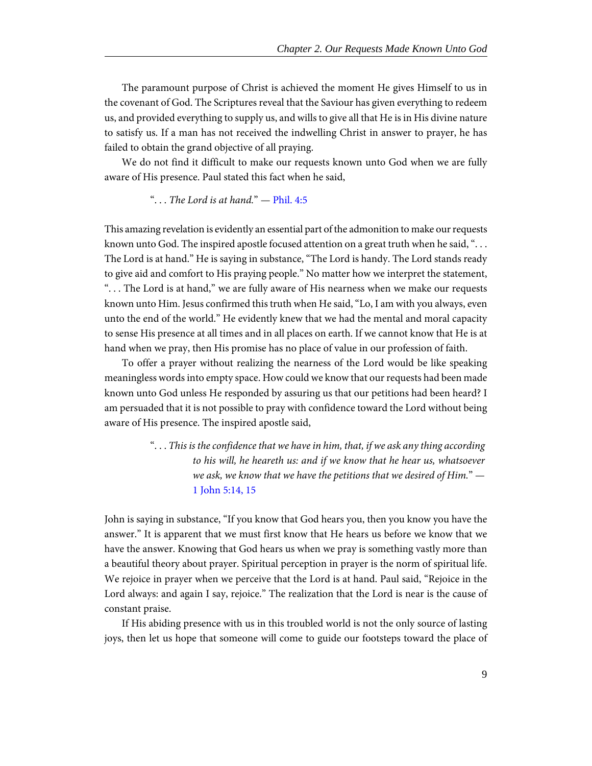The paramount purpose of Christ is achieved the moment He gives Himself to us in the covenant of God. The Scriptures reveal that the Saviour has given everything to redeem us, and provided everything to supply us, and wills to give all that He is in His divine nature to satisfy us. If a man has not received the indwelling Christ in answer to prayer, he has failed to obtain the grand objective of all praying.

We do not find it difficult to make our requests known unto God when we are fully aware of His presence. Paul stated this fact when he said,

> ". . . *The Lord is at hand.*" — Phil. 4:5

This amazing revelation is evidently an essential part of the admonition to make our requests known unto God. The inspired apostle focused attention on a great truth when he said, ". . . The Lord is at hand." He is saying in substance, "The Lord is handy. The Lord stands ready to give aid and comfort to His praying people." No matter how we interpret the statement, ". . . The Lord is at hand," we are fully aware of His nearness when we make our requests known unto Him. Jesus confirmed this truth when He said, "Lo, I am with you always, even unto the end of the world." He evidently knew that we had the mental and moral capacity to sense His presence at all times and in all places on earth. If we cannot know that He is at hand when we pray, then His promise has no place of value in our profession of faith.

To offer a prayer without realizing the nearness of the Lord would be like speaking meaningless words into empty space. How could we know that our requests had been made known unto God unless He responded by assuring us that our petitions had been heard? I am persuaded that it is not possible to pray with confidence toward the Lord without being aware of His presence. The inspired apostle said,

> ". . . *This is the confidence that we have in him, that, if we ask any thing according to his will, he heareth us: and if we know that he hear us, whatsoever we ask, we know that we have the petitions that we desired of Him.*" — 1 John 5:14, 15

John is saying in substance, "If you know that God hears you, then you know you have the answer." It is apparent that we must first know that He hears us before we know that we have the answer. Knowing that God hears us when we pray is something vastly more than a beautiful theory about prayer. Spiritual perception in prayer is the norm of spiritual life. We rejoice in prayer when we perceive that the Lord is at hand. Paul said, "Rejoice in the Lord always: and again I say, rejoice." The realization that the Lord is near is the cause of constant praise.

If His abiding presence with us in this troubled world is not the only source of lasting joys, then let us hope that someone will come to guide our footsteps toward the place of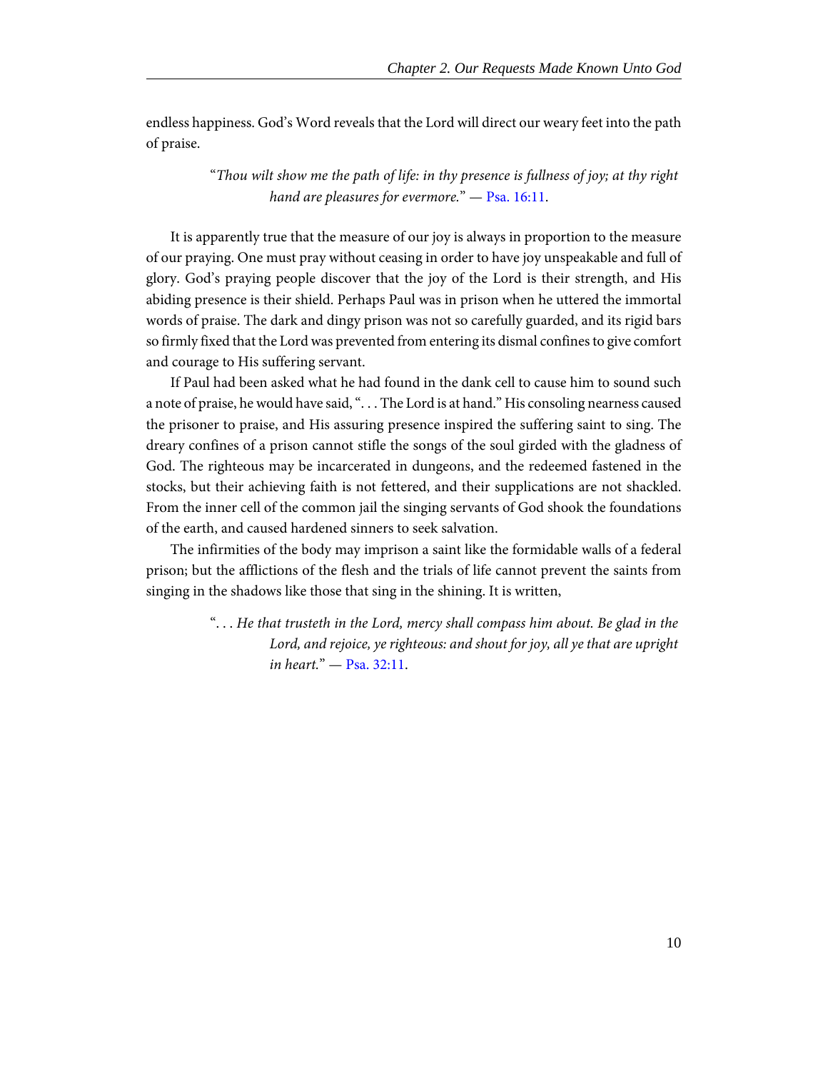endless happiness. God's Word reveals that the Lord will direct our weary feet into the path of praise.

> "*Thou wilt show me the path of life: in thy presence is fullness of joy; at thy right hand are pleasures for evermore.*" — Psa. 16:11.

It is apparently true that the measure of our joy is always in proportion to the measure of our praying. One must pray without ceasing in order to have joy unspeakable and full of glory. God's praying people discover that the joy of the Lord is their strength, and His abiding presence is their shield. Perhaps Paul was in prison when he uttered the immortal words of praise. The dark and dingy prison was not so carefully guarded, and its rigid bars so firmly fixed that the Lord was prevented from entering its dismal confines to give comfort and courage to His suffering servant.

If Paul had been asked what he had found in the dank cell to cause him to sound such a note of praise, he would have said, ". . . The Lord is at hand." His consoling nearness caused the prisoner to praise, and His assuring presence inspired the suffering saint to sing. The dreary confines of a prison cannot stifle the songs of the soul girded with the gladness of God. The righteous may be incarcerated in dungeons, and the redeemed fastened in the stocks, but their achieving faith is not fettered, and their supplications are not shackled. From the inner cell of the common jail the singing servants of God shook the foundations of the earth, and caused hardened sinners to seek salvation.

The infirmities of the body may imprison a saint like the formidable walls of a federal prison; but the afflictions of the flesh and the trials of life cannot prevent the saints from singing in the shadows like those that sing in the shining. It is written,

> ". . . *He that trusteth in the Lord, mercy shall compass him about. Be glad in the Lord, and rejoice, ye righteous: and shout for joy, all ye that are upright in heart.*" — Psa. 32:11.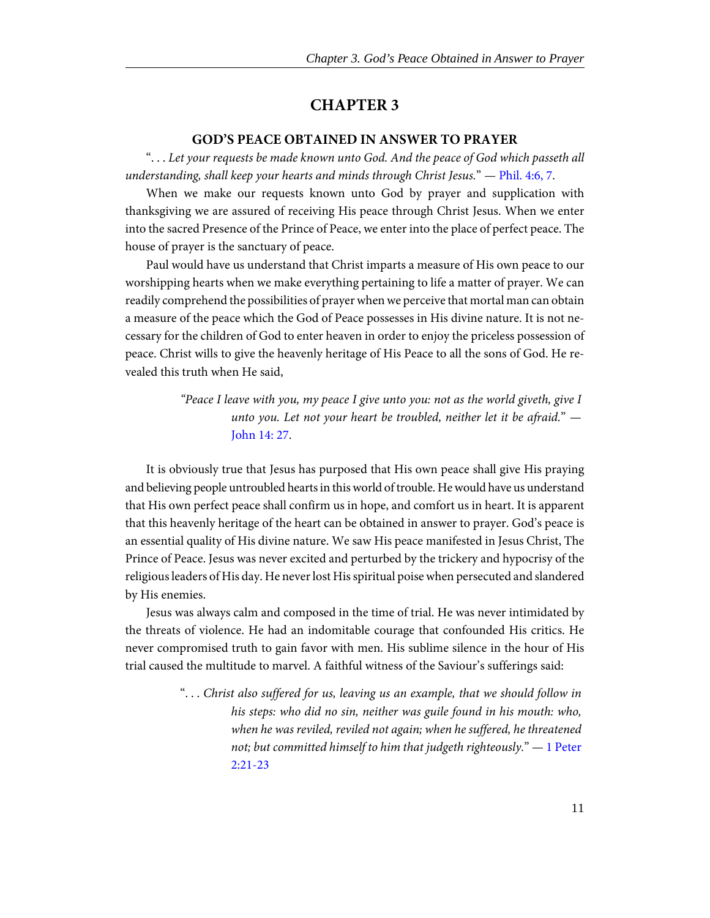# CHAPTER 3

## GOD'S PEACE OBTAINED IN ANSWER TO PRAYER

"*. . . Let your requests be made known unto God. And the peace of God which passeth all understanding, shall keep your hearts and minds through Christ Jesus.*" — Phil. 4:6, 7.

When we make our requests known unto God by prayer and supplication with thanksgiving we are assured of receiving His peace through Christ Jesus. When we enter into the sacred Presence of the Prince of Peace, we enter into the place of perfect peace. The house of prayer is the sanctuary of peace.

Paul would have us understand that Christ imparts a measure of His own peace to our worshipping hearts when we make everything pertaining to life a matter of prayer. We can readily comprehend the possibilities of prayer when we perceive that mortal man can obtain a measure of the peace which the God of Peace possesses in His divine nature. It is not necessary for the children of God to enter heaven in order to enjoy the priceless possession of peace. Christ wills to give the heavenly heritage of His Peace to all the sons of God. He revealed this truth when He said,

> "*Peace I leave with you, my peace I give unto you: not as the world giveth, give I unto you. Let not your heart be troubled, neither let it be afraid.*" — John 14: 27.

It is obviously true that Jesus has purposed that His own peace shall give His praying and believing people untroubled hearts in this world of trouble. He would have us understand that His own perfect peace shall confirm us in hope, and comfort us in heart. It is apparent that this heavenly heritage of the heart can be obtained in answer to prayer. God's peace is an essential quality of His divine nature. We saw His peace manifested in Jesus Christ, The Prince of Peace. Jesus was never excited and perturbed by the trickery and hypocrisy of the religious leaders of His day. He never lost His spiritual poise when persecuted and slandered by His enemies.

Jesus was always calm and composed in the time of trial. He was never intimidated by the threats of violence. He had an indomitable courage that confounded His critics. He never compromised truth to gain favor with men. His sublime silence in the hour of His trial caused the multitude to marvel. A faithful witness of the Saviour's sufferings said:

> "*. . . Christ also suffered for us, leaving us an example, that we should follow in his steps: who did no sin, neither was guile found in his mouth: who, when he was reviled, reviled not again; when he suffered, he threatened not; but committed himself to him that judgeth righteously.*" — 1 Peter 2:21-23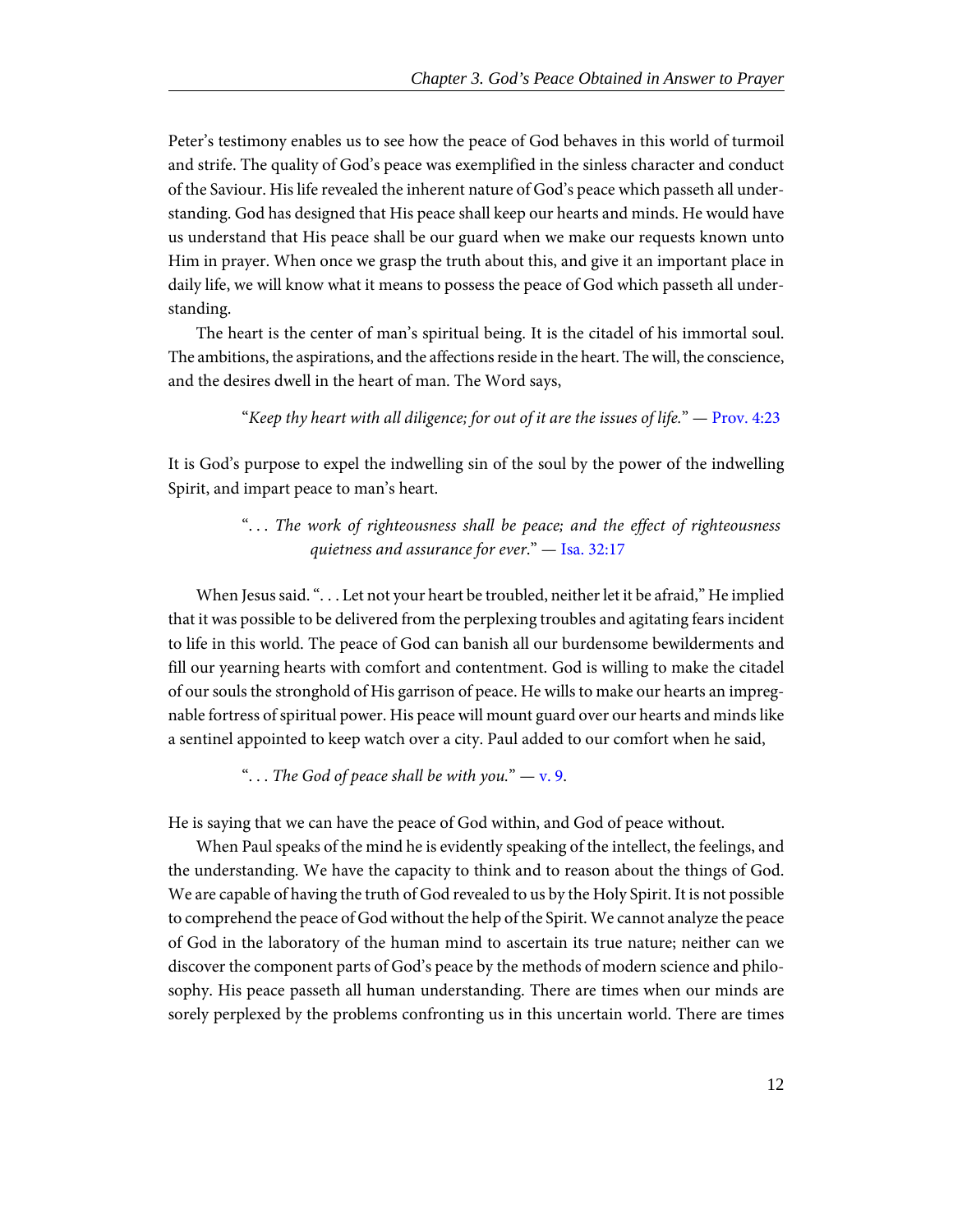Peter's testimony enables us to see how the peace of God behaves in this world of turmoil and strife. The quality of God's peace was exemplified in the sinless character and conduct of the Saviour. His life revealed the inherent nature of God's peace which passeth all understanding. God has designed that His peace shall keep our hearts and minds. He would have us understand that His peace shall be our guard when we make our requests known unto Him in prayer. When once we grasp the truth about this, and give it an important place in daily life, we will know what it means to possess the peace of God which passeth all understanding.

The heart is the center of man's spiritual being. It is the citadel of his immortal soul. The ambitions, the aspirations, and the affections reside in the heart. The will, the conscience, and the desires dwell in the heart of man. The Word says,

> "*Keep thy heart with all diligence; for out of it are the issues of life.*" — Prov. 4:23

It is God's purpose to expel the indwelling sin of the soul by the power of the indwelling Spirit, and impart peace to man's heart.

> ". . . *The work of righteousness shall be peace; and the effect of righteousness quietness and assurance for ever.*" — Isa. 32:17

When Jesus said. ". . . Let not your heart be troubled, neither let it be afraid," He implied that it was possible to be delivered from the perplexing troubles and agitating fears incident to life in this world. The peace of God can banish all our burdensome bewilderments and fill our yearning hearts with comfort and contentment. God is willing to make the citadel of our souls the stronghold of His garrison of peace. He wills to make our hearts an impregnable fortress of spiritual power. His peace will mount guard over our hearts and minds like a sentinel appointed to keep watch over a city. Paul added to our comfort when he said,

> ". . . *The God of peace shall be with you.*" — v. 9.

He is saying that we can have the peace of God within, and God of peace without.

When Paul speaks of the mind he is evidently speaking of the intellect, the feelings, and the understanding. We have the capacity to think and to reason about the things of God. We are capable of having the truth of God revealed to us by the Holy Spirit. It is not possible to comprehend the peace of God without the help of the Spirit. We cannot analyze the peace of God in the laboratory of the human mind to ascertain its true nature; neither can we discover the component parts of God's peace by the methods of modern science and philosophy. His peace passeth all human understanding. There are times when our minds are sorely perplexed by the problems confronting us in this uncertain world. There are times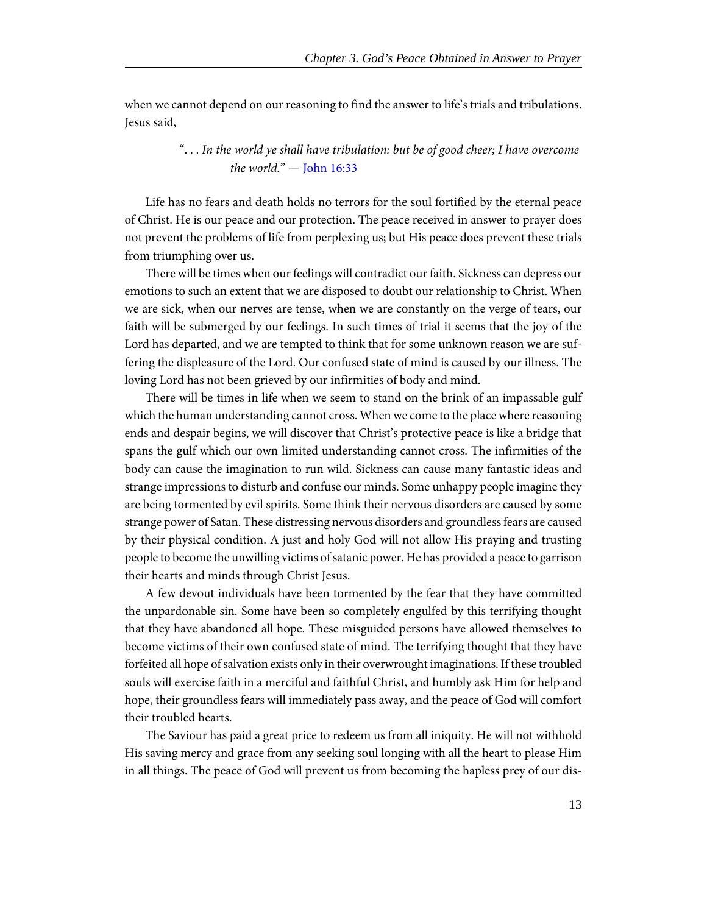when we cannot depend on our reasoning to find the answer to life's trials and tribulations. Jesus said,

> ". . . *In the world ye shall have tribulation: but be of good cheer; I have overcome the world.*" — John 16:33

Life has no fears and death holds no terrors for the soul fortified by the eternal peace of Christ. He is our peace and our protection. The peace received in answer to prayer does not prevent the problems of life from perplexing us; but His peace does prevent these trials from triumphing over us.

There will be times when our feelings will contradict our faith. Sickness can depress our emotions to such an extent that we are disposed to doubt our relationship to Christ. When we are sick, when our nerves are tense, when we are constantly on the verge of tears, our faith will be submerged by our feelings. In such times of trial it seems that the joy of the Lord has departed, and we are tempted to think that for some unknown reason we are suffering the displeasure of the Lord. Our confused state of mind is caused by our illness. The loving Lord has not been grieved by our infirmities of body and mind.

There will be times in life when we seem to stand on the brink of an impassable gulf which the human understanding cannot cross. When we come to the place where reasoning ends and despair begins, we will discover that Christ's protective peace is like a bridge that spans the gulf which our own limited understanding cannot cross. The infirmities of the body can cause the imagination to run wild. Sickness can cause many fantastic ideas and strange impressions to disturb and confuse our minds. Some unhappy people imagine they are being tormented by evil spirits. Some think their nervous disorders are caused by some strange power of Satan. These distressing nervous disorders and groundless fears are caused by their physical condition. A just and holy God will not allow His praying and trusting people to become the unwilling victims of satanic power. He has provided a peace to garrison their hearts and minds through Christ Jesus.

A few devout individuals have been tormented by the fear that they have committed the unpardonable sin. Some have been so completely engulfed by this terrifying thought that they have abandoned all hope. These misguided persons have allowed themselves to become victims of their own confused state of mind. The terrifying thought that they have forfeited all hope of salvation exists only in their overwrought imaginations. If these troubled souls will exercise faith in a merciful and faithful Christ, and humbly ask Him for help and hope, their groundless fears will immediately pass away, and the peace of God will comfort their troubled hearts.

The Saviour has paid a great price to redeem us from all iniquity. He will not withhold His saving mercy and grace from any seeking soul longing with all the heart to please Him in all things. The peace of God will prevent us from becoming the hapless prey of our dis-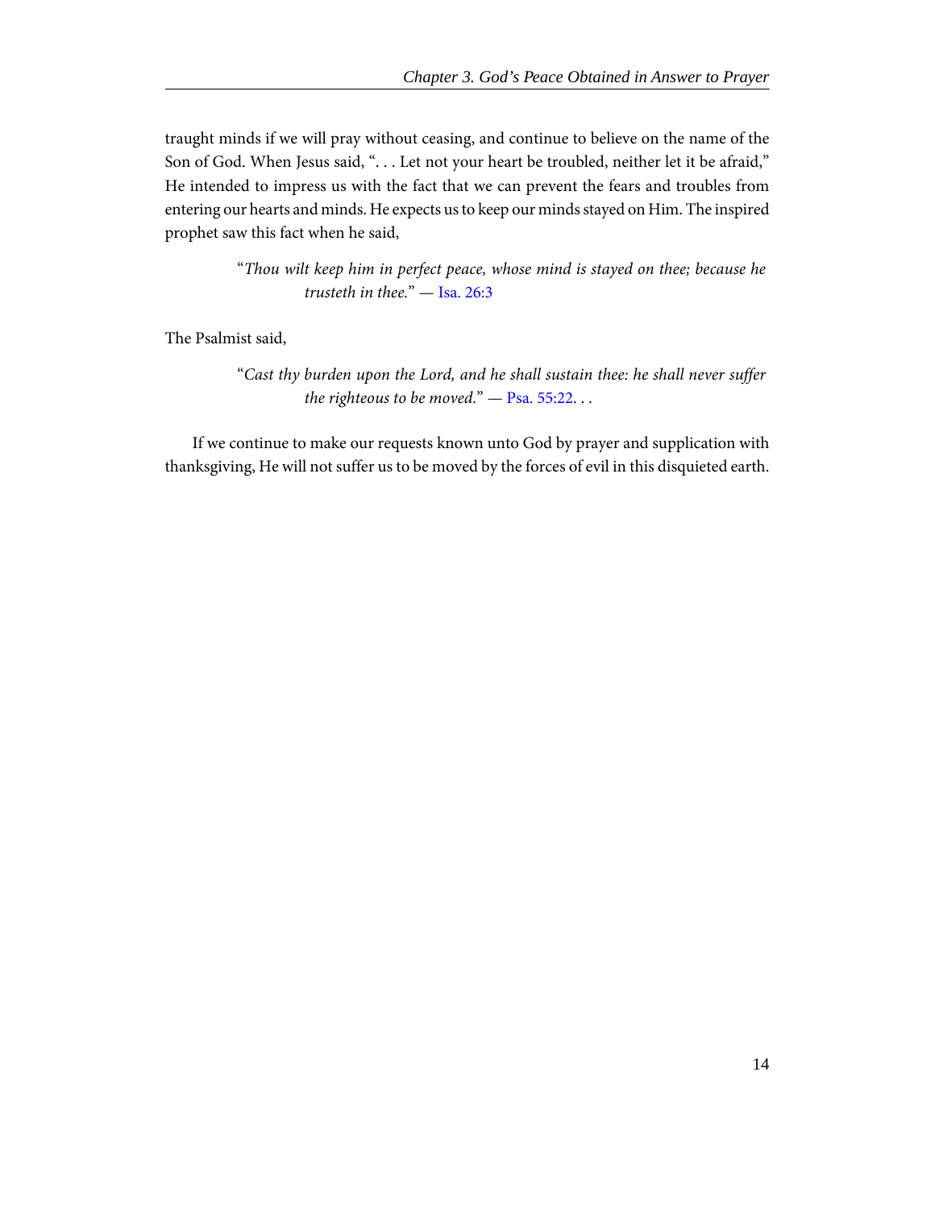traught minds if we will pray without ceasing, and continue to believe on the name of the Son of God. When Jesus said, ". . . Let not your heart be troubled, neither let it be afraid," He intended to impress us with the fact that we can prevent the fears and troubles from entering our hearts and minds. He expects us to keep our minds stayed on Him. The inspired prophet saw this fact when he said,

> "*Thou wilt keep him in perfect peace, whose mind is stayed on thee; because he trusteth in thee.*" — Isa. 26:3

The Psalmist said,

> "*Cast thy burden upon the Lord, and he shall sustain thee: he shall never suffer the righteous to be moved.*" — Psa. 55:22. . .

If we continue to make our requests known unto God by prayer and supplication with thanksgiving, He will not suffer us to be moved by the forces of evil in this disquieted earth.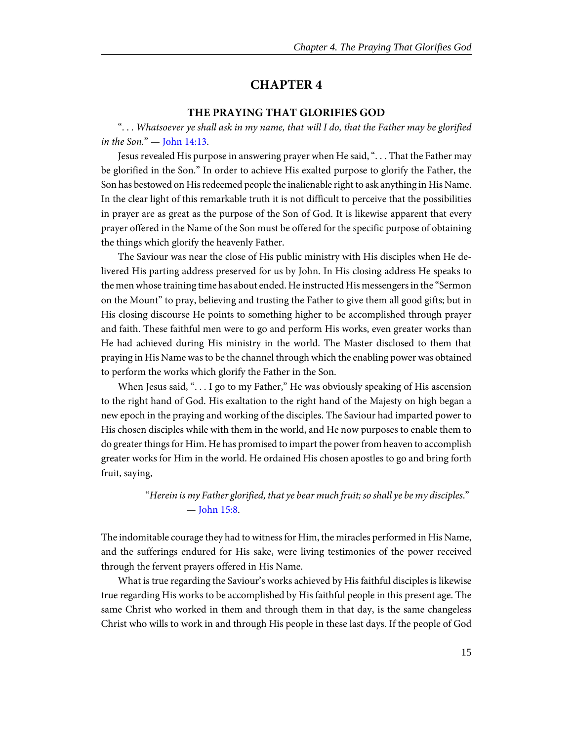# CHAPTER 4

## THE PRAYING THAT GLORIFIES GOD

"*. . . Whatsoever ye shall ask in my name, that will I do, that the Father may be glorified in the Son.*" — John 14:13.

Jesus revealed His purpose in answering prayer when He said, ". . . That the Father may be glorified in the Son." In order to achieve His exalted purpose to glorify the Father, the Son has bestowed on His redeemed people the inalienable right to ask anything in His Name. In the clear light of this remarkable truth it is not difficult to perceive that the possibilities in prayer are as great as the purpose of the Son of God. It is likewise apparent that every prayer offered in the Name of the Son must be offered for the specific purpose of obtaining the things which glorify the heavenly Father.

The Saviour was near the close of His public ministry with His disciples when He delivered His parting address preserved for us by John. In His closing address He speaks to the men whose training time has about ended. He instructed His messengers in the "Sermon on the Mount" to pray, believing and trusting the Father to give them all good gifts; but in His closing discourse He points to something higher to be accomplished through prayer and faith. These faithful men were to go and perform His works, even greater works than He had achieved during His ministry in the world. The Master disclosed to them that praying in His Name was to be the channel through which the enabling power was obtained to perform the works which glorify the Father in the Son.

When Jesus said, ". . . I go to my Father," He was obviously speaking of His ascension to the right hand of God. His exaltation to the right hand of the Majesty on high began a new epoch in the praying and working of the disciples. The Saviour had imparted power to His chosen disciples while with them in the world, and He now purposes to enable them to do greater things for Him. He has promised to impart the power from heaven to accomplish greater works for Him in the world. He ordained His chosen apostles to go and bring forth fruit, saying,

> "*Herein is my Father glorified, that ye bear much fruit; so shall ye be my disciples.*" — John 15:8.

The indomitable courage they had to witness for Him, the miracles performed in His Name, and the sufferings endured for His sake, were living testimonies of the power received through the fervent prayers offered in His Name.

What is true regarding the Saviour's works achieved by His faithful disciples is likewise true regarding His works to be accomplished by His faithful people in this present age. The same Christ who worked in them and through them in that day, is the same changeless Christ who wills to work in and through His people in these last days. If the people of God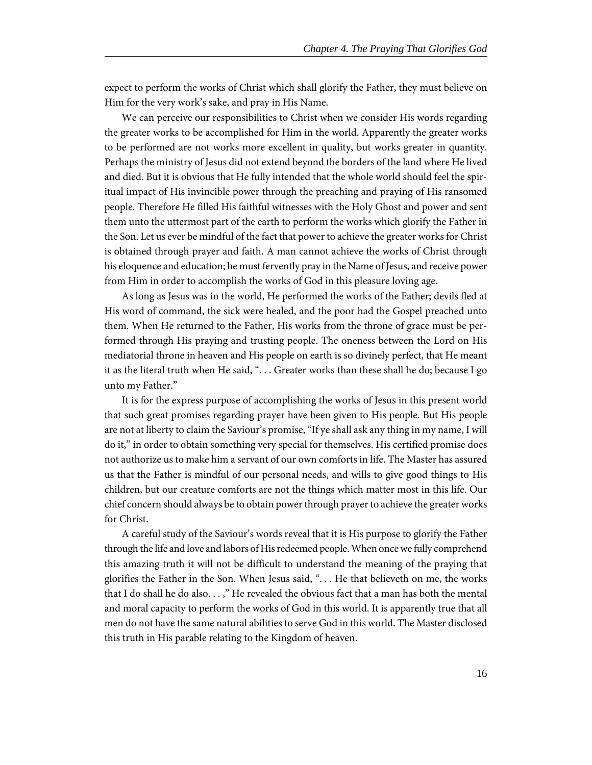expect to perform the works of Christ which shall glorify the Father, they must believe on Him for the very work's sake, and pray in His Name.

We can perceive our responsibilities to Christ when we consider His words regarding the greater works to be accomplished for Him in the world. Apparently the greater works to be performed are not works more excellent in quality, but works greater in quantity. Perhaps the ministry of Jesus did not extend beyond the borders of the land where He lived and died. But it is obvious that He fully intended that the whole world should feel the spiritual impact of His invincible power through the preaching and praying of His ransomed people. Therefore He filled His faithful witnesses with the Holy Ghost and power and sent them unto the uttermost part of the earth to perform the works which glorify the Father in the Son. Let us ever be mindful of the fact that power to achieve the greater works for Christ is obtained through prayer and faith. A man cannot achieve the works of Christ through his eloquence and education; he must fervently pray in the Name of Jesus, and receive power from Him in order to accomplish the works of God in this pleasure loving age.

As long as Jesus was in the world, He performed the works of the Father; devils fled at His word of command, the sick were healed, and the poor had the Gospel preached unto them. When He returned to the Father, His works from the throne of grace must be performed through His praying and trusting people. The oneness between the Lord on His mediatorial throne in heaven and His people on earth is so divinely perfect, that He meant it as the literal truth when He said, ". . . Greater works than these shall he do; because I go unto my Father."

It is for the express purpose of accomplishing the works of Jesus in this present world that such great promises regarding prayer have been given to His people. But His people are not at liberty to claim the Saviour's promise, "If ye shall ask any thing in my name, I will do it," in order to obtain something very special for themselves. His certified promise does not authorize us to make him a servant of our own comforts in life. The Master has assured us that the Father is mindful of our personal needs, and wills to give good things to His children, but our creature comforts are not the things which matter most in this life. Our chief concern should always be to obtain power through prayer to achieve the greater works for Christ.

A careful study of the Saviour's words reveal that it is His purpose to glorify the Father through the life and love and labors of His redeemed people. When once we fully comprehend this amazing truth it will not be difficult to understand the meaning of the praying that glorifies the Father in the Son. When Jesus said, ". . . He that believeth on me, the works that I do shall he do also. . . ," He revealed the obvious fact that a man has both the mental and moral capacity to perform the works of God in this world. It is apparently true that all men do not have the same natural abilities to serve God in this world. The Master disclosed this truth in His parable relating to the Kingdom of heaven.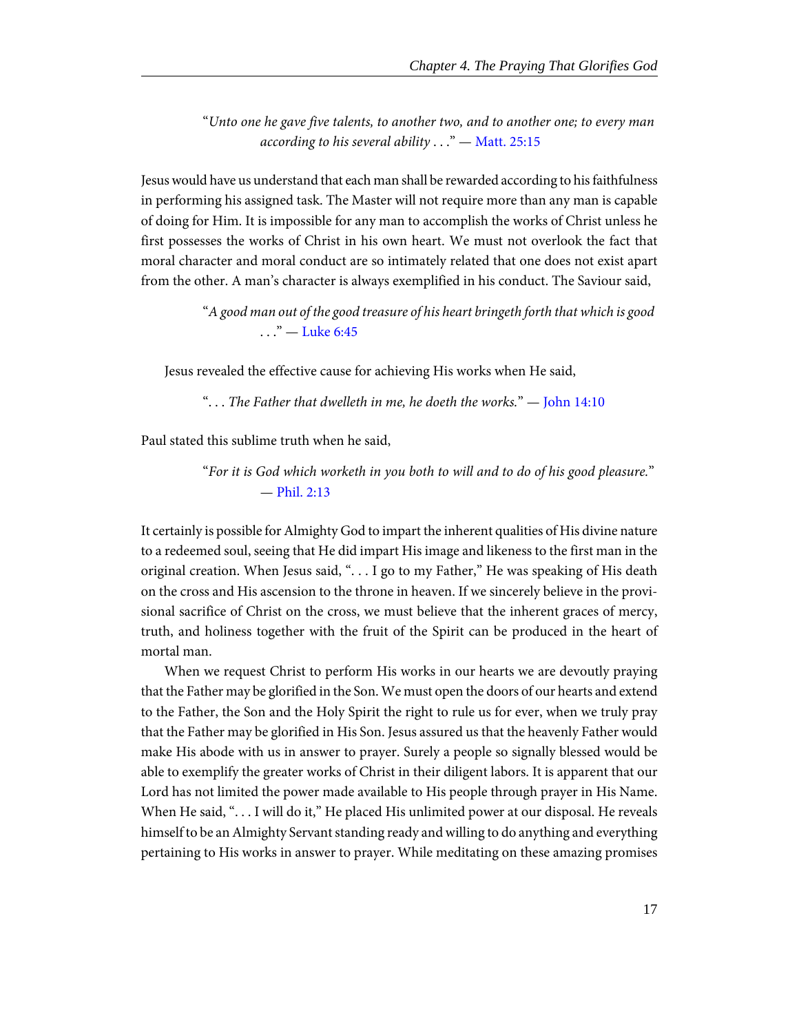> "*Unto one he gave five talents, to another two, and to another one; to every man according to his several ability . . .*" — Matt. 25:15

Jesus would have us understand that each man shall be rewarded according to his faithfulness in performing his assigned task. The Master will not require more than any man is capable of doing for Him. It is impossible for any man to accomplish the works of Christ unless he first possesses the works of Christ in his own heart. We must not overlook the fact that moral character and moral conduct are so intimately related that one does not exist apart from the other. A man's character is always exemplified in his conduct. The Saviour said,

> "*A good man out of the good treasure of his heart bringeth forth that which is good . . .*" — Luke 6:45

Jesus revealed the effective cause for achieving His works when He said,

> ". . . *The Father that dwelleth in me, he doeth the works.*" — John 14:10

Paul stated this sublime truth when he said,

> "*For it is God which worketh in you both to will and to do of his good pleasure.*" — Phil. 2:13

It certainly is possible for Almighty God to impart the inherent qualities of His divine nature to a redeemed soul, seeing that He did impart His image and likeness to the first man in the original creation. When Jesus said, ". . . I go to my Father," He was speaking of His death on the cross and His ascension to the throne in heaven. If we sincerely believe in the provisional sacrifice of Christ on the cross, we must believe that the inherent graces of mercy, truth, and holiness together with the fruit of the Spirit can be produced in the heart of mortal man.

When we request Christ to perform His works in our hearts we are devoutly praying that the Father may be glorified in the Son. We must open the doors of our hearts and extend to the Father, the Son and the Holy Spirit the right to rule us for ever, when we truly pray that the Father may be glorified in His Son. Jesus assured us that the heavenly Father would make His abode with us in answer to prayer. Surely a people so signally blessed would be able to exemplify the greater works of Christ in their diligent labors. It is apparent that our Lord has not limited the power made available to His people through prayer in His Name. When He said, ". . . I will do it," He placed His unlimited power at our disposal. He reveals himself to be an Almighty Servant standing ready and willing to do anything and everything pertaining to His works in answer to prayer. While meditating on these amazing promises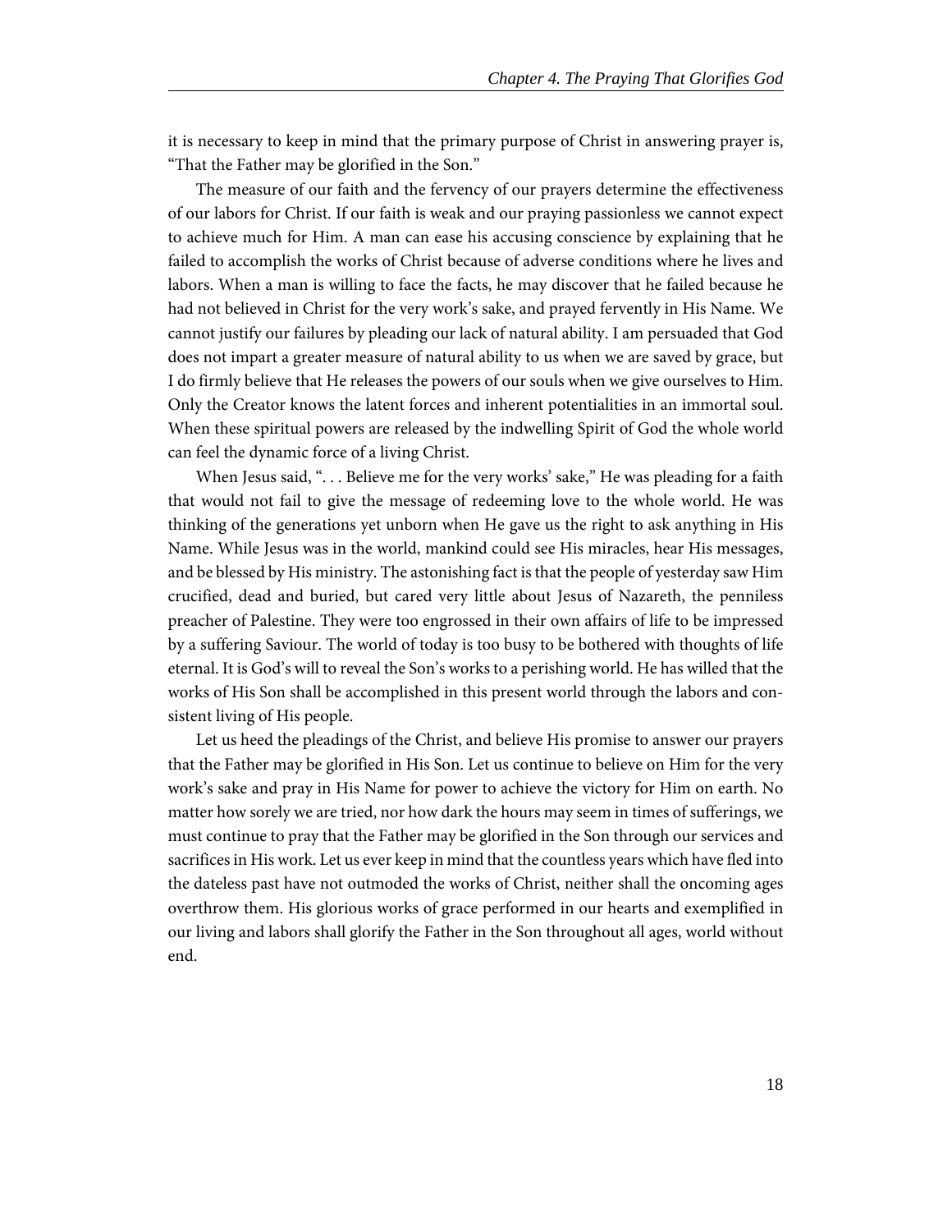it is necessary to keep in mind that the primary purpose of Christ in answering prayer is, "That the Father may be glorified in the Son."

The measure of our faith and the fervency of our prayers determine the effectiveness of our labors for Christ. If our faith is weak and our praying passionless we cannot expect to achieve much for Him. A man can ease his accusing conscience by explaining that he failed to accomplish the works of Christ because of adverse conditions where he lives and labors. When a man is willing to face the facts, he may discover that he failed because he had not believed in Christ for the very work's sake, and prayed fervently in His Name. We cannot justify our failures by pleading our lack of natural ability. I am persuaded that God does not impart a greater measure of natural ability to us when we are saved by grace, but I do firmly believe that He releases the powers of our souls when we give ourselves to Him. Only the Creator knows the latent forces and inherent potentialities in an immortal soul. When these spiritual powers are released by the indwelling Spirit of God the whole world can feel the dynamic force of a living Christ.

When Jesus said, ". . . Believe me for the very works' sake," He was pleading for a faith that would not fail to give the message of redeeming love to the whole world. He was thinking of the generations yet unborn when He gave us the right to ask anything in His Name. While Jesus was in the world, mankind could see His miracles, hear His messages, and be blessed by His ministry. The astonishing fact is that the people of yesterday saw Him crucified, dead and buried, but cared very little about Jesus of Nazareth, the penniless preacher of Palestine. They were too engrossed in their own affairs of life to be impressed by a suffering Saviour. The world of today is too busy to be bothered with thoughts of life eternal. It is God's will to reveal the Son's works to a perishing world. He has willed that the works of His Son shall be accomplished in this present world through the labors and consistent living of His people.

Let us heed the pleadings of the Christ, and believe His promise to answer our prayers that the Father may be glorified in His Son. Let us continue to believe on Him for the very work's sake and pray in His Name for power to achieve the victory for Him on earth. No matter how sorely we are tried, nor how dark the hours may seem in times of sufferings, we must continue to pray that the Father may be glorified in the Son through our services and sacrifices in His work. Let us ever keep in mind that the countless years which have fled into the dateless past have not outmoded the works of Christ, neither shall the oncoming ages overthrow them. His glorious works of grace performed in our hearts and exemplified in our living and labors shall glorify the Father in the Son throughout all ages, world without end.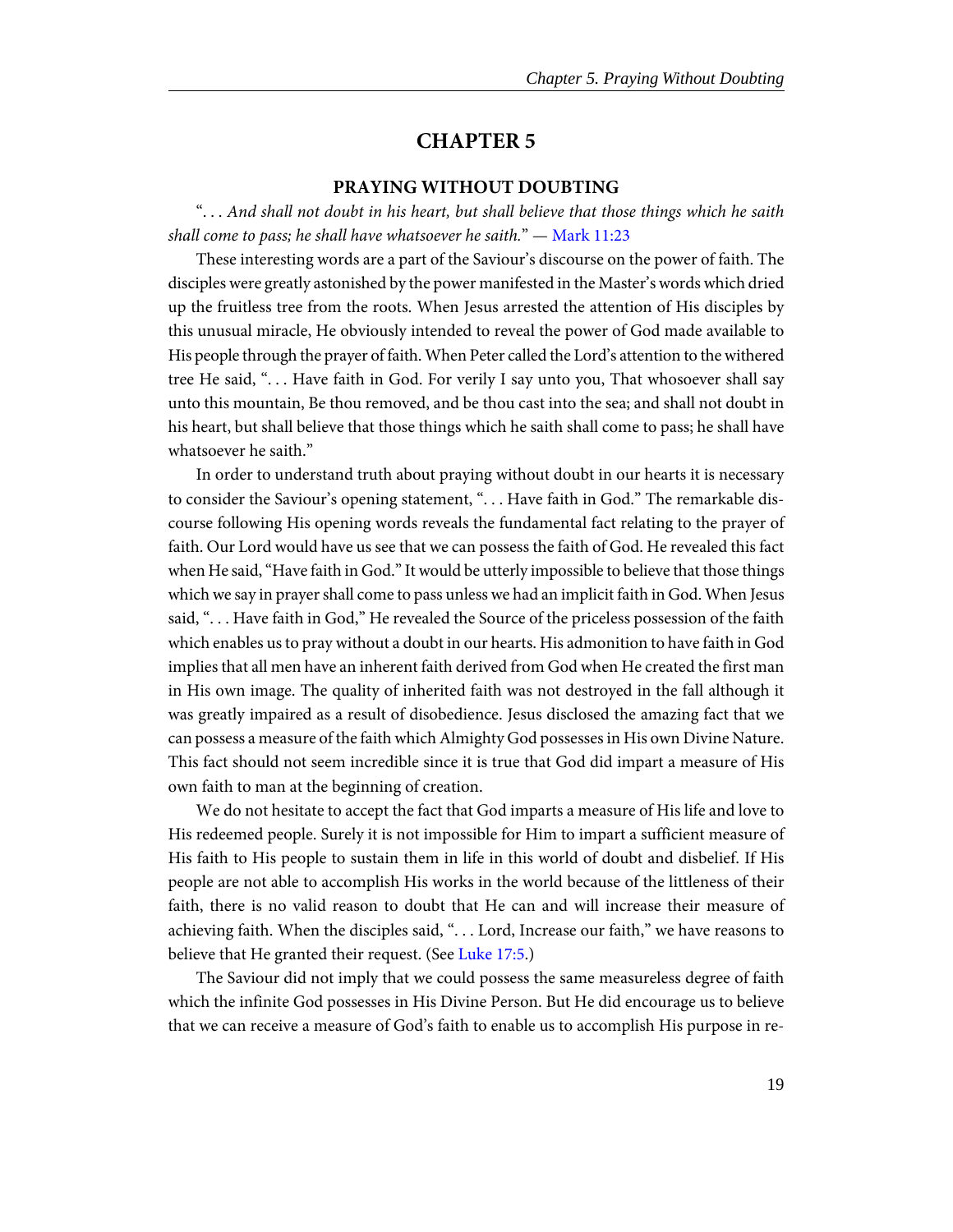# CHAPTER 5

## PRAYING WITHOUT DOUBTING

"*. . . And shall not doubt in his heart, but shall believe that those things which he saith shall come to pass; he shall have whatsoever he saith.*" — Mark 11:23

These interesting words are a part of the Saviour's discourse on the power of faith. The disciples were greatly astonished by the power manifested in the Master's words which dried up the fruitless tree from the roots. When Jesus arrested the attention of His disciples by this unusual miracle, He obviously intended to reveal the power of God made available to His people through the prayer of faith. When Peter called the Lord's attention to the withered tree He said, ". . . Have faith in God. For verily I say unto you, That whosoever shall say unto this mountain, Be thou removed, and be thou cast into the sea; and shall not doubt in his heart, but shall believe that those things which he saith shall come to pass; he shall have whatsoever he saith."

In order to understand truth about praying without doubt in our hearts it is necessary to consider the Saviour's opening statement, ". . . Have faith in God." The remarkable discourse following His opening words reveals the fundamental fact relating to the prayer of faith. Our Lord would have us see that we can possess the faith of God. He revealed this fact when He said, "Have faith in God." It would be utterly impossible to believe that those things which we say in prayer shall come to pass unless we had an implicit faith in God. When Jesus said, ". . . Have faith in God," He revealed the Source of the priceless possession of the faith which enables us to pray without a doubt in our hearts. His admonition to have faith in God implies that all men have an inherent faith derived from God when He created the first man in His own image. The quality of inherited faith was not destroyed in the fall although it was greatly impaired as a result of disobedience. Jesus disclosed the amazing fact that we can possess a measure of the faith which Almighty God possesses in His own Divine Nature. This fact should not seem incredible since it is true that God did impart a measure of His own faith to man at the beginning of creation.

We do not hesitate to accept the fact that God imparts a measure of His life and love to His redeemed people. Surely it is not impossible for Him to impart a sufficient measure of His faith to His people to sustain them in life in this world of doubt and disbelief. If His people are not able to accomplish His works in the world because of the littleness of their faith, there is no valid reason to doubt that He can and will increase their measure of achieving faith. When the disciples said, ". . . Lord, Increase our faith," we have reasons to believe that He granted their request. (See Luke 17:5.)

The Saviour did not imply that we could possess the same measureless degree of faith which the infinite God possesses in His Divine Person. But He did encourage us to believe that we can receive a measure of God's faith to enable us to accomplish His purpose in re-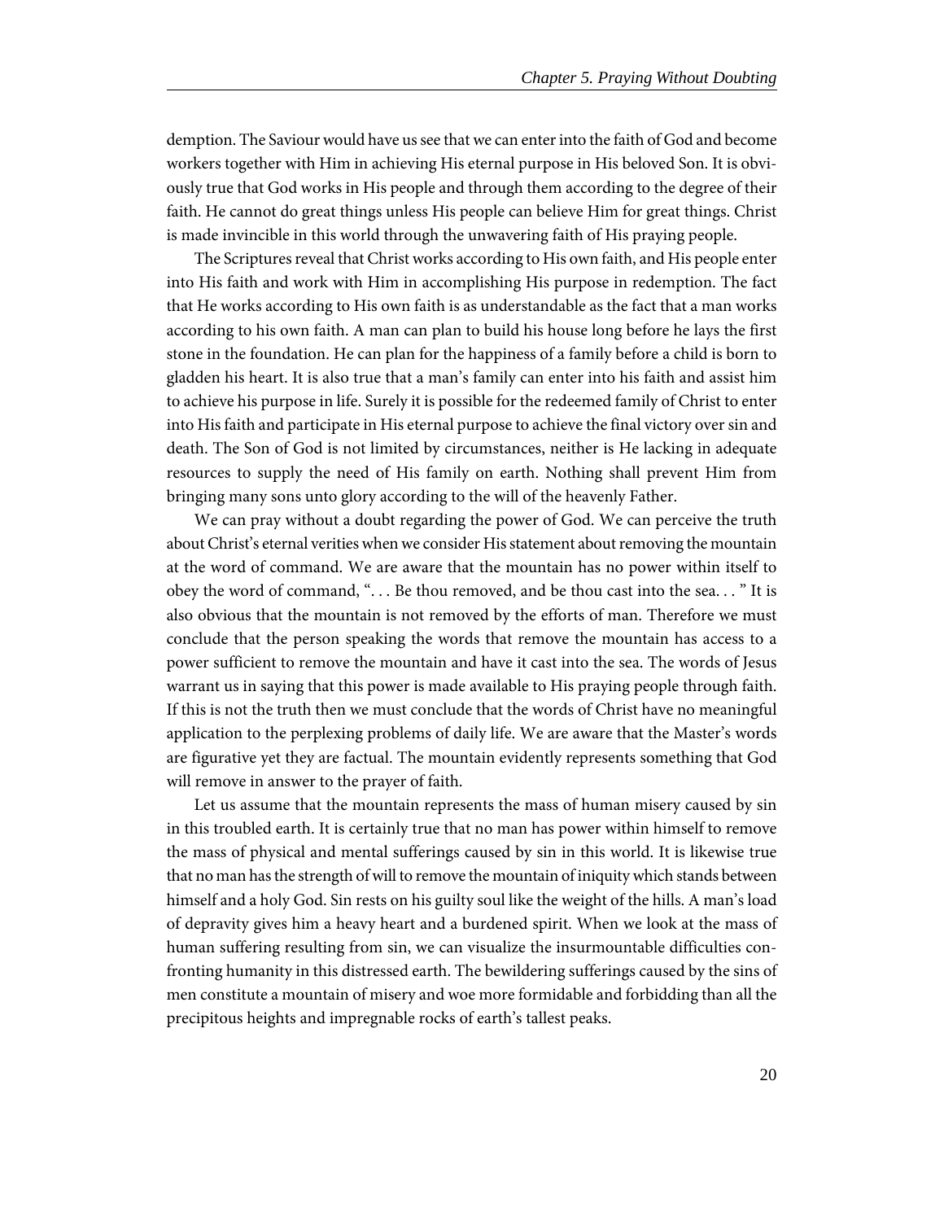demption. The Saviour would have us see that we can enter into the faith of God and become workers together with Him in achieving His eternal purpose in His beloved Son. It is obviously true that God works in His people and through them according to the degree of their faith. He cannot do great things unless His people can believe Him for great things. Christ is made invincible in this world through the unwavering faith of His praying people.

The Scriptures reveal that Christ works according to His own faith, and His people enter into His faith and work with Him in accomplishing His purpose in redemption. The fact that He works according to His own faith is as understandable as the fact that a man works according to his own faith. A man can plan to build his house long before he lays the first stone in the foundation. He can plan for the happiness of a family before a child is born to gladden his heart. It is also true that a man's family can enter into his faith and assist him to achieve his purpose in life. Surely it is possible for the redeemed family of Christ to enter into His faith and participate in His eternal purpose to achieve the final victory over sin and death. The Son of God is not limited by circumstances, neither is He lacking in adequate resources to supply the need of His family on earth. Nothing shall prevent Him from bringing many sons unto glory according to the will of the heavenly Father.

We can pray without a doubt regarding the power of God. We can perceive the truth about Christ's eternal verities when we consider His statement about removing the mountain at the word of command. We are aware that the mountain has no power within itself to obey the word of command, ". . . Be thou removed, and be thou cast into the sea. . . " It is also obvious that the mountain is not removed by the efforts of man. Therefore we must conclude that the person speaking the words that remove the mountain has access to a power sufficient to remove the mountain and have it cast into the sea. The words of Jesus warrant us in saying that this power is made available to His praying people through faith. If this is not the truth then we must conclude that the words of Christ have no meaningful application to the perplexing problems of daily life. We are aware that the Master's words are figurative yet they are factual. The mountain evidently represents something that God will remove in answer to the prayer of faith.

Let us assume that the mountain represents the mass of human misery caused by sin in this troubled earth. It is certainly true that no man has power within himself to remove the mass of physical and mental sufferings caused by sin in this world. It is likewise true that no man has the strength of will to remove the mountain of iniquity which stands between himself and a holy God. Sin rests on his guilty soul like the weight of the hills. A man's load of depravity gives him a heavy heart and a burdened spirit. When we look at the mass of human suffering resulting from sin, we can visualize the insurmountable difficulties confronting humanity in this distressed earth. The bewildering sufferings caused by the sins of men constitute a mountain of misery and woe more formidable and forbidding than all the precipitous heights and impregnable rocks of earth's tallest peaks.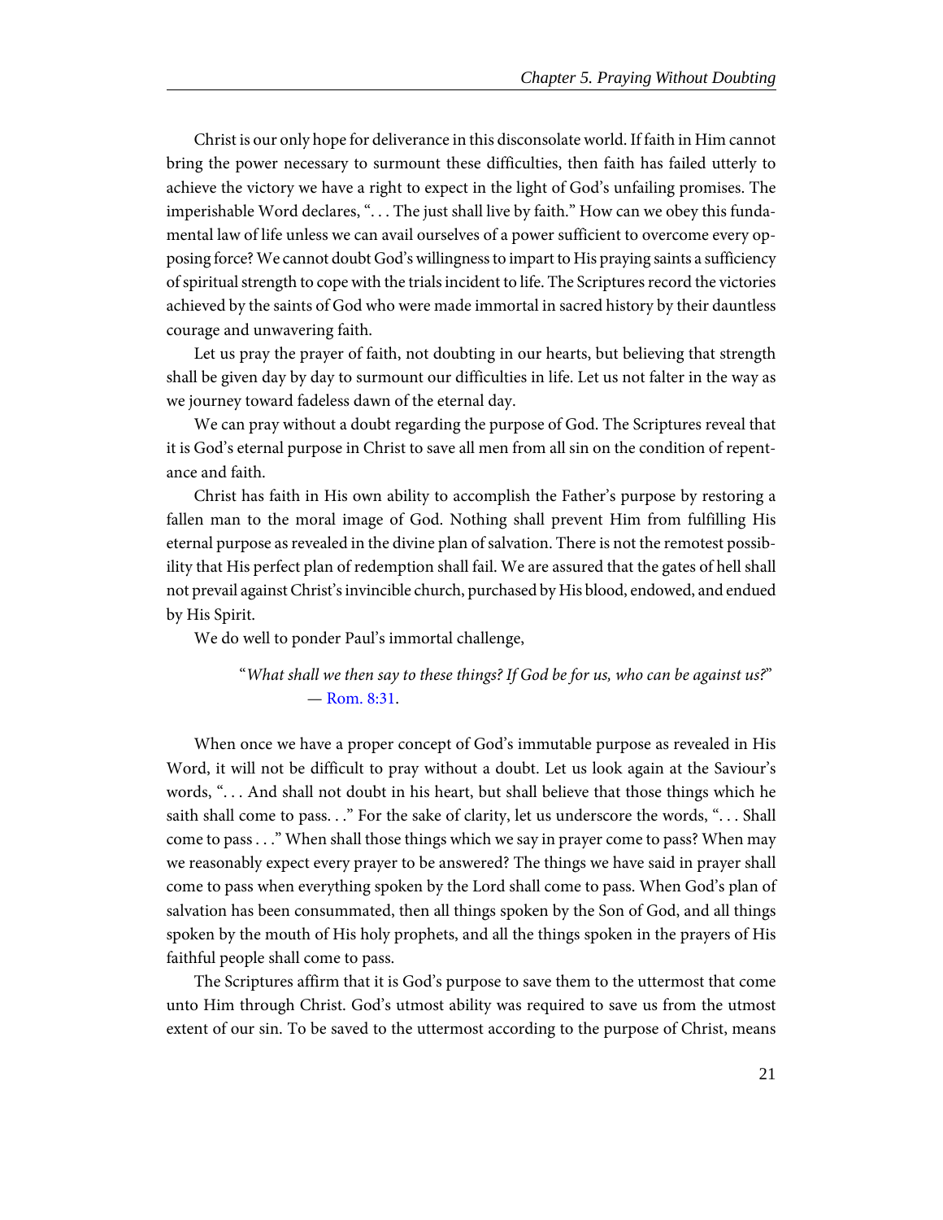Christ is our only hope for deliverance in this disconsolate world. If faith in Him cannot bring the power necessary to surmount these difficulties, then faith has failed utterly to achieve the victory we have a right to expect in the light of God's unfailing promises. The imperishable Word declares, ". . . The just shall live by faith." How can we obey this fundamental law of life unless we can avail ourselves of a power sufficient to overcome every opposing force? We cannot doubt God's willingness to impart to His praying saints a sufficiency of spiritual strength to cope with the trials incident to life. The Scriptures record the victories achieved by the saints of God who were made immortal in sacred history by their dauntless courage and unwavering faith.

Let us pray the prayer of faith, not doubting in our hearts, but believing that strength shall be given day by day to surmount our difficulties in life. Let us not falter in the way as we journey toward fadeless dawn of the eternal day.

We can pray without a doubt regarding the purpose of God. The Scriptures reveal that it is God's eternal purpose in Christ to save all men from all sin on the condition of repentance and faith.

Christ has faith in His own ability to accomplish the Father's purpose by restoring a fallen man to the moral image of God. Nothing shall prevent Him from fulfilling His eternal purpose as revealed in the divine plan of salvation. There is not the remotest possibility that His perfect plan of redemption shall fail. We are assured that the gates of hell shall not prevail against Christ's invincible church, purchased by His blood, endowed, and endued by His Spirit.

We do well to ponder Paul's immortal challenge,

> "*What shall we then say to these things? If God be for us, who can be against us?*"
> — Rom. 8:31.

When once we have a proper concept of God's immutable purpose as revealed in His Word, it will not be difficult to pray without a doubt. Let us look again at the Saviour's words, ". . . And shall not doubt in his heart, but shall believe that those things which he saith shall come to pass. . ." For the sake of clarity, let us underscore the words, ". . . Shall come to pass . . ." When shall those things which we say in prayer come to pass? When may we reasonably expect every prayer to be answered? The things we have said in prayer shall come to pass when everything spoken by the Lord shall come to pass. When God's plan of salvation has been consummated, then all things spoken by the Son of God, and all things spoken by the mouth of His holy prophets, and all the things spoken in the prayers of His faithful people shall come to pass.

The Scriptures affirm that it is God's purpose to save them to the uttermost that come unto Him through Christ. God's utmost ability was required to save us from the utmost extent of our sin. To be saved to the uttermost according to the purpose of Christ, means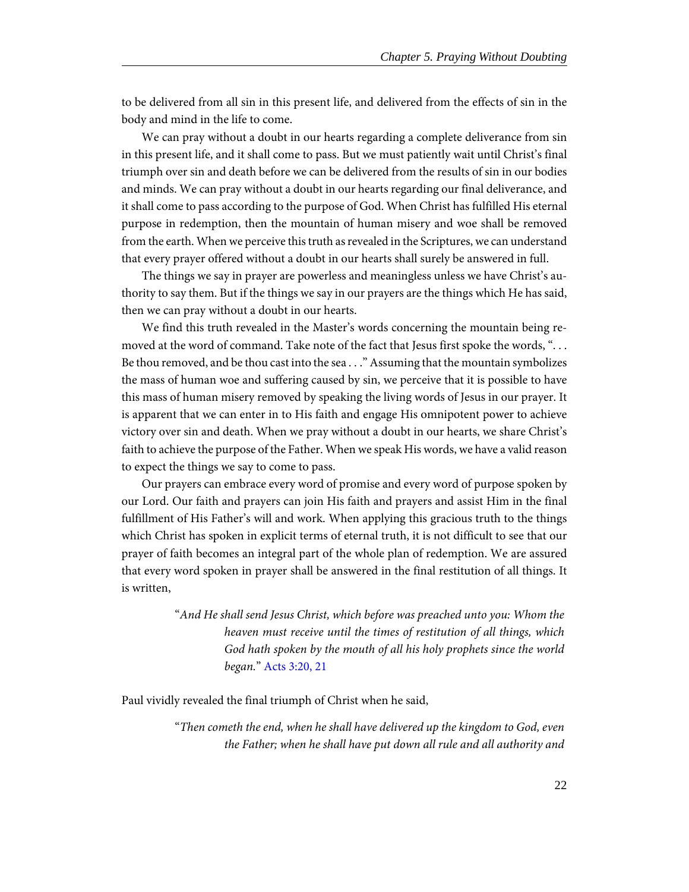to be delivered from all sin in this present life, and delivered from the effects of sin in the body and mind in the life to come.

We can pray without a doubt in our hearts regarding a complete deliverance from sin in this present life, and it shall come to pass. But we must patiently wait until Christ's final triumph over sin and death before we can be delivered from the results of sin in our bodies and minds. We can pray without a doubt in our hearts regarding our final deliverance, and it shall come to pass according to the purpose of God. When Christ has fulfilled His eternal purpose in redemption, then the mountain of human misery and woe shall be removed from the earth. When we perceive this truth as revealed in the Scriptures, we can understand that every prayer offered without a doubt in our hearts shall surely be answered in full.

The things we say in prayer are powerless and meaningless unless we have Christ's authority to say them. But if the things we say in our prayers are the things which He has said, then we can pray without a doubt in our hearts.

We find this truth revealed in the Master's words concerning the mountain being removed at the word of command. Take note of the fact that Jesus first spoke the words, ". . . Be thou removed, and be thou cast into the sea . . ." Assuming that the mountain symbolizes the mass of human woe and suffering caused by sin, we perceive that it is possible to have this mass of human misery removed by speaking the living words of Jesus in our prayer. It is apparent that we can enter in to His faith and engage His omnipotent power to achieve victory over sin and death. When we pray without a doubt in our hearts, we share Christ's faith to achieve the purpose of the Father. When we speak His words, we have a valid reason to expect the things we say to come to pass.

Our prayers can embrace every word of promise and every word of purpose spoken by our Lord. Our faith and prayers can join His faith and prayers and assist Him in the final fulfillment of His Father's will and work. When applying this gracious truth to the things which Christ has spoken in explicit terms of eternal truth, it is not difficult to see that our prayer of faith becomes an integral part of the whole plan of redemption. We are assured that every word spoken in prayer shall be answered in the final restitution of all things. It is written,

> "*And He shall send Jesus Christ, which before was preached unto you: Whom the heaven must receive until the times of restitution of all things, which God hath spoken by the mouth of all his holy prophets since the world began.*" Acts 3:20, 21

Paul vividly revealed the final triumph of Christ when he said,

> "*Then cometh the end, when he shall have delivered up the kingdom to God, even the Father; when he shall have put down all rule and all authority and*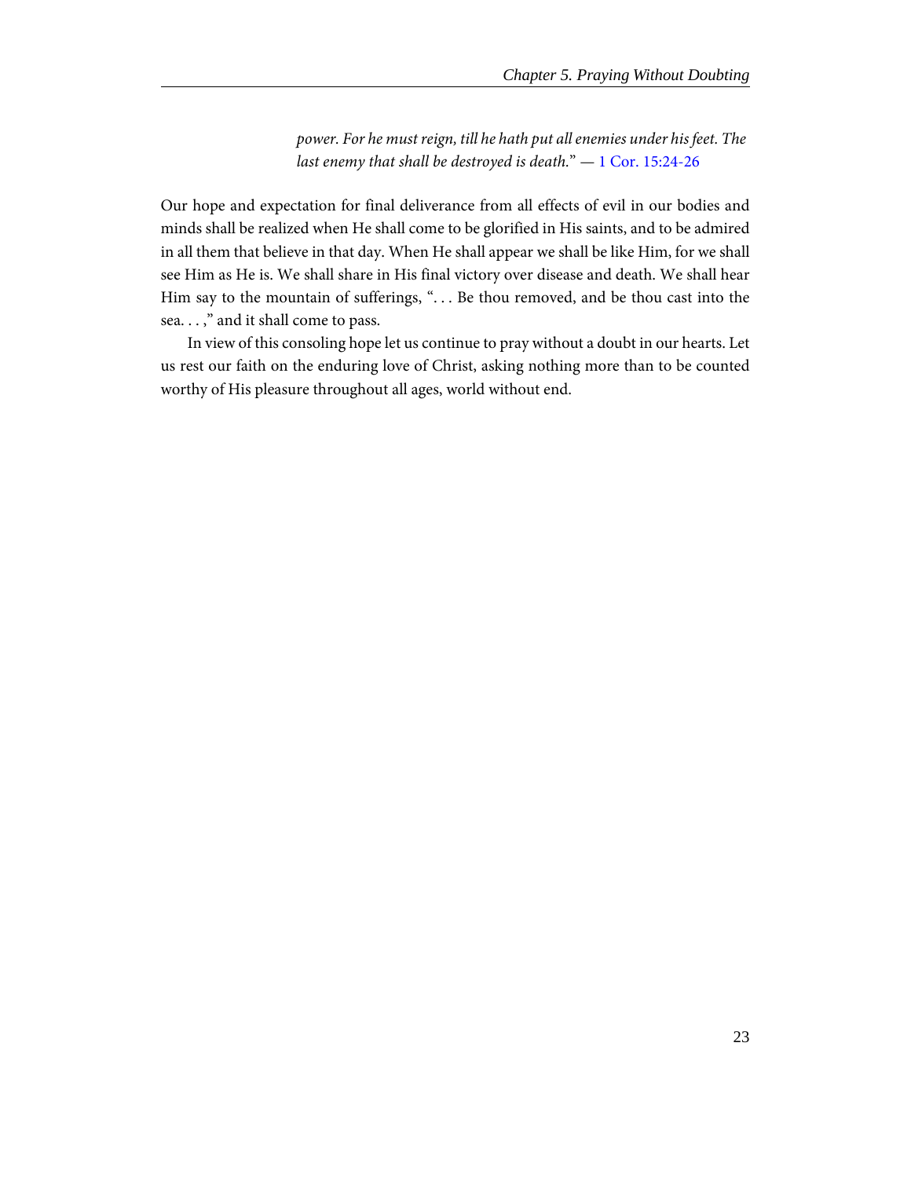> *power. For he must reign, till he hath put all enemies under his feet. The last enemy that shall be destroyed is death.*" — 1 Cor. 15:24-26

Our hope and expectation for final deliverance from all effects of evil in our bodies and minds shall be realized when He shall come to be glorified in His saints, and to be admired in all them that believe in that day. When He shall appear we shall be like Him, for we shall see Him as He is. We shall share in His final victory over disease and death. We shall hear Him say to the mountain of sufferings, ". . . Be thou removed, and be thou cast into the sea. . . ," and it shall come to pass.

In view of this consoling hope let us continue to pray without a doubt in our hearts. Let us rest our faith on the enduring love of Christ, asking nothing more than to be counted worthy of His pleasure throughout all ages, world without end.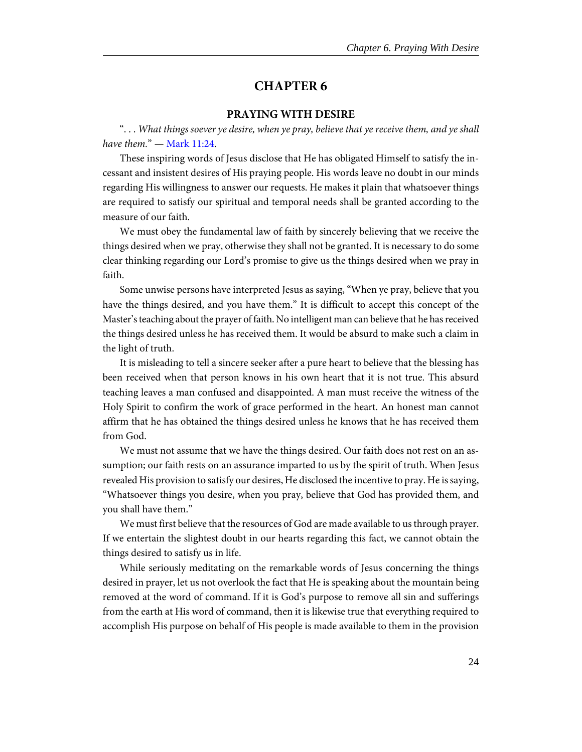# CHAPTER 6

## PRAYING WITH DESIRE

"*. . . What things soever ye desire, when ye pray, believe that ye receive them, and ye shall have them.*" — Mark 11:24.

These inspiring words of Jesus disclose that He has obligated Himself to satisfy the incessant and insistent desires of His praying people. His words leave no doubt in our minds regarding His willingness to answer our requests. He makes it plain that whatsoever things are required to satisfy our spiritual and temporal needs shall be granted according to the measure of our faith.

We must obey the fundamental law of faith by sincerely believing that we receive the things desired when we pray, otherwise they shall not be granted. It is necessary to do some clear thinking regarding our Lord's promise to give us the things desired when we pray in faith.

Some unwise persons have interpreted Jesus as saying, "When ye pray, believe that you have the things desired, and you have them." It is difficult to accept this concept of the Master's teaching about the prayer of faith. No intelligent man can believe that he has received the things desired unless he has received them. It would be absurd to make such a claim in the light of truth.

It is misleading to tell a sincere seeker after a pure heart to believe that the blessing has been received when that person knows in his own heart that it is not true. This absurd teaching leaves a man confused and disappointed. A man must receive the witness of the Holy Spirit to confirm the work of grace performed in the heart. An honest man cannot affirm that he has obtained the things desired unless he knows that he has received them from God.

We must not assume that we have the things desired. Our faith does not rest on an assumption; our faith rests on an assurance imparted to us by the spirit of truth. When Jesus revealed His provision to satisfy our desires, He disclosed the incentive to pray. He is saying, "Whatsoever things you desire, when you pray, believe that God has provided them, and you shall have them."

We must first believe that the resources of God are made available to us through prayer. If we entertain the slightest doubt in our hearts regarding this fact, we cannot obtain the things desired to satisfy us in life.

While seriously meditating on the remarkable words of Jesus concerning the things desired in prayer, let us not overlook the fact that He is speaking about the mountain being removed at the word of command. If it is God's purpose to remove all sin and sufferings from the earth at His word of command, then it is likewise true that everything required to accomplish His purpose on behalf of His people is made available to them in the provision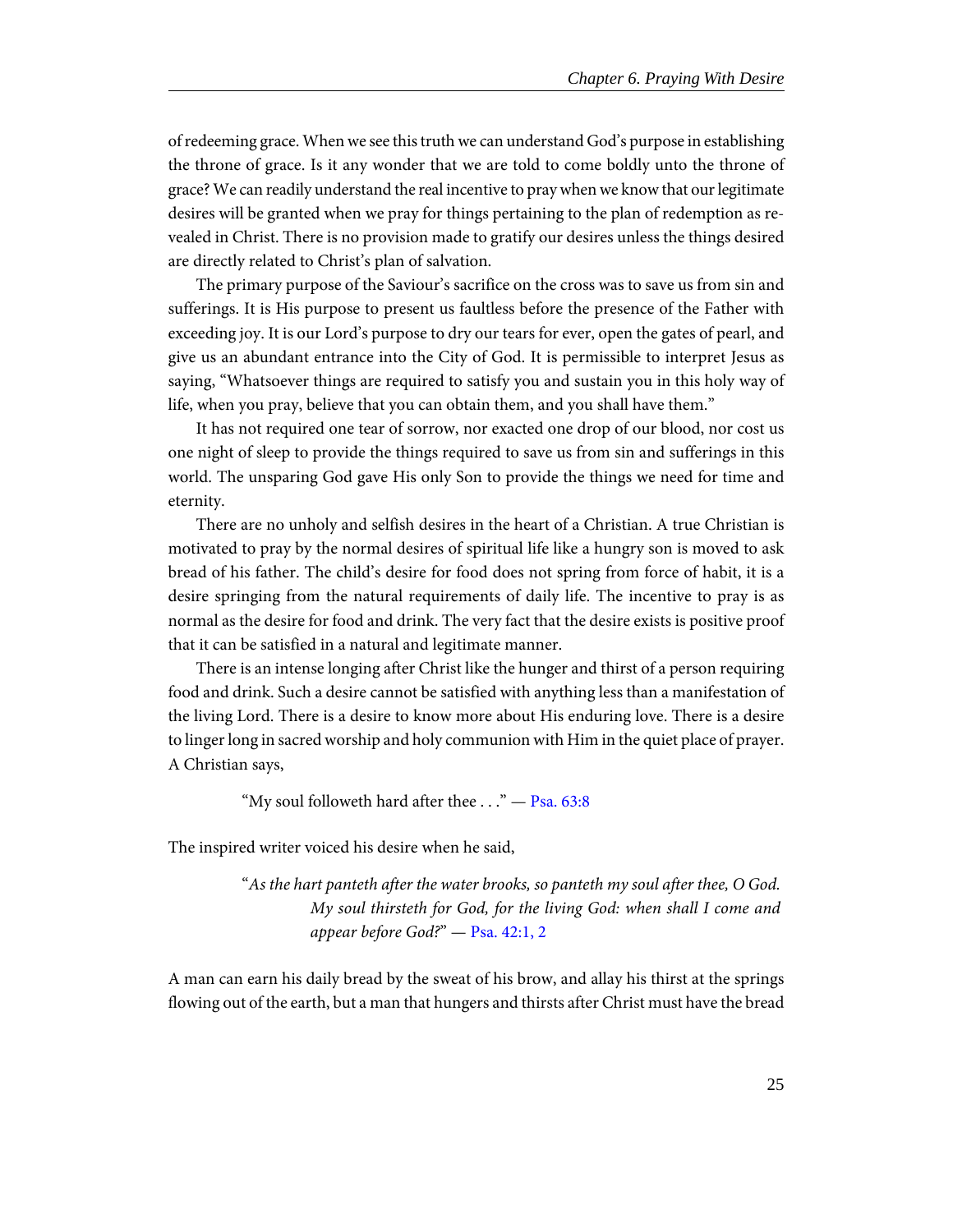of redeeming grace. When we see this truth we can understand God's purpose in establishing the throne of grace. Is it any wonder that we are told to come boldly unto the throne of grace? We can readily understand the real incentive to pray when we know that our legitimate desires will be granted when we pray for things pertaining to the plan of redemption as revealed in Christ. There is no provision made to gratify our desires unless the things desired are directly related to Christ's plan of salvation.

The primary purpose of the Saviour's sacrifice on the cross was to save us from sin and sufferings. It is His purpose to present us faultless before the presence of the Father with exceeding joy. It is our Lord's purpose to dry our tears for ever, open the gates of pearl, and give us an abundant entrance into the City of God. It is permissible to interpret Jesus as saying, "Whatsoever things are required to satisfy you and sustain you in this holy way of life, when you pray, believe that you can obtain them, and you shall have them."

It has not required one tear of sorrow, nor exacted one drop of our blood, nor cost us one night of sleep to provide the things required to save us from sin and sufferings in this world. The unsparing God gave His only Son to provide the things we need for time and eternity.

There are no unholy and selfish desires in the heart of a Christian. A true Christian is motivated to pray by the normal desires of spiritual life like a hungry son is moved to ask bread of his father. The child's desire for food does not spring from force of habit, it is a desire springing from the natural requirements of daily life. The incentive to pray is as normal as the desire for food and drink. The very fact that the desire exists is positive proof that it can be satisfied in a natural and legitimate manner.

There is an intense longing after Christ like the hunger and thirst of a person requiring food and drink. Such a desire cannot be satisfied with anything less than a manifestation of the living Lord. There is a desire to know more about His enduring love. There is a desire to linger long in sacred worship and holy communion with Him in the quiet place of prayer. A Christian says,

> "My soul followeth hard after thee . . ." — Psa. 63:8

The inspired writer voiced his desire when he said,

> "*As the hart panteth after the water brooks, so panteth my soul after thee, O God. My soul thirsteth for God, for the living God: when shall I come and appear before God?*" — Psa. 42:1, 2

A man can earn his daily bread by the sweat of his brow, and allay his thirst at the springs flowing out of the earth, but a man that hungers and thirsts after Christ must have the bread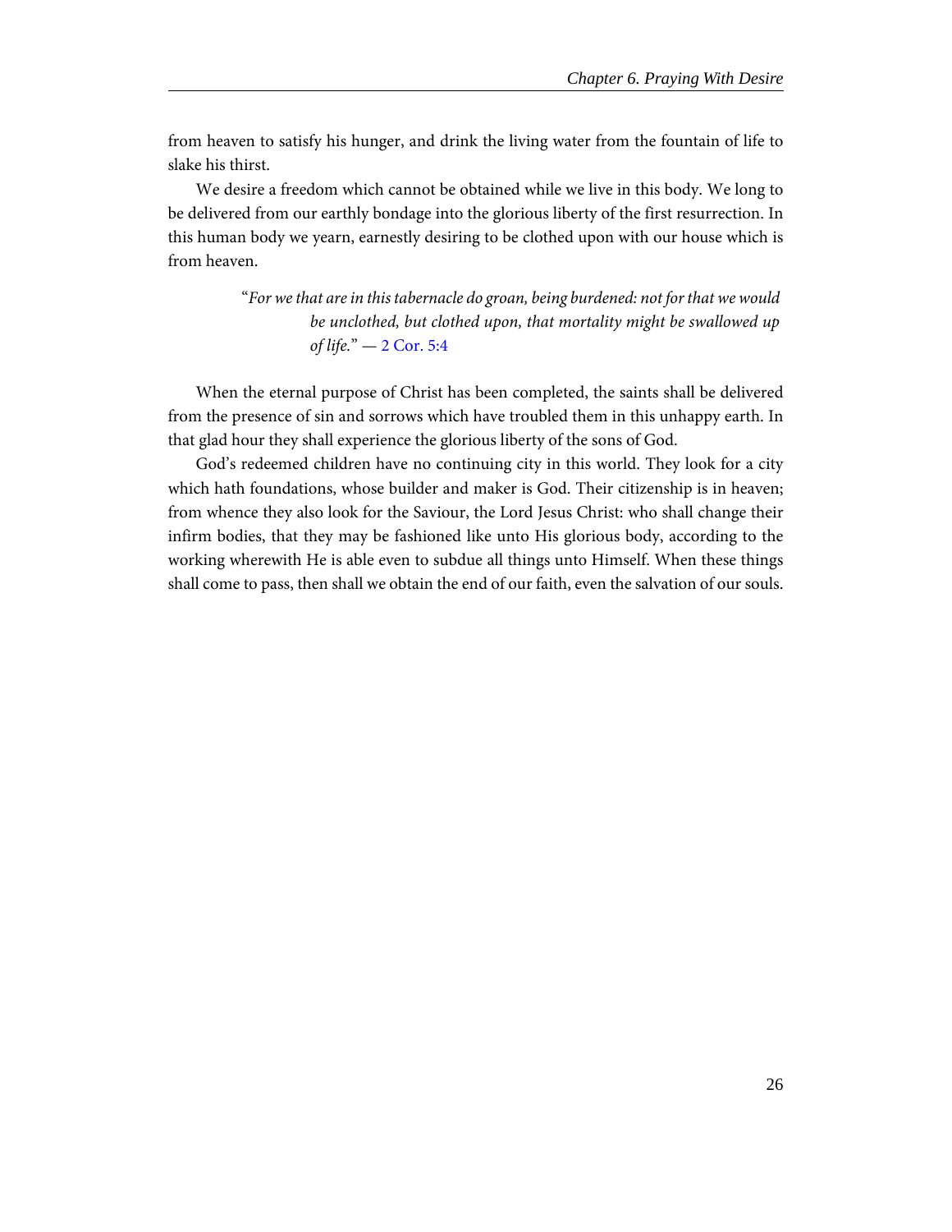from heaven to satisfy his hunger, and drink the living water from the fountain of life to slake his thirst.

We desire a freedom which cannot be obtained while we live in this body. We long to be delivered from our earthly bondage into the glorious liberty of the first resurrection. In this human body we yearn, earnestly desiring to be clothed upon with our house which is from heaven.

> "*For we that are in this tabernacle do groan, being burdened: not for that we would be unclothed, but clothed upon, that mortality might be swallowed up of life.*" — 2 Cor. 5:4

When the eternal purpose of Christ has been completed, the saints shall be delivered from the presence of sin and sorrows which have troubled them in this unhappy earth. In that glad hour they shall experience the glorious liberty of the sons of God.

God's redeemed children have no continuing city in this world. They look for a city which hath foundations, whose builder and maker is God. Their citizenship is in heaven; from whence they also look for the Saviour, the Lord Jesus Christ: who shall change their infirm bodies, that they may be fashioned like unto His glorious body, according to the working wherewith He is able even to subdue all things unto Himself. When these things shall come to pass, then shall we obtain the end of our faith, even the salvation of our souls.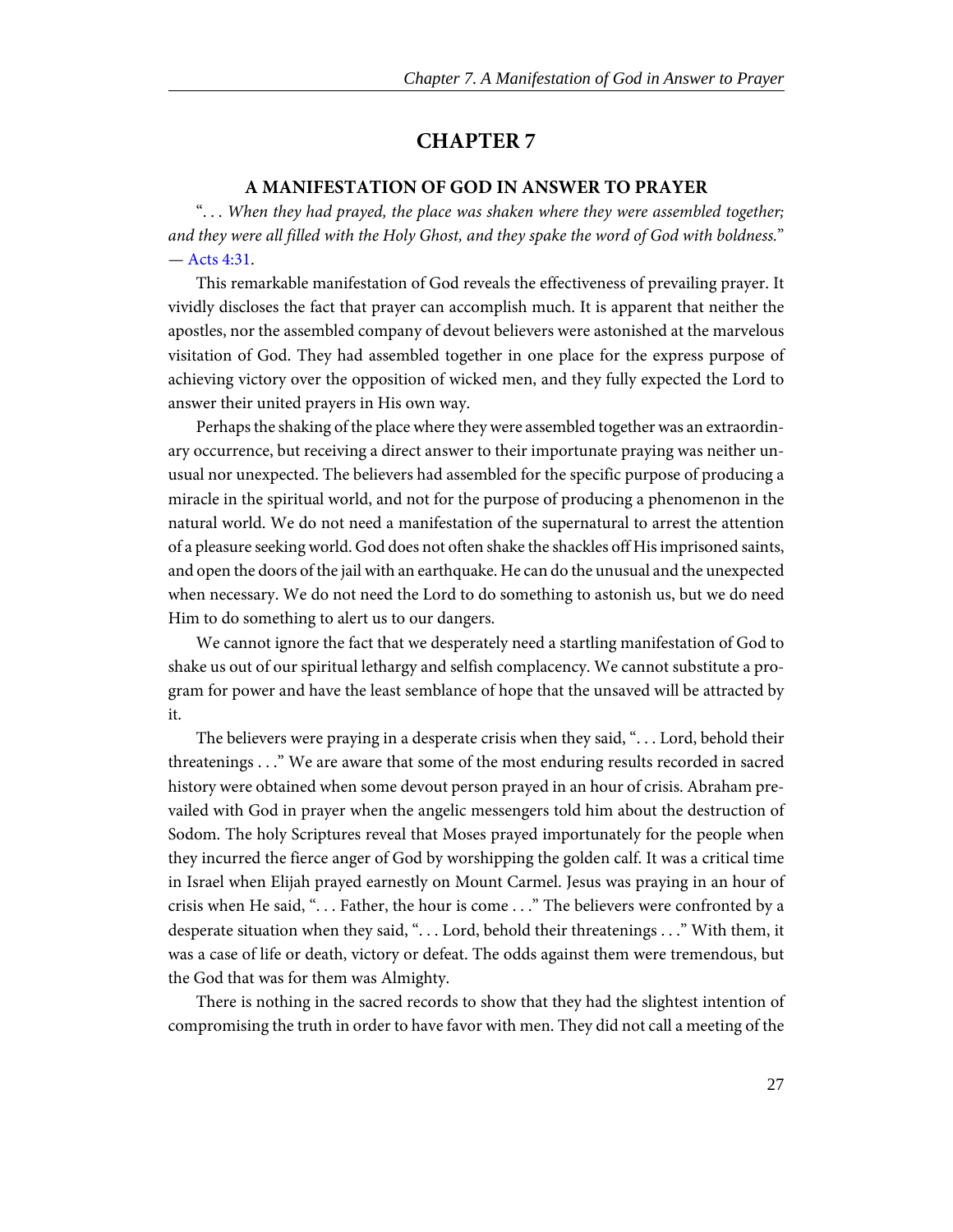# CHAPTER 7

## A MANIFESTATION OF GOD IN ANSWER TO PRAYER

"*. . . When they had prayed, the place was shaken where they were assembled together; and they were all filled with the Holy Ghost, and they spake the word of God with boldness.*" — Acts 4:31.

This remarkable manifestation of God reveals the effectiveness of prevailing prayer. It vividly discloses the fact that prayer can accomplish much. It is apparent that neither the apostles, nor the assembled company of devout believers were astonished at the marvelous visitation of God. They had assembled together in one place for the express purpose of achieving victory over the opposition of wicked men, and they fully expected the Lord to answer their united prayers in His own way.

Perhaps the shaking of the place where they were assembled together was an extraordinary occurrence, but receiving a direct answer to their importunate praying was neither unusual nor unexpected. The believers had assembled for the specific purpose of producing a miracle in the spiritual world, and not for the purpose of producing a phenomenon in the natural world. We do not need a manifestation of the supernatural to arrest the attention of a pleasure seeking world. God does not often shake the shackles off His imprisoned saints, and open the doors of the jail with an earthquake. He can do the unusual and the unexpected when necessary. We do not need the Lord to do something to astonish us, but we do need Him to do something to alert us to our dangers.

We cannot ignore the fact that we desperately need a startling manifestation of God to shake us out of our spiritual lethargy and selfish complacency. We cannot substitute a program for power and have the least semblance of hope that the unsaved will be attracted by it.

The believers were praying in a desperate crisis when they said, ". . . Lord, behold their threatenings . . ." We are aware that some of the most enduring results recorded in sacred history were obtained when some devout person prayed in an hour of crisis. Abraham prevailed with God in prayer when the angelic messengers told him about the destruction of Sodom. The holy Scriptures reveal that Moses prayed importunately for the people when they incurred the fierce anger of God by worshipping the golden calf. It was a critical time in Israel when Elijah prayed earnestly on Mount Carmel. Jesus was praying in an hour of crisis when He said, ". . . Father, the hour is come . . ." The believers were confronted by a desperate situation when they said, ". . . Lord, behold their threatenings . . ." With them, it was a case of life or death, victory or defeat. The odds against them were tremendous, but the God that was for them was Almighty.

There is nothing in the sacred records to show that they had the slightest intention of compromising the truth in order to have favor with men. They did not call a meeting of the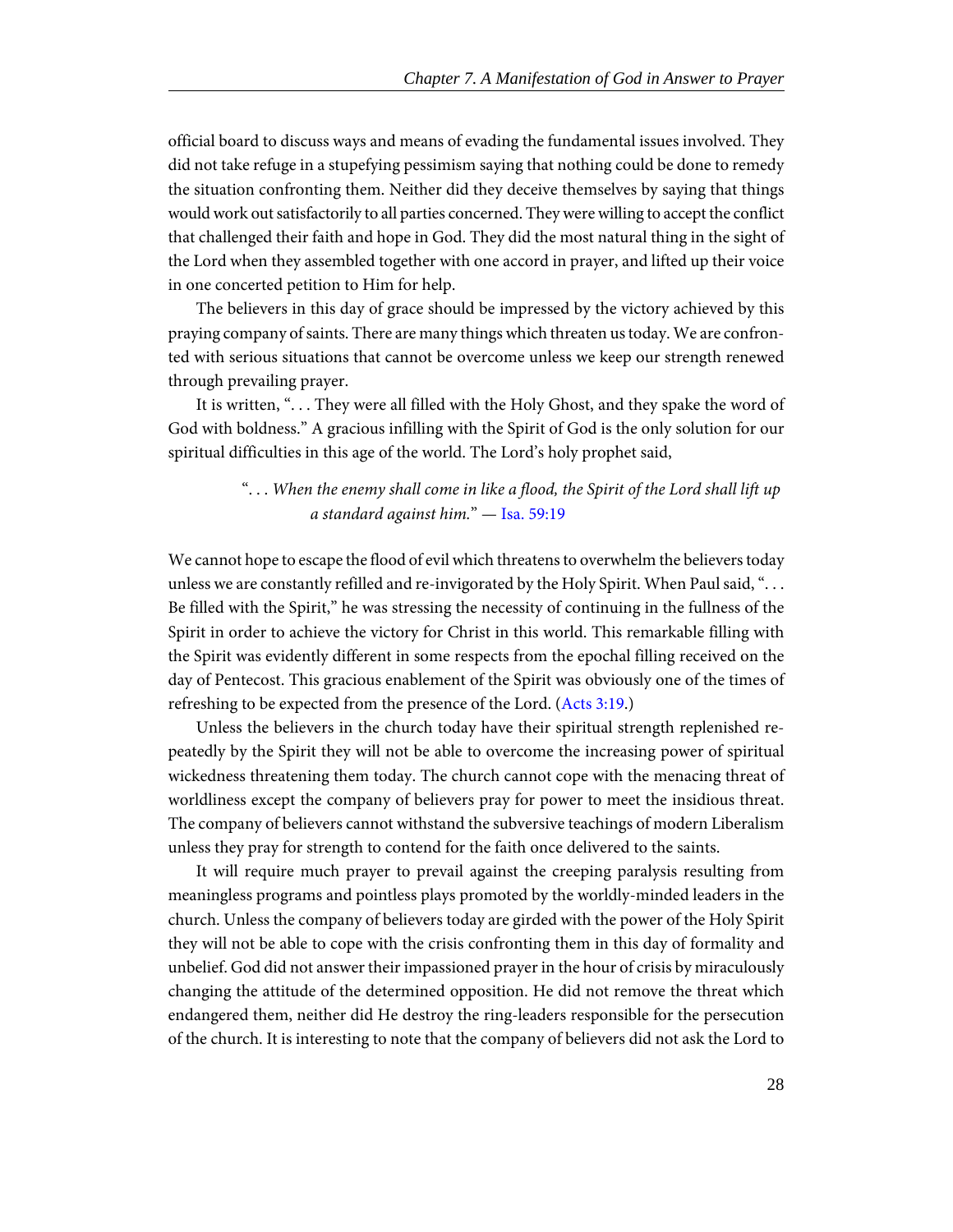official board to discuss ways and means of evading the fundamental issues involved. They did not take refuge in a stupefying pessimism saying that nothing could be done to remedy the situation confronting them. Neither did they deceive themselves by saying that things would work out satisfactorily to all parties concerned. They were willing to accept the conflict that challenged their faith and hope in God. They did the most natural thing in the sight of the Lord when they assembled together with one accord in prayer, and lifted up their voice in one concerted petition to Him for help.

The believers in this day of grace should be impressed by the victory achieved by this praying company of saints. There are many things which threaten us today. We are confronted with serious situations that cannot be overcome unless we keep our strength renewed through prevailing prayer.

It is written, ". . . They were all filled with the Holy Ghost, and they spake the word of God with boldness." A gracious infilling with the Spirit of God is the only solution for our spiritual difficulties in this age of the world. The Lord's holy prophet said,

> ". . . *When the enemy shall come in like a flood, the Spirit of the Lord shall lift up a standard against him.*" — Isa. 59:19

We cannot hope to escape the flood of evil which threatens to overwhelm the believers today unless we are constantly refilled and re-invigorated by the Holy Spirit. When Paul said, ". . . Be filled with the Spirit," he was stressing the necessity of continuing in the fullness of the Spirit in order to achieve the victory for Christ in this world. This remarkable filling with the Spirit was evidently different in some respects from the epochal filling received on the day of Pentecost. This gracious enablement of the Spirit was obviously one of the times of refreshing to be expected from the presence of the Lord. (Acts 3:19.)

Unless the believers in the church today have their spiritual strength replenished repeatedly by the Spirit they will not be able to overcome the increasing power of spiritual wickedness threatening them today. The church cannot cope with the menacing threat of worldliness except the company of believers pray for power to meet the insidious threat. The company of believers cannot withstand the subversive teachings of modern Liberalism unless they pray for strength to contend for the faith once delivered to the saints.

It will require much prayer to prevail against the creeping paralysis resulting from meaningless programs and pointless plays promoted by the worldly-minded leaders in the church. Unless the company of believers today are girded with the power of the Holy Spirit they will not be able to cope with the crisis confronting them in this day of formality and unbelief. God did not answer their impassioned prayer in the hour of crisis by miraculously changing the attitude of the determined opposition. He did not remove the threat which endangered them, neither did He destroy the ring-leaders responsible for the persecution of the church. It is interesting to note that the company of believers did not ask the Lord to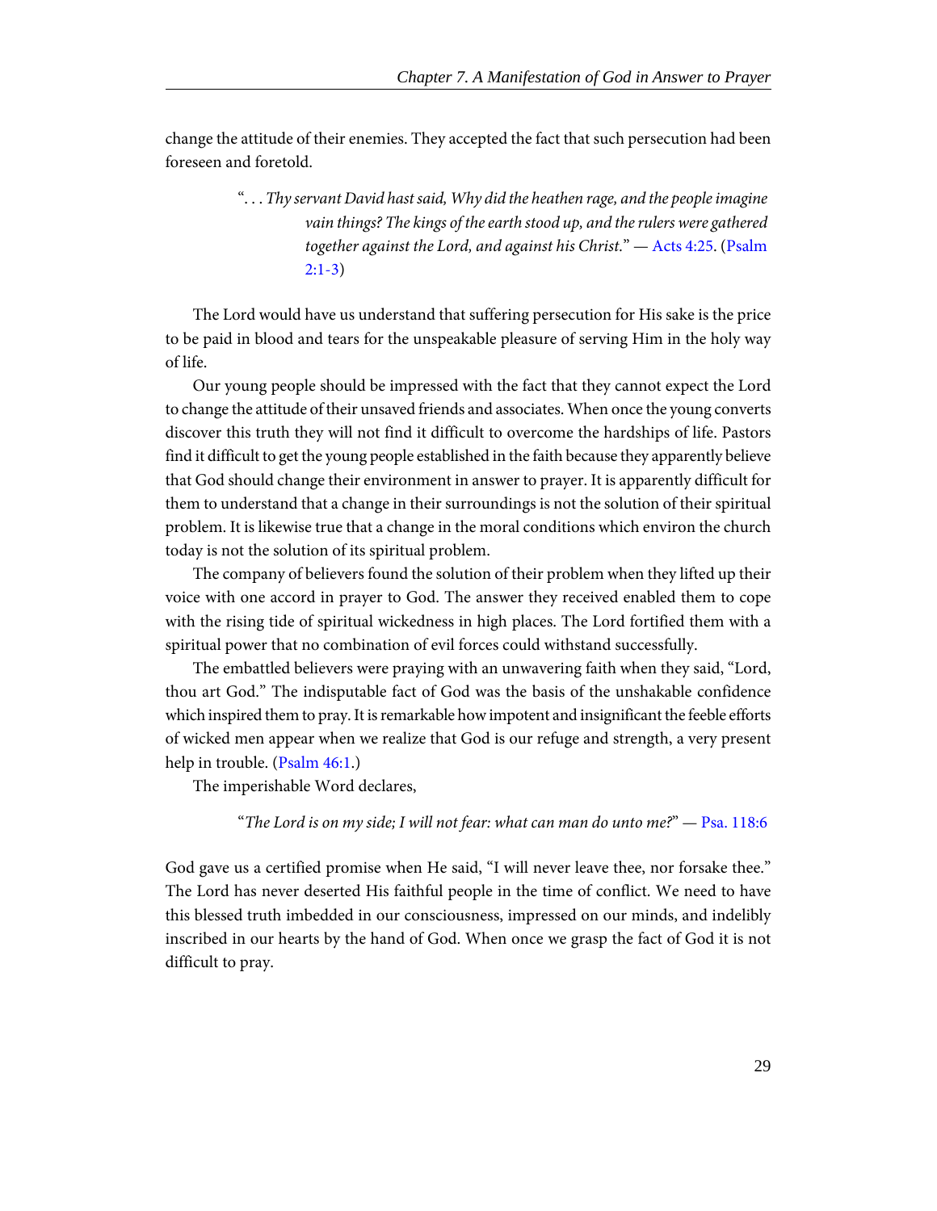change the attitude of their enemies. They accepted the fact that such persecution had been foreseen and foretold.

> "*. . . Thy servant David hast said, Why did the heathen rage, and the people imagine vain things? The kings of the earth stood up, and the rulers were gathered together against the Lord, and against his Christ.*" — Acts 4:25. (Psalm 2:1-3)

The Lord would have us understand that suffering persecution for His sake is the price to be paid in blood and tears for the unspeakable pleasure of serving Him in the holy way of life.

Our young people should be impressed with the fact that they cannot expect the Lord to change the attitude of their unsaved friends and associates. When once the young converts discover this truth they will not find it difficult to overcome the hardships of life. Pastors find it difficult to get the young people established in the faith because they apparently believe that God should change their environment in answer to prayer. It is apparently difficult for them to understand that a change in their surroundings is not the solution of their spiritual problem. It is likewise true that a change in the moral conditions which environ the church today is not the solution of its spiritual problem.

The company of believers found the solution of their problem when they lifted up their voice with one accord in prayer to God. The answer they received enabled them to cope with the rising tide of spiritual wickedness in high places. The Lord fortified them with a spiritual power that no combination of evil forces could withstand successfully.

The embattled believers were praying with an unwavering faith when they said, "Lord, thou art God." The indisputable fact of God was the basis of the unshakable confidence which inspired them to pray. It is remarkable how impotent and insignificant the feeble efforts of wicked men appear when we realize that God is our refuge and strength, a very present help in trouble. (Psalm 46:1.)

The imperishable Word declares,

> "*The Lord is on my side; I will not fear: what can man do unto me?*" — Psa. 118:6

God gave us a certified promise when He said, "I will never leave thee, nor forsake thee." The Lord has never deserted His faithful people in the time of conflict. We need to have this blessed truth imbedded in our consciousness, impressed on our minds, and indelibly inscribed in our hearts by the hand of God. When once we grasp the fact of God it is not difficult to pray.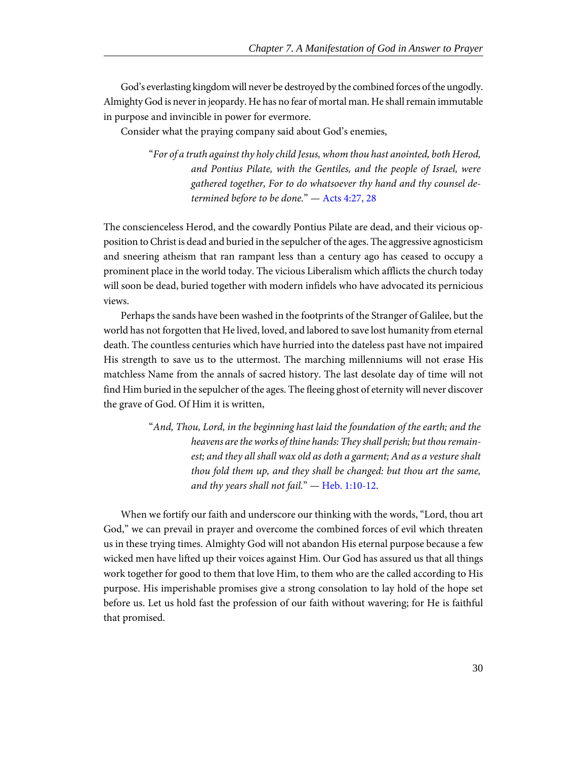God's everlasting kingdom will never be destroyed by the combined forces of the ungodly. Almighty God is never in jeopardy. He has no fear of mortal man. He shall remain immutable in purpose and invincible in power for evermore.

Consider what the praying company said about God's enemies,

> "*For of a truth against thy holy child Jesus, whom thou hast anointed, both Herod, and Pontius Pilate, with the Gentiles, and the people of Israel, were gathered together, For to do whatsoever thy hand and thy counsel determined before to be done.*" — Acts 4:27, 28

The conscienceless Herod, and the cowardly Pontius Pilate are dead, and their vicious opposition to Christ is dead and buried in the sepulcher of the ages. The aggressive agnosticism and sneering atheism that ran rampant less than a century ago has ceased to occupy a prominent place in the world today. The vicious Liberalism which afflicts the church today will soon be dead, buried together with modern infidels who have advocated its pernicious views.

Perhaps the sands have been washed in the footprints of the Stranger of Galilee, but the world has not forgotten that He lived, loved, and labored to save lost humanity from eternal death. The countless centuries which have hurried into the dateless past have not impaired His strength to save us to the uttermost. The marching millenniums will not erase His matchless Name from the annals of sacred history. The last desolate day of time will not find Him buried in the sepulcher of the ages. The fleeing ghost of eternity will never discover the grave of God. Of Him it is written,

> "*And, Thou, Lord, in the beginning hast laid the foundation of the earth; and the heavens are the works of thine hands: They shall perish; but thou remainest; and they all shall wax old as doth a garment; And as a vesture shalt thou fold them up, and they shall be changed: but thou art the same, and thy years shall not fail.*" — Heb. 1:10-12.

When we fortify our faith and underscore our thinking with the words, "Lord, thou art God," we can prevail in prayer and overcome the combined forces of evil which threaten us in these trying times. Almighty God will not abandon His eternal purpose because a few wicked men have lifted up their voices against Him. Our God has assured us that all things work together for good to them that love Him, to them who are the called according to His purpose. His imperishable promises give a strong consolation to lay hold of the hope set before us. Let us hold fast the profession of our faith without wavering; for He is faithful that promised.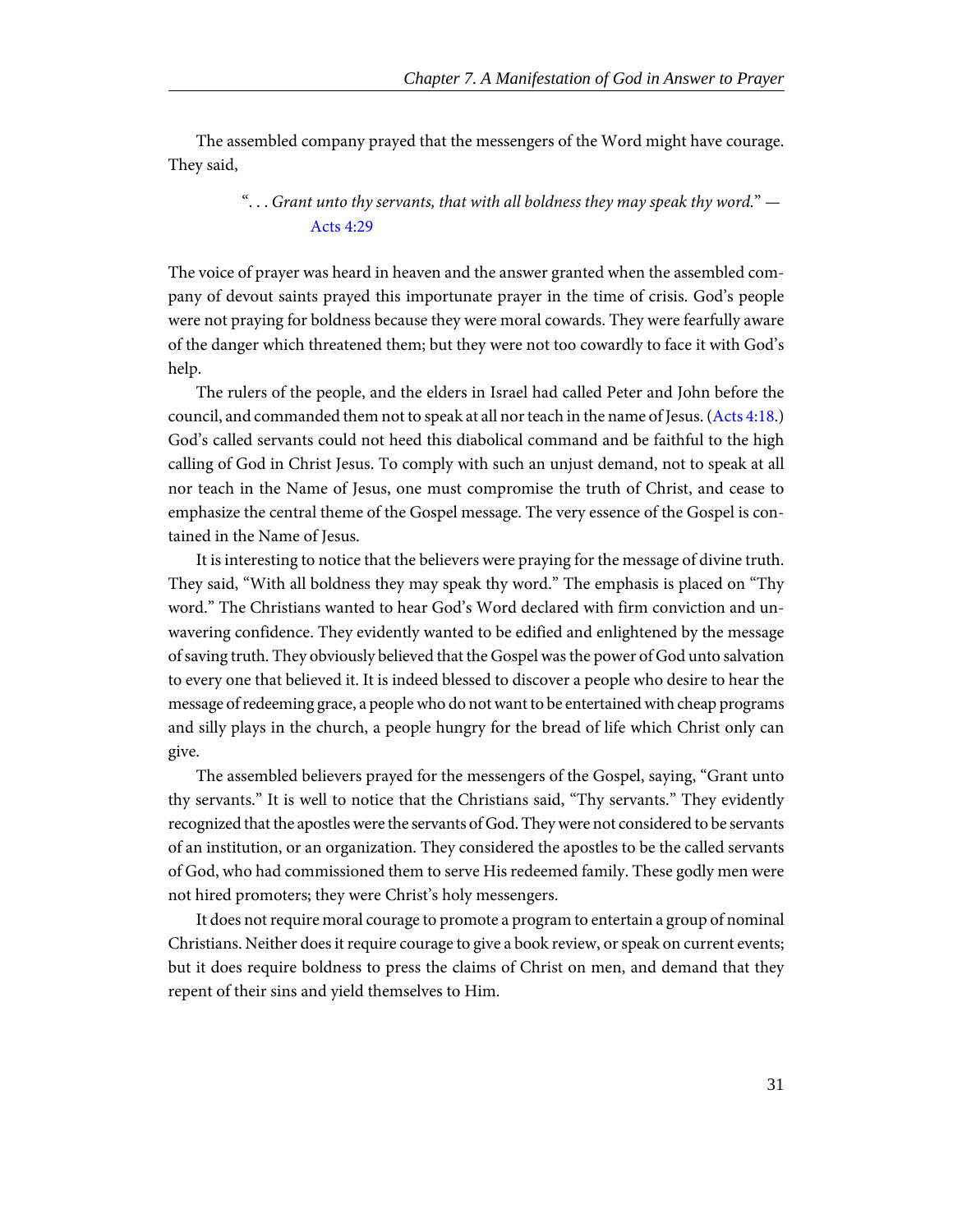The assembled company prayed that the messengers of the Word might have courage. They said,

> ". . . *Grant unto thy servants, that with all boldness they may speak thy word.*" — Acts 4:29

The voice of prayer was heard in heaven and the answer granted when the assembled company of devout saints prayed this importunate prayer in the time of crisis. God's people were not praying for boldness because they were moral cowards. They were fearfully aware of the danger which threatened them; but they were not too cowardly to face it with God's help.

The rulers of the people, and the elders in Israel had called Peter and John before the council, and commanded them not to speak at all nor teach in the name of Jesus. (Acts 4:18.) God's called servants could not heed this diabolical command and be faithful to the high calling of God in Christ Jesus. To comply with such an unjust demand, not to speak at all nor teach in the Name of Jesus, one must compromise the truth of Christ, and cease to emphasize the central theme of the Gospel message. The very essence of the Gospel is contained in the Name of Jesus.

It is interesting to notice that the believers were praying for the message of divine truth. They said, "With all boldness they may speak thy word." The emphasis is placed on "Thy word." The Christians wanted to hear God's Word declared with firm conviction and unwavering confidence. They evidently wanted to be edified and enlightened by the message of saving truth. They obviously believed that the Gospel was the power of God unto salvation to every one that believed it. It is indeed blessed to discover a people who desire to hear the message of redeeming grace, a people who do not want to be entertained with cheap programs and silly plays in the church, a people hungry for the bread of life which Christ only can give.

The assembled believers prayed for the messengers of the Gospel, saying, "Grant unto thy servants." It is well to notice that the Christians said, "Thy servants." They evidently recognized that the apostles were the servants of God. They were not considered to be servants of an institution, or an organization. They considered the apostles to be the called servants of God, who had commissioned them to serve His redeemed family. These godly men were not hired promoters; they were Christ's holy messengers.

It does not require moral courage to promote a program to entertain a group of nominal Christians. Neither does it require courage to give a book review, or speak on current events; but it does require boldness to press the claims of Christ on men, and demand that they repent of their sins and yield themselves to Him.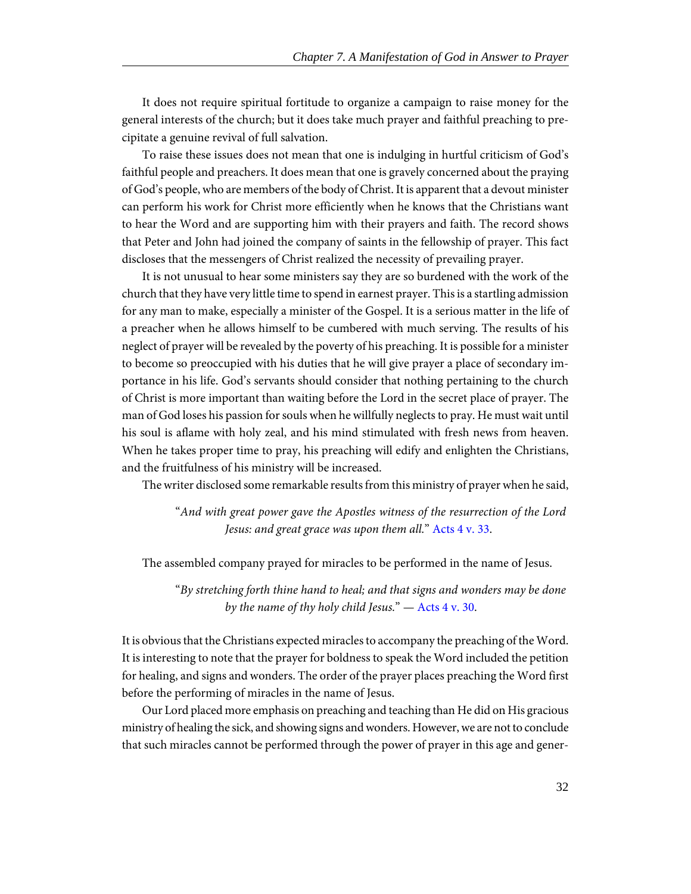It does not require spiritual fortitude to organize a campaign to raise money for the general interests of the church; but it does take much prayer and faithful preaching to precipitate a genuine revival of full salvation.

To raise these issues does not mean that one is indulging in hurtful criticism of God's faithful people and preachers. It does mean that one is gravely concerned about the praying of God's people, who are members of the body of Christ. It is apparent that a devout minister can perform his work for Christ more efficiently when he knows that the Christians want to hear the Word and are supporting him with their prayers and faith. The record shows that Peter and John had joined the company of saints in the fellowship of prayer. This fact discloses that the messengers of Christ realized the necessity of prevailing prayer.

It is not unusual to hear some ministers say they are so burdened with the work of the church that they have very little time to spend in earnest prayer. This is a startling admission for any man to make, especially a minister of the Gospel. It is a serious matter in the life of a preacher when he allows himself to be cumbered with much serving. The results of his neglect of prayer will be revealed by the poverty of his preaching. It is possible for a minister to become so preoccupied with his duties that he will give prayer a place of secondary importance in his life. God's servants should consider that nothing pertaining to the church of Christ is more important than waiting before the Lord in the secret place of prayer. The man of God loses his passion for souls when he willfully neglects to pray. He must wait until his soul is aflame with holy zeal, and his mind stimulated with fresh news from heaven. When he takes proper time to pray, his preaching will edify and enlighten the Christians, and the fruitfulness of his ministry will be increased.

The writer disclosed some remarkable results from this ministry of prayer when he said,

> "*And with great power gave the Apostles witness of the resurrection of the Lord Jesus: and great grace was upon them all.*" Acts 4 v. 33.

The assembled company prayed for miracles to be performed in the name of Jesus.

> "*By stretching forth thine hand to heal; and that signs and wonders may be done by the name of thy holy child Jesus.*" — Acts 4 v. 30.

It is obvious that the Christians expected miracles to accompany the preaching of the Word. It is interesting to note that the prayer for boldness to speak the Word included the petition for healing, and signs and wonders. The order of the prayer places preaching the Word first before the performing of miracles in the name of Jesus.

Our Lord placed more emphasis on preaching and teaching than He did on His gracious ministry of healing the sick, and showing signs and wonders. However, we are not to conclude that such miracles cannot be performed through the power of prayer in this age and gener-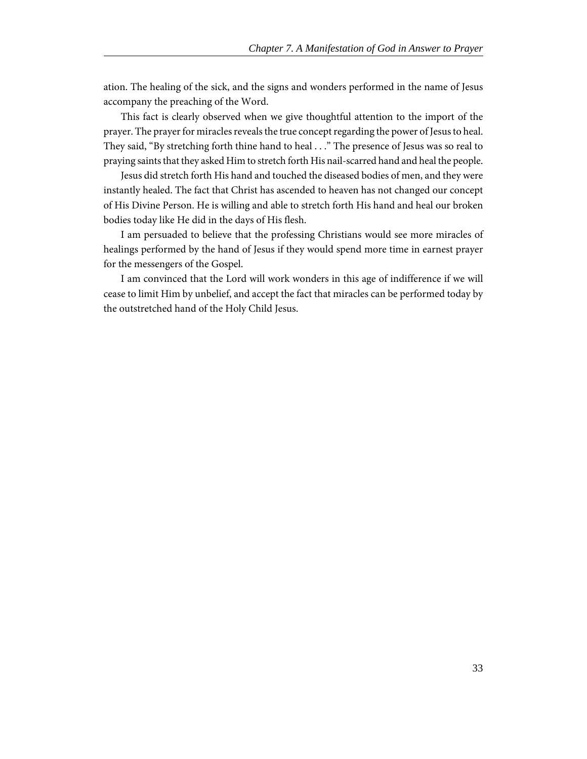ation. The healing of the sick, and the signs and wonders performed in the name of Jesus accompany the preaching of the Word.

This fact is clearly observed when we give thoughtful attention to the import of the prayer. The prayer for miracles reveals the true concept regarding the power of Jesus to heal. They said, "By stretching forth thine hand to heal . . ." The presence of Jesus was so real to praying saints that they asked Him to stretch forth His nail-scarred hand and heal the people.

Jesus did stretch forth His hand and touched the diseased bodies of men, and they were instantly healed. The fact that Christ has ascended to heaven has not changed our concept of His Divine Person. He is willing and able to stretch forth His hand and heal our broken bodies today like He did in the days of His flesh.

I am persuaded to believe that the professing Christians would see more miracles of healings performed by the hand of Jesus if they would spend more time in earnest prayer for the messengers of the Gospel.

I am convinced that the Lord will work wonders in this age of indifference if we will cease to limit Him by unbelief, and accept the fact that miracles can be performed today by the outstretched hand of the Holy Child Jesus.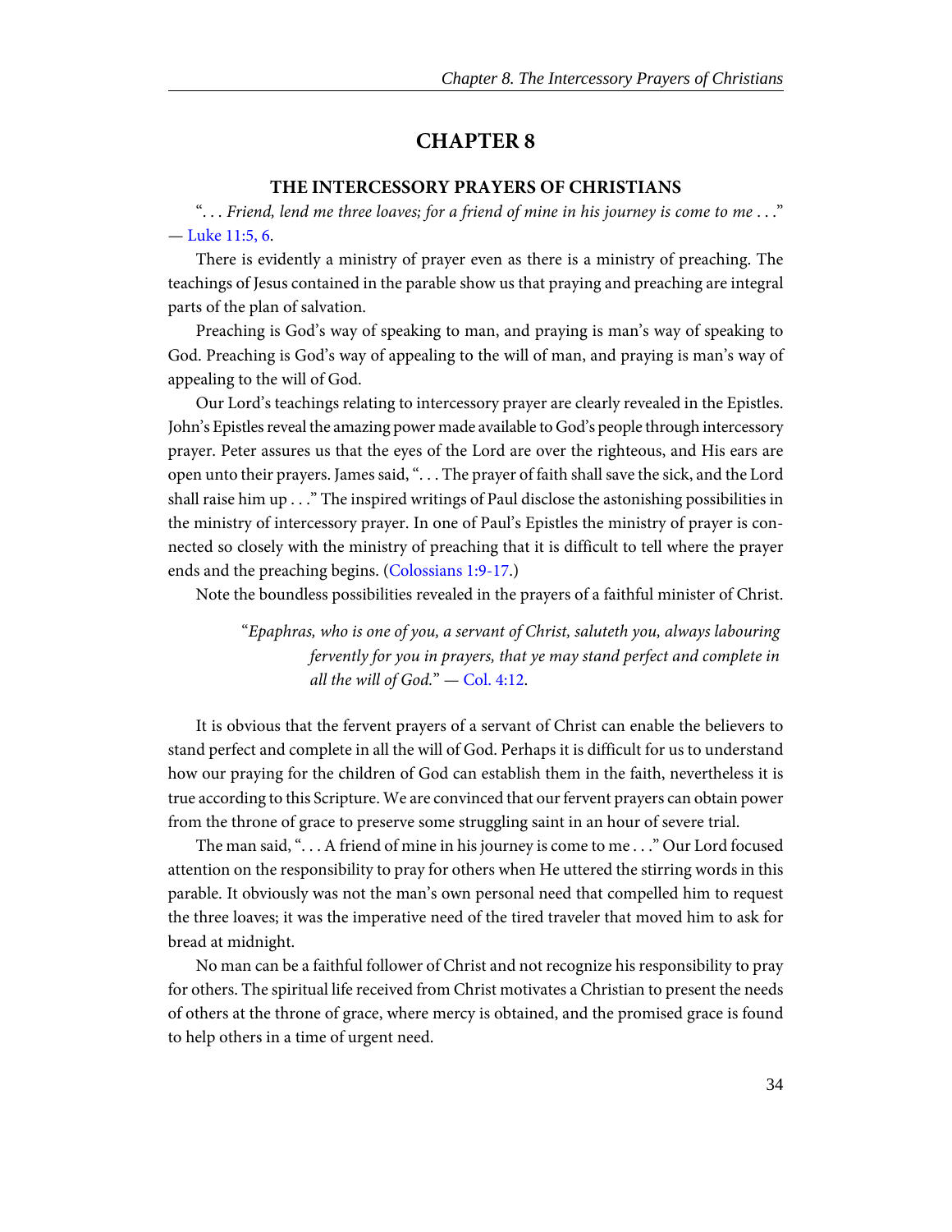# CHAPTER 8

## THE INTERCESSORY PRAYERS OF CHRISTIANS

". . . *Friend, lend me three loaves; for a friend of mine in his journey is come to me* . . ." — Luke 11:5, 6.

There is evidently a ministry of prayer even as there is a ministry of preaching. The teachings of Jesus contained in the parable show us that praying and preaching are integral parts of the plan of salvation.

Preaching is God's way of speaking to man, and praying is man's way of speaking to God. Preaching is God's way of appealing to the will of man, and praying is man's way of appealing to the will of God.

Our Lord's teachings relating to intercessory prayer are clearly revealed in the Epistles. John's Epistles reveal the amazing power made available to God's people through intercessory prayer. Peter assures us that the eyes of the Lord are over the righteous, and His ears are open unto their prayers. James said, ". . . The prayer of faith shall save the sick, and the Lord shall raise him up . . ." The inspired writings of Paul disclose the astonishing possibilities in the ministry of intercessory prayer. In one of Paul's Epistles the ministry of prayer is connected so closely with the ministry of preaching that it is difficult to tell where the prayer ends and the preaching begins. (Colossians 1:9-17.)

Note the boundless possibilities revealed in the prayers of a faithful minister of Christ.

> "*Epaphras, who is one of you, a servant of Christ, saluteth you, always labouring fervently for you in prayers, that ye may stand perfect and complete in all the will of God.*" — Col. 4:12.

It is obvious that the fervent prayers of a servant of Christ can enable the believers to stand perfect and complete in all the will of God. Perhaps it is difficult for us to understand how our praying for the children of God can establish them in the faith, nevertheless it is true according to this Scripture. We are convinced that our fervent prayers can obtain power from the throne of grace to preserve some struggling saint in an hour of severe trial.

The man said, ". . . A friend of mine in his journey is come to me . . ." Our Lord focused attention on the responsibility to pray for others when He uttered the stirring words in this parable. It obviously was not the man's own personal need that compelled him to request the three loaves; it was the imperative need of the tired traveler that moved him to ask for bread at midnight.

No man can be a faithful follower of Christ and not recognize his responsibility to pray for others. The spiritual life received from Christ motivates a Christian to present the needs of others at the throne of grace, where mercy is obtained, and the promised grace is found to help others in a time of urgent need.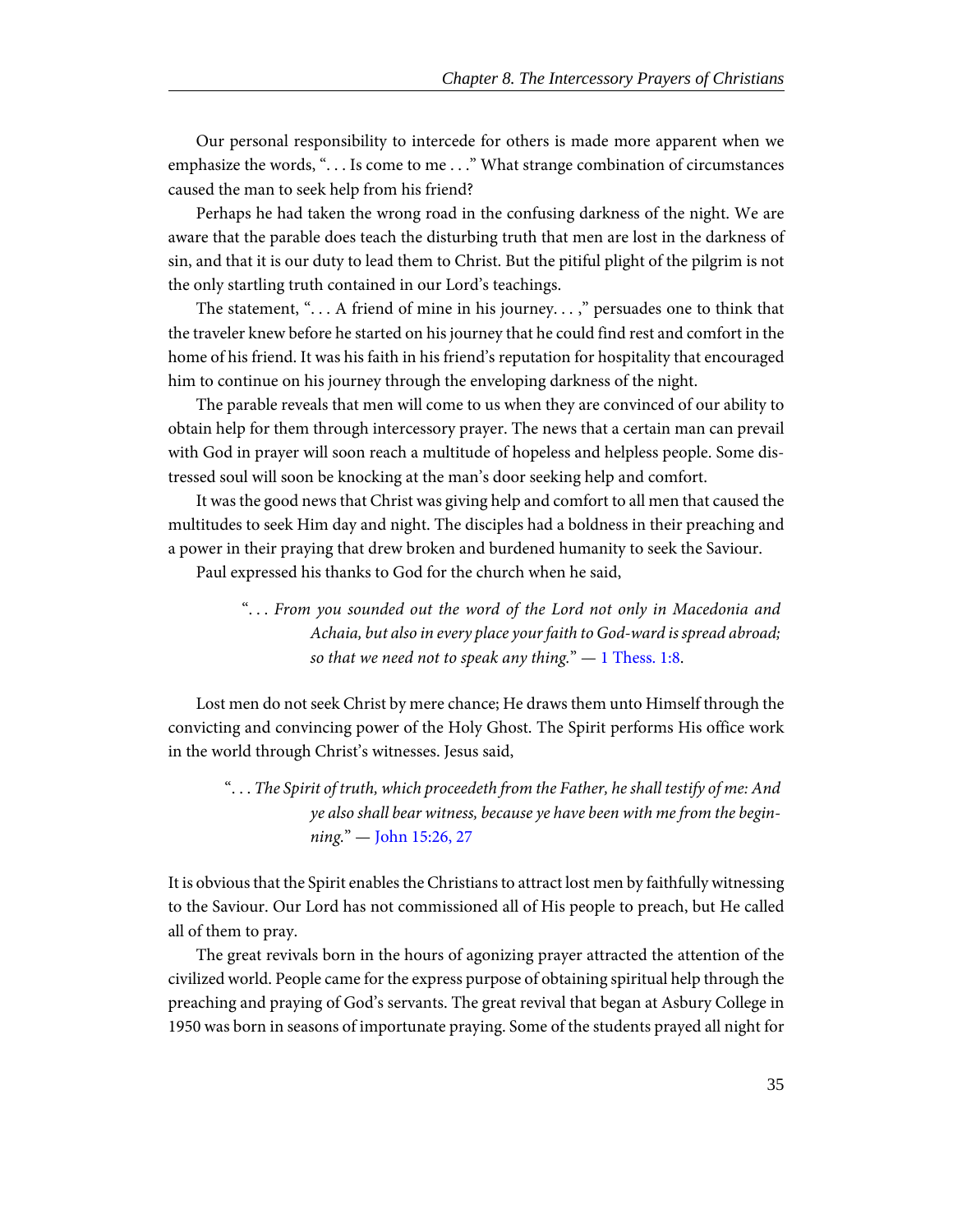Our personal responsibility to intercede for others is made more apparent when we emphasize the words, ". . . Is come to me . . ." What strange combination of circumstances caused the man to seek help from his friend?

Perhaps he had taken the wrong road in the confusing darkness of the night. We are aware that the parable does teach the disturbing truth that men are lost in the darkness of sin, and that it is our duty to lead them to Christ. But the pitiful plight of the pilgrim is not the only startling truth contained in our Lord's teachings.

The statement, ". . . A friend of mine in his journey. . . ," persuades one to think that the traveler knew before he started on his journey that he could find rest and comfort in the home of his friend. It was his faith in his friend's reputation for hospitality that encouraged him to continue on his journey through the enveloping darkness of the night.

The parable reveals that men will come to us when they are convinced of our ability to obtain help for them through intercessory prayer. The news that a certain man can prevail with God in prayer will soon reach a multitude of hopeless and helpless people. Some distressed soul will soon be knocking at the man's door seeking help and comfort.

It was the good news that Christ was giving help and comfort to all men that caused the multitudes to seek Him day and night. The disciples had a boldness in their preaching and a power in their praying that drew broken and burdened humanity to seek the Saviour.

Paul expressed his thanks to God for the church when he said,

> ". . . *From you sounded out the word of the Lord not only in Macedonia and Achaia, but also in every place your faith to God-ward is spread abroad; so that we need not to speak any thing.*" — 1 Thess. 1:8.

Lost men do not seek Christ by mere chance; He draws them unto Himself through the convicting and convincing power of the Holy Ghost. The Spirit performs His office work in the world through Christ's witnesses. Jesus said,

> ". . . *The Spirit of truth, which proceedeth from the Father, he shall testify of me: And ye also shall bear witness, because ye have been with me from the beginning.*" — John 15:26, 27

It is obvious that the Spirit enables the Christians to attract lost men by faithfully witnessing to the Saviour. Our Lord has not commissioned all of His people to preach, but He called all of them to pray.

The great revivals born in the hours of agonizing prayer attracted the attention of the civilized world. People came for the express purpose of obtaining spiritual help through the preaching and praying of God's servants. The great revival that began at Asbury College in 1950 was born in seasons of importunate praying. Some of the students prayed all night for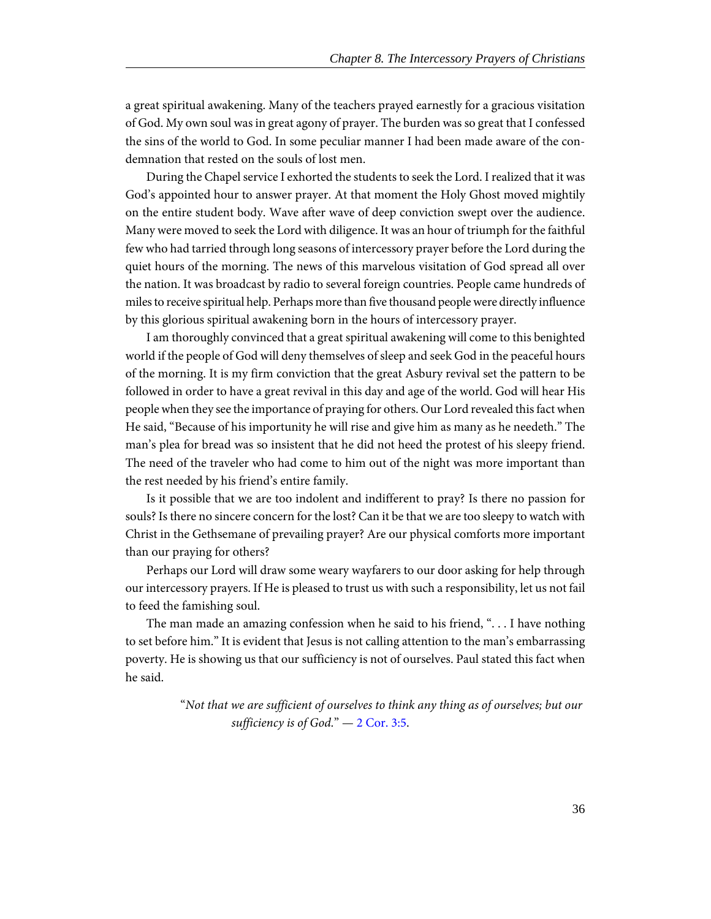a great spiritual awakening. Many of the teachers prayed earnestly for a gracious visitation of God. My own soul was in great agony of prayer. The burden was so great that I confessed the sins of the world to God. In some peculiar manner I had been made aware of the condemnation that rested on the souls of lost men.

During the Chapel service I exhorted the students to seek the Lord. I realized that it was God's appointed hour to answer prayer. At that moment the Holy Ghost moved mightily on the entire student body. Wave after wave of deep conviction swept over the audience. Many were moved to seek the Lord with diligence. It was an hour of triumph for the faithful few who had tarried through long seasons of intercessory prayer before the Lord during the quiet hours of the morning. The news of this marvelous visitation of God spread all over the nation. It was broadcast by radio to several foreign countries. People came hundreds of miles to receive spiritual help. Perhaps more than five thousand people were directly influence by this glorious spiritual awakening born in the hours of intercessory prayer.

I am thoroughly convinced that a great spiritual awakening will come to this benighted world if the people of God will deny themselves of sleep and seek God in the peaceful hours of the morning. It is my firm conviction that the great Asbury revival set the pattern to be followed in order to have a great revival in this day and age of the world. God will hear His people when they see the importance of praying for others. Our Lord revealed this fact when He said, "Because of his importunity he will rise and give him as many as he needeth." The man's plea for bread was so insistent that he did not heed the protest of his sleepy friend. The need of the traveler who had come to him out of the night was more important than the rest needed by his friend's entire family.

Is it possible that we are too indolent and indifferent to pray? Is there no passion for souls? Is there no sincere concern for the lost? Can it be that we are too sleepy to watch with Christ in the Gethsemane of prevailing prayer? Are our physical comforts more important than our praying for others?

Perhaps our Lord will draw some weary wayfarers to our door asking for help through our intercessory prayers. If He is pleased to trust us with such a responsibility, let us not fail to feed the famishing soul.

The man made an amazing confession when he said to his friend, ". . . I have nothing to set before him." It is evident that Jesus is not calling attention to the man's embarrassing poverty. He is showing us that our sufficiency is not of ourselves. Paul stated this fact when he said.

> "*Not that we are sufficient of ourselves to think any thing as of ourselves; but our sufficiency is of God.*" — 2 Cor. 3:5.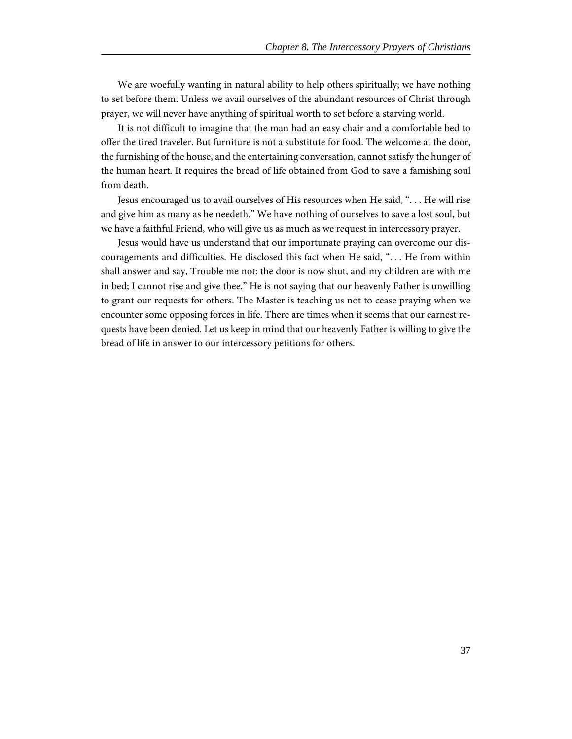We are woefully wanting in natural ability to help others spiritually; we have nothing to set before them. Unless we avail ourselves of the abundant resources of Christ through prayer, we will never have anything of spiritual worth to set before a starving world.

It is not difficult to imagine that the man had an easy chair and a comfortable bed to offer the tired traveler. But furniture is not a substitute for food. The welcome at the door, the furnishing of the house, and the entertaining conversation, cannot satisfy the hunger of the human heart. It requires the bread of life obtained from God to save a famishing soul from death.

Jesus encouraged us to avail ourselves of His resources when He said, ". . . He will rise and give him as many as he needeth." We have nothing of ourselves to save a lost soul, but we have a faithful Friend, who will give us as much as we request in intercessory prayer.

Jesus would have us understand that our importunate praying can overcome our discouragements and difficulties. He disclosed this fact when He said, ". . . He from within shall answer and say, Trouble me not: the door is now shut, and my children are with me in bed; I cannot rise and give thee." He is not saying that our heavenly Father is unwilling to grant our requests for others. The Master is teaching us not to cease praying when we encounter some opposing forces in life. There are times when it seems that our earnest requests have been denied. Let us keep in mind that our heavenly Father is willing to give the bread of life in answer to our intercessory petitions for others.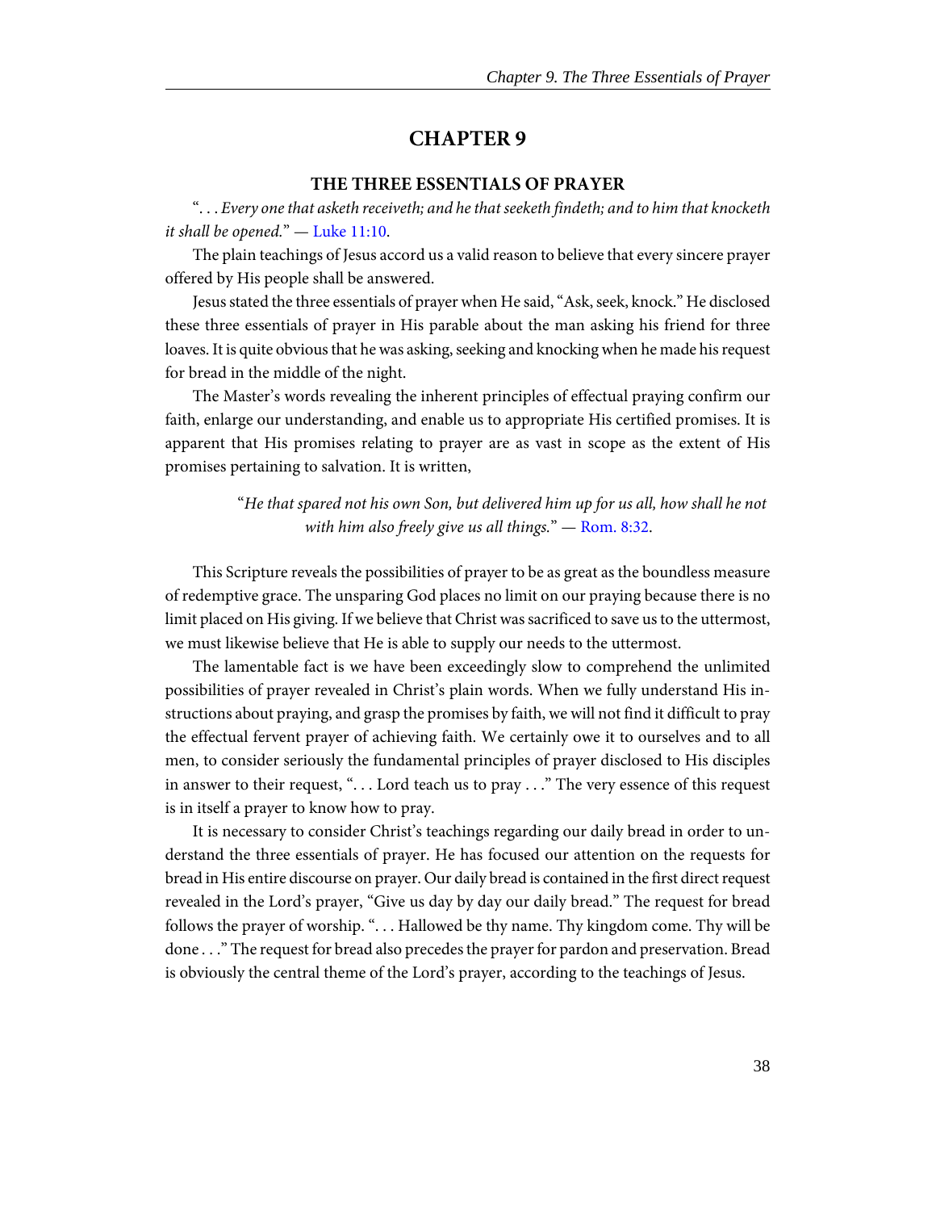# CHAPTER 9

## THE THREE ESSENTIALS OF PRAYER

"*. . . Every one that asketh receiveth; and he that seeketh findeth; and to him that knocketh it shall be opened.*" — Luke 11:10.

The plain teachings of Jesus accord us a valid reason to believe that every sincere prayer offered by His people shall be answered.

Jesus stated the three essentials of prayer when He said, "Ask, seek, knock." He disclosed these three essentials of prayer in His parable about the man asking his friend for three loaves. It is quite obvious that he was asking, seeking and knocking when he made his request for bread in the middle of the night.

The Master's words revealing the inherent principles of effectual praying confirm our faith, enlarge our understanding, and enable us to appropriate His certified promises. It is apparent that His promises relating to prayer are as vast in scope as the extent of His promises pertaining to salvation. It is written,

> "*He that spared not his own Son, but delivered him up for us all, how shall he not with him also freely give us all things.*" — Rom. 8:32.

This Scripture reveals the possibilities of prayer to be as great as the boundless measure of redemptive grace. The unsparing God places no limit on our praying because there is no limit placed on His giving. If we believe that Christ was sacrificed to save us to the uttermost, we must likewise believe that He is able to supply our needs to the uttermost.

The lamentable fact is we have been exceedingly slow to comprehend the unlimited possibilities of prayer revealed in Christ's plain words. When we fully understand His instructions about praying, and grasp the promises by faith, we will not find it difficult to pray the effectual fervent prayer of achieving faith. We certainly owe it to ourselves and to all men, to consider seriously the fundamental principles of prayer disclosed to His disciples in answer to their request, ". . . Lord teach us to pray . . ." The very essence of this request is in itself a prayer to know how to pray.

It is necessary to consider Christ's teachings regarding our daily bread in order to understand the three essentials of prayer. He has focused our attention on the requests for bread in His entire discourse on prayer. Our daily bread is contained in the first direct request revealed in the Lord's prayer, "Give us day by day our daily bread." The request for bread follows the prayer of worship. ". . . Hallowed be thy name. Thy kingdom come. Thy will be done . . ." The request for bread also precedes the prayer for pardon and preservation. Bread is obviously the central theme of the Lord's prayer, according to the teachings of Jesus.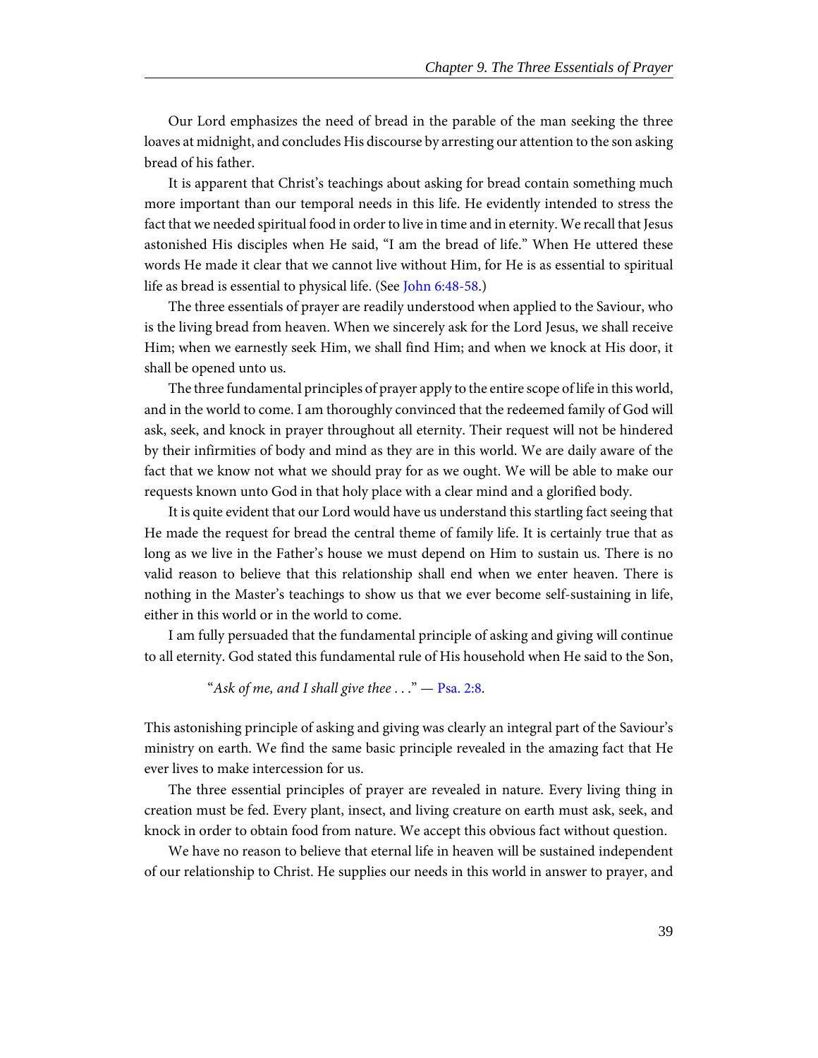Our Lord emphasizes the need of bread in the parable of the man seeking the three loaves at midnight, and concludes His discourse by arresting our attention to the son asking bread of his father.

It is apparent that Christ's teachings about asking for bread contain something much more important than our temporal needs in this life. He evidently intended to stress the fact that we needed spiritual food in order to live in time and in eternity. We recall that Jesus astonished His disciples when He said, "I am the bread of life." When He uttered these words He made it clear that we cannot live without Him, for He is as essential to spiritual life as bread is essential to physical life. (See John 6:48-58.)

The three essentials of prayer are readily understood when applied to the Saviour, who is the living bread from heaven. When we sincerely ask for the Lord Jesus, we shall receive Him; when we earnestly seek Him, we shall find Him; and when we knock at His door, it shall be opened unto us.

The three fundamental principles of prayer apply to the entire scope of life in this world, and in the world to come. I am thoroughly convinced that the redeemed family of God will ask, seek, and knock in prayer throughout all eternity. Their request will not be hindered by their infirmities of body and mind as they are in this world. We are daily aware of the fact that we know not what we should pray for as we ought. We will be able to make our requests known unto God in that holy place with a clear mind and a glorified body.

It is quite evident that our Lord would have us understand this startling fact seeing that He made the request for bread the central theme of family life. It is certainly true that as long as we live in the Father's house we must depend on Him to sustain us. There is no valid reason to believe that this relationship shall end when we enter heaven. There is nothing in the Master's teachings to show us that we ever become self-sustaining in life, either in this world or in the world to come.

I am fully persuaded that the fundamental principle of asking and giving will continue to all eternity. God stated this fundamental rule of His household when He said to the Son,

> "*Ask of me, and I shall give thee* . . ." — Psa. 2:8.

This astonishing principle of asking and giving was clearly an integral part of the Saviour's ministry on earth. We find the same basic principle revealed in the amazing fact that He ever lives to make intercession for us.

The three essential principles of prayer are revealed in nature. Every living thing in creation must be fed. Every plant, insect, and living creature on earth must ask, seek, and knock in order to obtain food from nature. We accept this obvious fact without question.

We have no reason to believe that eternal life in heaven will be sustained independent of our relationship to Christ. He supplies our needs in this world in answer to prayer, and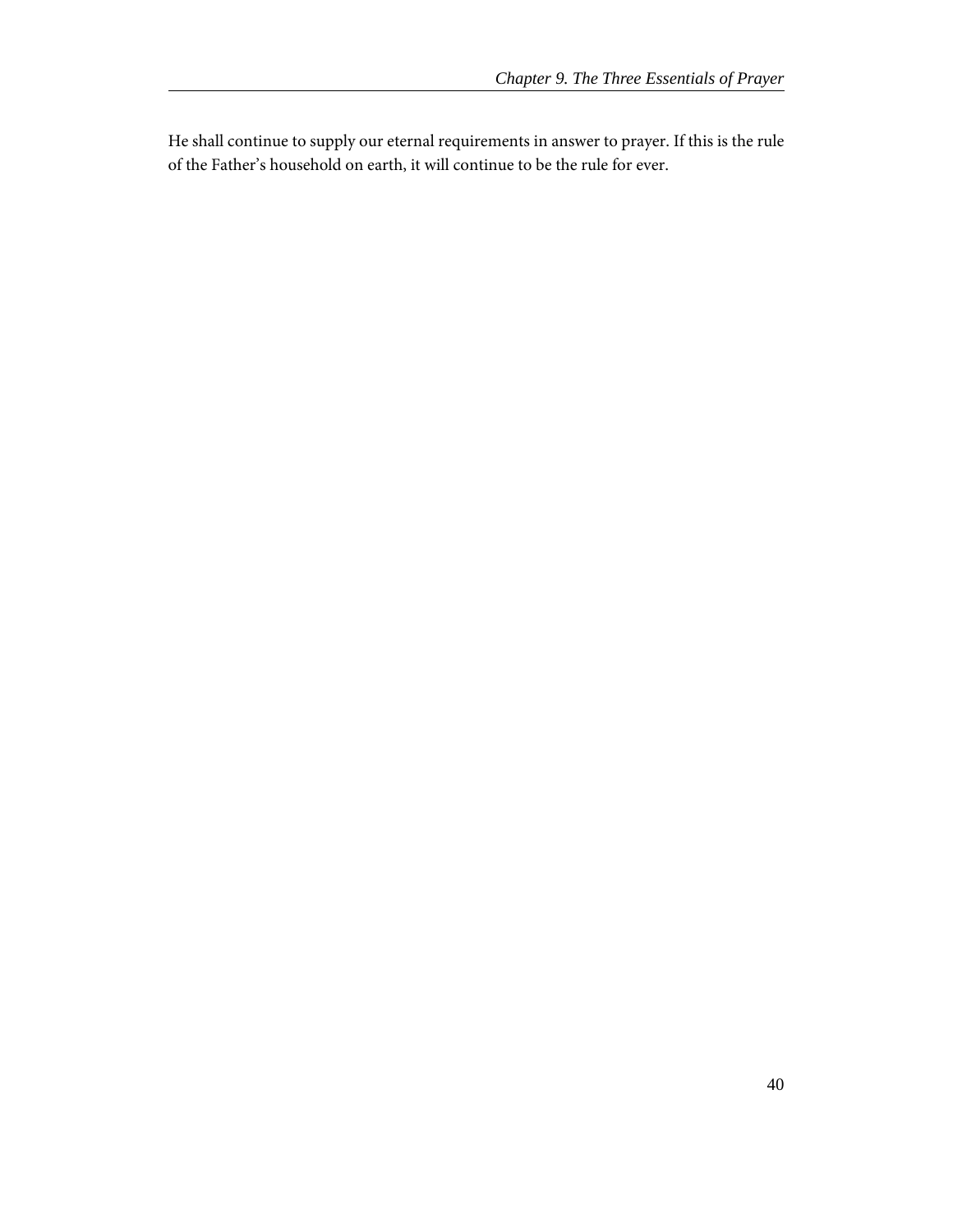He shall continue to supply our eternal requirements in answer to prayer. If this is the rule of the Father's household on earth, it will continue to be the rule for ever.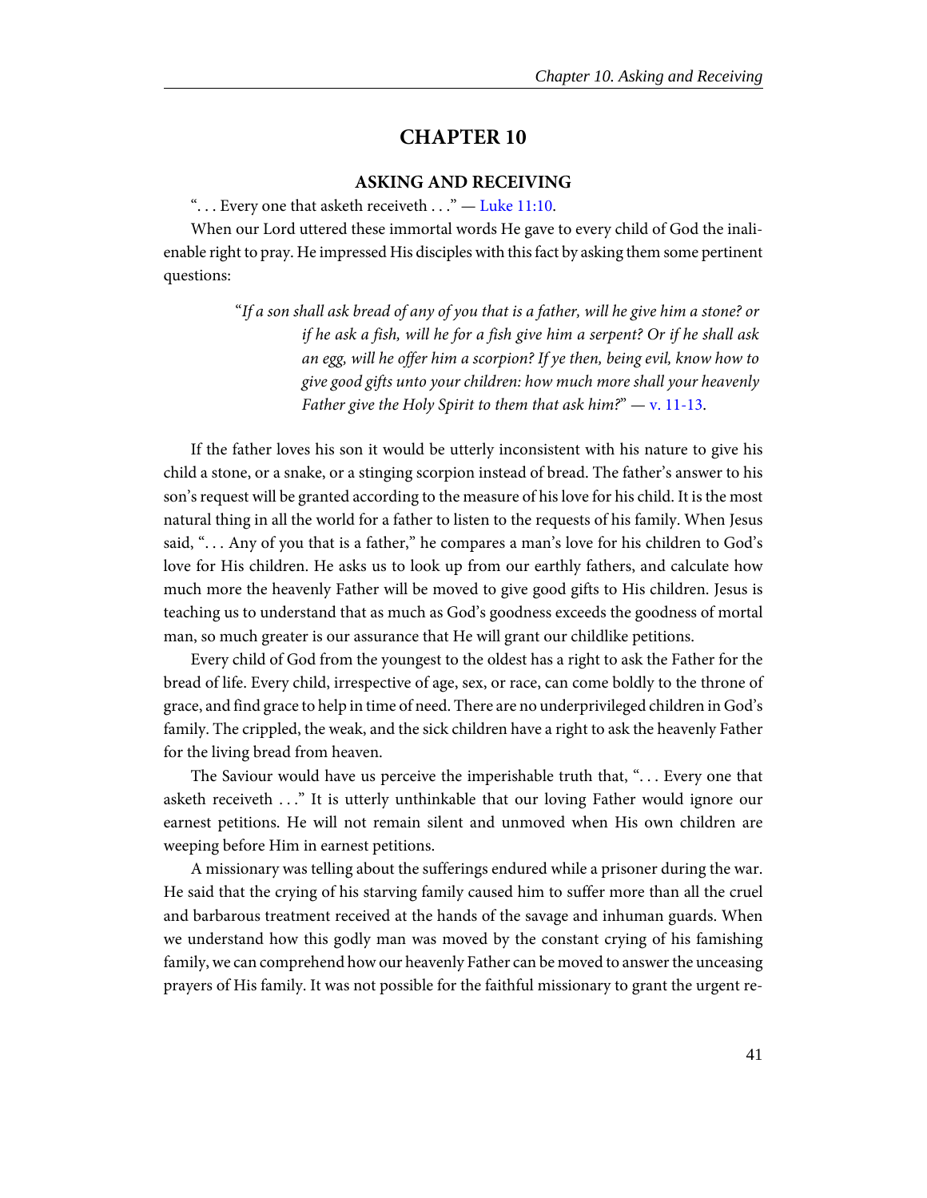# CHAPTER 10

## ASKING AND RECEIVING

". . . Every one that asketh receiveth . . ." — Luke 11:10.

When our Lord uttered these immortal words He gave to every child of God the inalienable right to pray. He impressed His disciples with this fact by asking them some pertinent questions:

> "*If a son shall ask bread of any of you that is a father, will he give him a stone? or if he ask a fish, will he for a fish give him a serpent? Or if he shall ask an egg, will he offer him a scorpion? If ye then, being evil, know how to give good gifts unto your children: how much more shall your heavenly Father give the Holy Spirit to them that ask him?*" — v. 11-13.

If the father loves his son it would be utterly inconsistent with his nature to give his child a stone, or a snake, or a stinging scorpion instead of bread. The father's answer to his son's request will be granted according to the measure of his love for his child. It is the most natural thing in all the world for a father to listen to the requests of his family. When Jesus said, ". . . Any of you that is a father," he compares a man's love for his children to God's love for His children. He asks us to look up from our earthly fathers, and calculate how much more the heavenly Father will be moved to give good gifts to His children. Jesus is teaching us to understand that as much as God's goodness exceeds the goodness of mortal man, so much greater is our assurance that He will grant our childlike petitions.

Every child of God from the youngest to the oldest has a right to ask the Father for the bread of life. Every child, irrespective of age, sex, or race, can come boldly to the throne of grace, and find grace to help in time of need. There are no underprivileged children in God's family. The crippled, the weak, and the sick children have a right to ask the heavenly Father for the living bread from heaven.

The Saviour would have us perceive the imperishable truth that, ". . . Every one that asketh receiveth . . ." It is utterly unthinkable that our loving Father would ignore our earnest petitions. He will not remain silent and unmoved when His own children are weeping before Him in earnest petitions.

A missionary was telling about the sufferings endured while a prisoner during the war. He said that the crying of his starving family caused him to suffer more than all the cruel and barbarous treatment received at the hands of the savage and inhuman guards. When we understand how this godly man was moved by the constant crying of his famishing family, we can comprehend how our heavenly Father can be moved to answer the unceasing prayers of His family. It was not possible for the faithful missionary to grant the urgent re-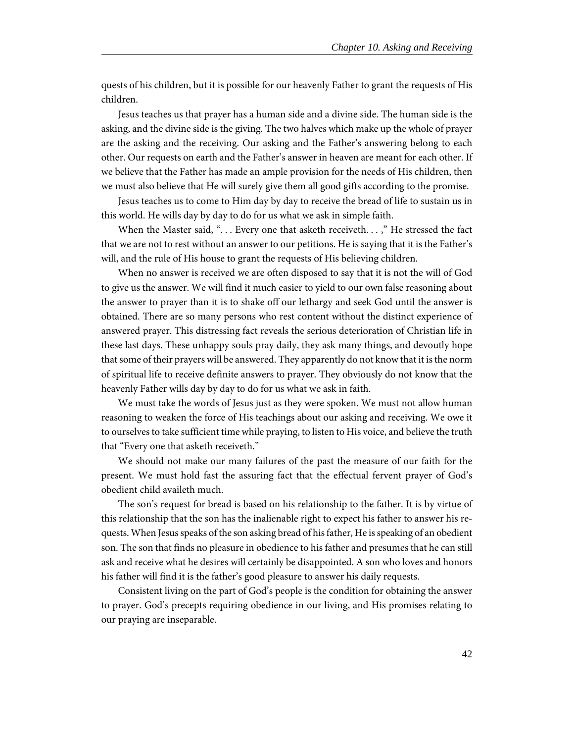quests of his children, but it is possible for our heavenly Father to grant the requests of His children.

Jesus teaches us that prayer has a human side and a divine side. The human side is the asking, and the divine side is the giving. The two halves which make up the whole of prayer are the asking and the receiving. Our asking and the Father's answering belong to each other. Our requests on earth and the Father's answer in heaven are meant for each other. If we believe that the Father has made an ample provision for the needs of His children, then we must also believe that He will surely give them all good gifts according to the promise.

Jesus teaches us to come to Him day by day to receive the bread of life to sustain us in this world. He wills day by day to do for us what we ask in simple faith.

When the Master said, ". . . Every one that asketh receiveth. . . ," He stressed the fact that we are not to rest without an answer to our petitions. He is saying that it is the Father's will, and the rule of His house to grant the requests of His believing children.

When no answer is received we are often disposed to say that it is not the will of God to give us the answer. We will find it much easier to yield to our own false reasoning about the answer to prayer than it is to shake off our lethargy and seek God until the answer is obtained. There are so many persons who rest content without the distinct experience of answered prayer. This distressing fact reveals the serious deterioration of Christian life in these last days. These unhappy souls pray daily, they ask many things, and devoutly hope that some of their prayers will be answered. They apparently do not know that it is the norm of spiritual life to receive definite answers to prayer. They obviously do not know that the heavenly Father wills day by day to do for us what we ask in faith.

We must take the words of Jesus just as they were spoken. We must not allow human reasoning to weaken the force of His teachings about our asking and receiving. We owe it to ourselves to take sufficient time while praying, to listen to His voice, and believe the truth that "Every one that asketh receiveth."

We should not make our many failures of the past the measure of our faith for the present. We must hold fast the assuring fact that the effectual fervent prayer of God's obedient child availeth much.

The son's request for bread is based on his relationship to the father. It is by virtue of this relationship that the son has the inalienable right to expect his father to answer his requests. When Jesus speaks of the son asking bread of his father, He is speaking of an obedient son. The son that finds no pleasure in obedience to his father and presumes that he can still ask and receive what he desires will certainly be disappointed. A son who loves and honors his father will find it is the father's good pleasure to answer his daily requests.

Consistent living on the part of God's people is the condition for obtaining the answer to prayer. God's precepts requiring obedience in our living, and His promises relating to our praying are inseparable.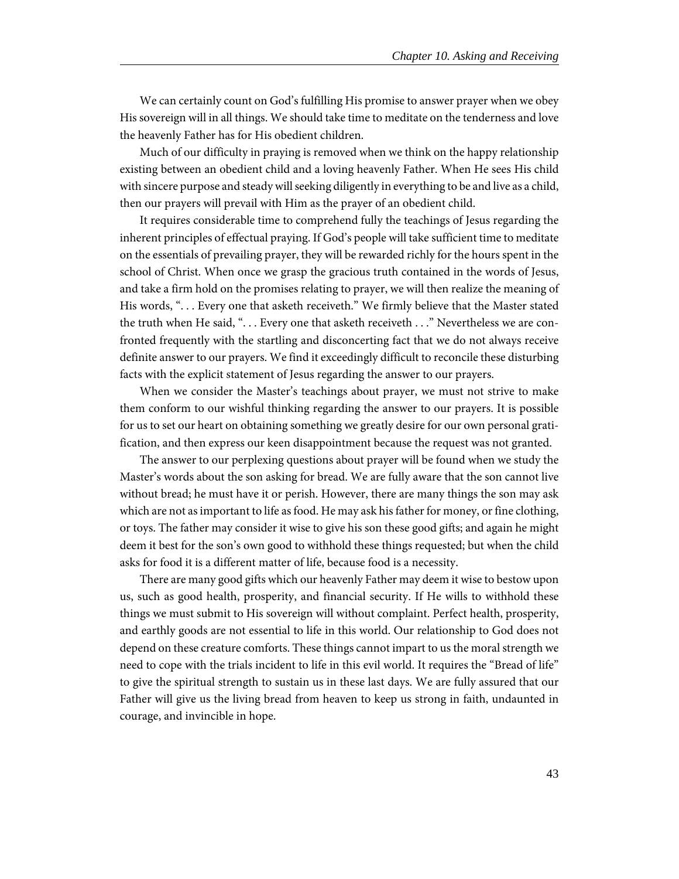We can certainly count on God's fulfilling His promise to answer prayer when we obey His sovereign will in all things. We should take time to meditate on the tenderness and love the heavenly Father has for His obedient children.

Much of our difficulty in praying is removed when we think on the happy relationship existing between an obedient child and a loving heavenly Father. When He sees His child with sincere purpose and steady will seeking diligently in everything to be and live as a child, then our prayers will prevail with Him as the prayer of an obedient child.

It requires considerable time to comprehend fully the teachings of Jesus regarding the inherent principles of effectual praying. If God's people will take sufficient time to meditate on the essentials of prevailing prayer, they will be rewarded richly for the hours spent in the school of Christ. When once we grasp the gracious truth contained in the words of Jesus, and take a firm hold on the promises relating to prayer, we will then realize the meaning of His words, ". . . Every one that asketh receiveth." We firmly believe that the Master stated the truth when He said, ". . . Every one that asketh receiveth . . ." Nevertheless we are confronted frequently with the startling and disconcerting fact that we do not always receive definite answer to our prayers. We find it exceedingly difficult to reconcile these disturbing facts with the explicit statement of Jesus regarding the answer to our prayers.

When we consider the Master's teachings about prayer, we must not strive to make them conform to our wishful thinking regarding the answer to our prayers. It is possible for us to set our heart on obtaining something we greatly desire for our own personal gratification, and then express our keen disappointment because the request was not granted.

The answer to our perplexing questions about prayer will be found when we study the Master's words about the son asking for bread. We are fully aware that the son cannot live without bread; he must have it or perish. However, there are many things the son may ask which are not as important to life as food. He may ask his father for money, or fine clothing, or toys. The father may consider it wise to give his son these good gifts; and again he might deem it best for the son's own good to withhold these things requested; but when the child asks for food it is a different matter of life, because food is a necessity.

There are many good gifts which our heavenly Father may deem it wise to bestow upon us, such as good health, prosperity, and financial security. If He wills to withhold these things we must submit to His sovereign will without complaint. Perfect health, prosperity, and earthly goods are not essential to life in this world. Our relationship to God does not depend on these creature comforts. These things cannot impart to us the moral strength we need to cope with the trials incident to life in this evil world. It requires the "Bread of life" to give the spiritual strength to sustain us in these last days. We are fully assured that our Father will give us the living bread from heaven to keep us strong in faith, undaunted in courage, and invincible in hope.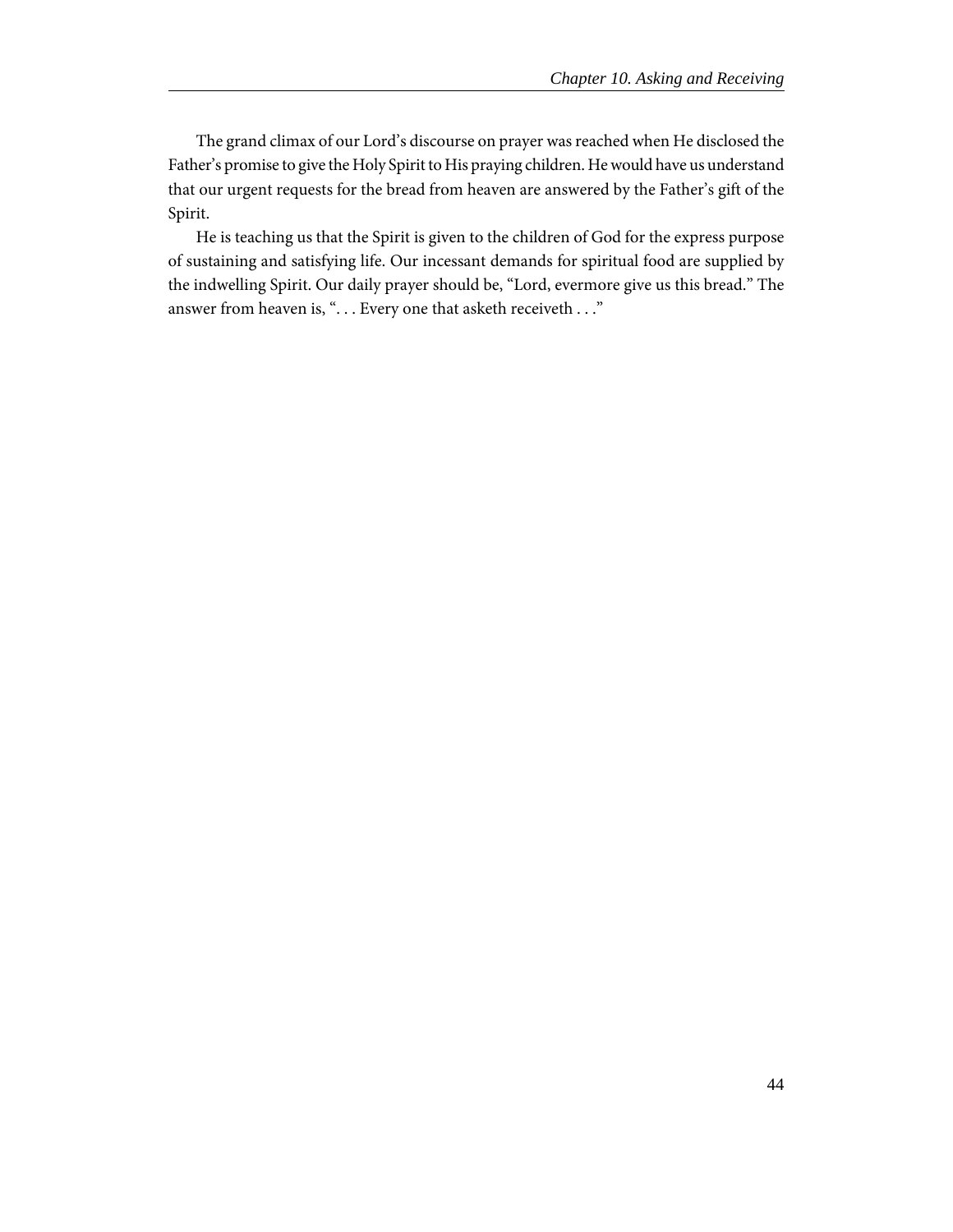The grand climax of our Lord's discourse on prayer was reached when He disclosed the Father's promise to give the Holy Spirit to His praying children. He would have us understand that our urgent requests for the bread from heaven are answered by the Father's gift of the Spirit.

He is teaching us that the Spirit is given to the children of God for the express purpose of sustaining and satisfying life. Our incessant demands for spiritual food are supplied by the indwelling Spirit. Our daily prayer should be, "Lord, evermore give us this bread." The answer from heaven is, ". . . Every one that asketh receiveth . . ."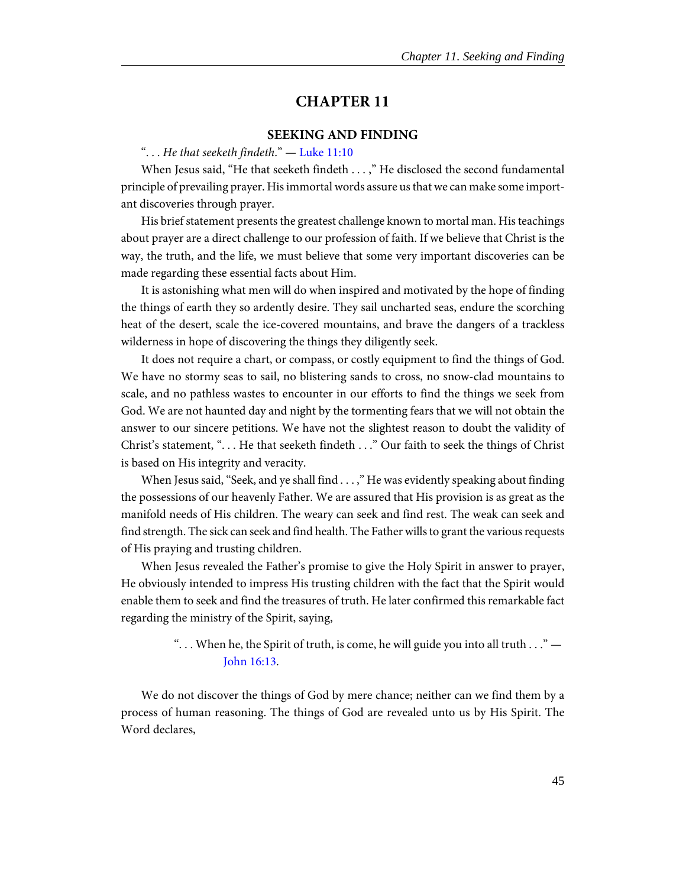# CHAPTER 11

## SEEKING AND FINDING

"... *He that seeketh findeth*." — Luke 11:10

When Jesus said, "He that seeketh findeth . . . ," He disclosed the second fundamental principle of prevailing prayer. His immortal words assure us that we can make some important discoveries through prayer.

His brief statement presents the greatest challenge known to mortal man. His teachings about prayer are a direct challenge to our profession of faith. If we believe that Christ is the way, the truth, and the life, we must believe that some very important discoveries can be made regarding these essential facts about Him.

It is astonishing what men will do when inspired and motivated by the hope of finding the things of earth they so ardently desire. They sail uncharted seas, endure the scorching heat of the desert, scale the ice-covered mountains, and brave the dangers of a trackless wilderness in hope of discovering the things they diligently seek.

It does not require a chart, or compass, or costly equipment to find the things of God. We have no stormy seas to sail, no blistering sands to cross, no snow-clad mountains to scale, and no pathless wastes to encounter in our efforts to find the things we seek from God. We are not haunted day and night by the tormenting fears that we will not obtain the answer to our sincere petitions. We have not the slightest reason to doubt the validity of Christ's statement, ". . . He that seeketh findeth . . ." Our faith to seek the things of Christ is based on His integrity and veracity.

When Jesus said, "Seek, and ye shall find . . . ," He was evidently speaking about finding the possessions of our heavenly Father. We are assured that His provision is as great as the manifold needs of His children. The weary can seek and find rest. The weak can seek and find strength. The sick can seek and find health. The Father wills to grant the various requests of His praying and trusting children.

When Jesus revealed the Father's promise to give the Holy Spirit in answer to prayer, He obviously intended to impress His trusting children with the fact that the Spirit would enable them to seek and find the treasures of truth. He later confirmed this remarkable fact regarding the ministry of the Spirit, saying,

> ". . . When he, the Spirit of truth, is come, he will guide you into all truth . . ." — John 16:13.

We do not discover the things of God by mere chance; neither can we find them by a process of human reasoning. The things of God are revealed unto us by His Spirit. The Word declares,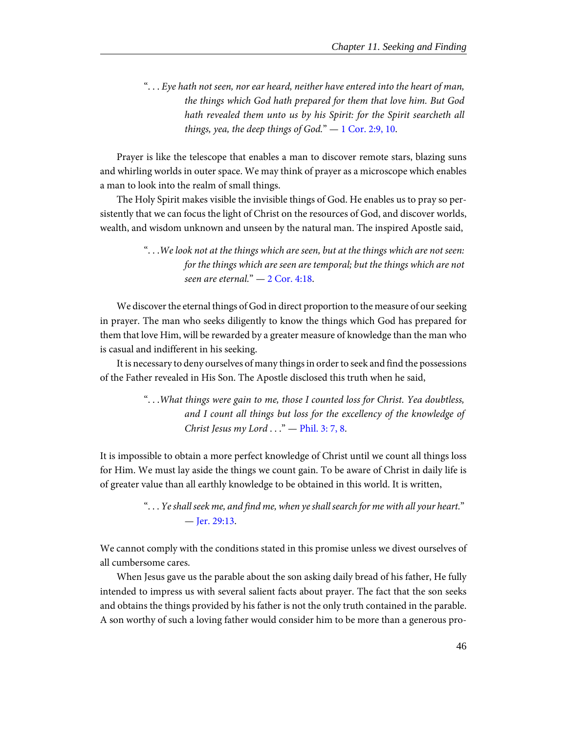> "*. . . Eye hath not seen, nor ear heard, neither have entered into the heart of man, the things which God hath prepared for them that love him. But God hath revealed them unto us by his Spirit: for the Spirit searcheth all things, yea, the deep things of God.*" — 1 Cor. 2:9, 10.

Prayer is like the telescope that enables a man to discover remote stars, blazing suns and whirling worlds in outer space. We may think of prayer as a microscope which enables a man to look into the realm of small things.

The Holy Spirit makes visible the invisible things of God. He enables us to pray so persistently that we can focus the light of Christ on the resources of God, and discover worlds, wealth, and wisdom unknown and unseen by the natural man. The inspired Apostle said,

> "*. . . We look not at the things which are seen, but at the things which are not seen: for the things which are seen are temporal; but the things which are not seen are eternal.*" — 2 Cor. 4:18.

We discover the eternal things of God in direct proportion to the measure of our seeking in prayer. The man who seeks diligently to know the things which God has prepared for them that love Him, will be rewarded by a greater measure of knowledge than the man who is casual and indifferent in his seeking.

It is necessary to deny ourselves of many things in order to seek and find the possessions of the Father revealed in His Son. The Apostle disclosed this truth when he said,

> "*. . . What things were gain to me, those I counted loss for Christ. Yea doubtless, and I count all things but loss for the excellency of the knowledge of Christ Jesus my Lord . . .*" — Phil. 3: 7, 8.

It is impossible to obtain a more perfect knowledge of Christ until we count all things loss for Him. We must lay aside the things we count gain. To be aware of Christ in daily life is of greater value than all earthly knowledge to be obtained in this world. It is written,

> "*. . . Ye shall seek me, and find me, when ye shall search for me with all your heart.*" — Jer. 29:13.

We cannot comply with the conditions stated in this promise unless we divest ourselves of all cumbersome cares.

When Jesus gave us the parable about the son asking daily bread of his father, He fully intended to impress us with several salient facts about prayer. The fact that the son seeks and obtains the things provided by his father is not the only truth contained in the parable. A son worthy of such a loving father would consider him to be more than a generous pro-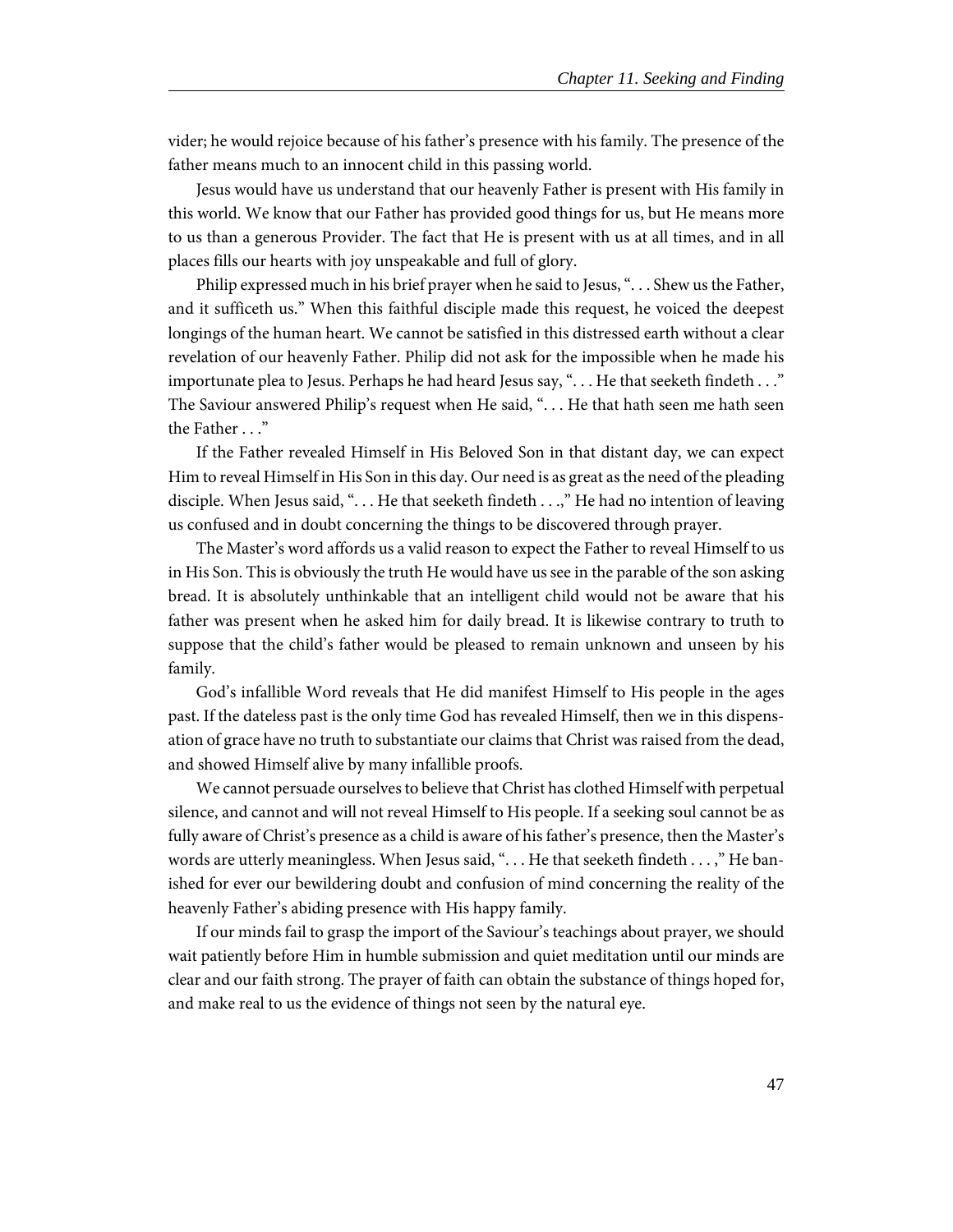vider; he would rejoice because of his father's presence with his family. The presence of the father means much to an innocent child in this passing world.

Jesus would have us understand that our heavenly Father is present with His family in this world. We know that our Father has provided good things for us, but He means more to us than a generous Provider. The fact that He is present with us at all times, and in all places fills our hearts with joy unspeakable and full of glory.

Philip expressed much in his brief prayer when he said to Jesus, ". . . Shew us the Father, and it sufficeth us." When this faithful disciple made this request, he voiced the deepest longings of the human heart. We cannot be satisfied in this distressed earth without a clear revelation of our heavenly Father. Philip did not ask for the impossible when he made his importunate plea to Jesus. Perhaps he had heard Jesus say, ". . . He that seeketh findeth . . ." The Saviour answered Philip's request when He said, ". . . He that hath seen me hath seen the Father . . ."

If the Father revealed Himself in His Beloved Son in that distant day, we can expect Him to reveal Himself in His Son in this day. Our need is as great as the need of the pleading disciple. When Jesus said, ". . . He that seeketh findeth . . .," He had no intention of leaving us confused and in doubt concerning the things to be discovered through prayer.

The Master's word affords us a valid reason to expect the Father to reveal Himself to us in His Son. This is obviously the truth He would have us see in the parable of the son asking bread. It is absolutely unthinkable that an intelligent child would not be aware that his father was present when he asked him for daily bread. It is likewise contrary to truth to suppose that the child's father would be pleased to remain unknown and unseen by his family.

God's infallible Word reveals that He did manifest Himself to His people in the ages past. If the dateless past is the only time God has revealed Himself, then we in this dispensation of grace have no truth to substantiate our claims that Christ was raised from the dead, and showed Himself alive by many infallible proofs.

We cannot persuade ourselves to believe that Christ has clothed Himself with perpetual silence, and cannot and will not reveal Himself to His people. If a seeking soul cannot be as fully aware of Christ's presence as a child is aware of his father's presence, then the Master's words are utterly meaningless. When Jesus said, ". . . He that seeketh findeth . . . ," He banished for ever our bewildering doubt and confusion of mind concerning the reality of the heavenly Father's abiding presence with His happy family.

If our minds fail to grasp the import of the Saviour's teachings about prayer, we should wait patiently before Him in humble submission and quiet meditation until our minds are clear and our faith strong. The prayer of faith can obtain the substance of things hoped for, and make real to us the evidence of things not seen by the natural eye.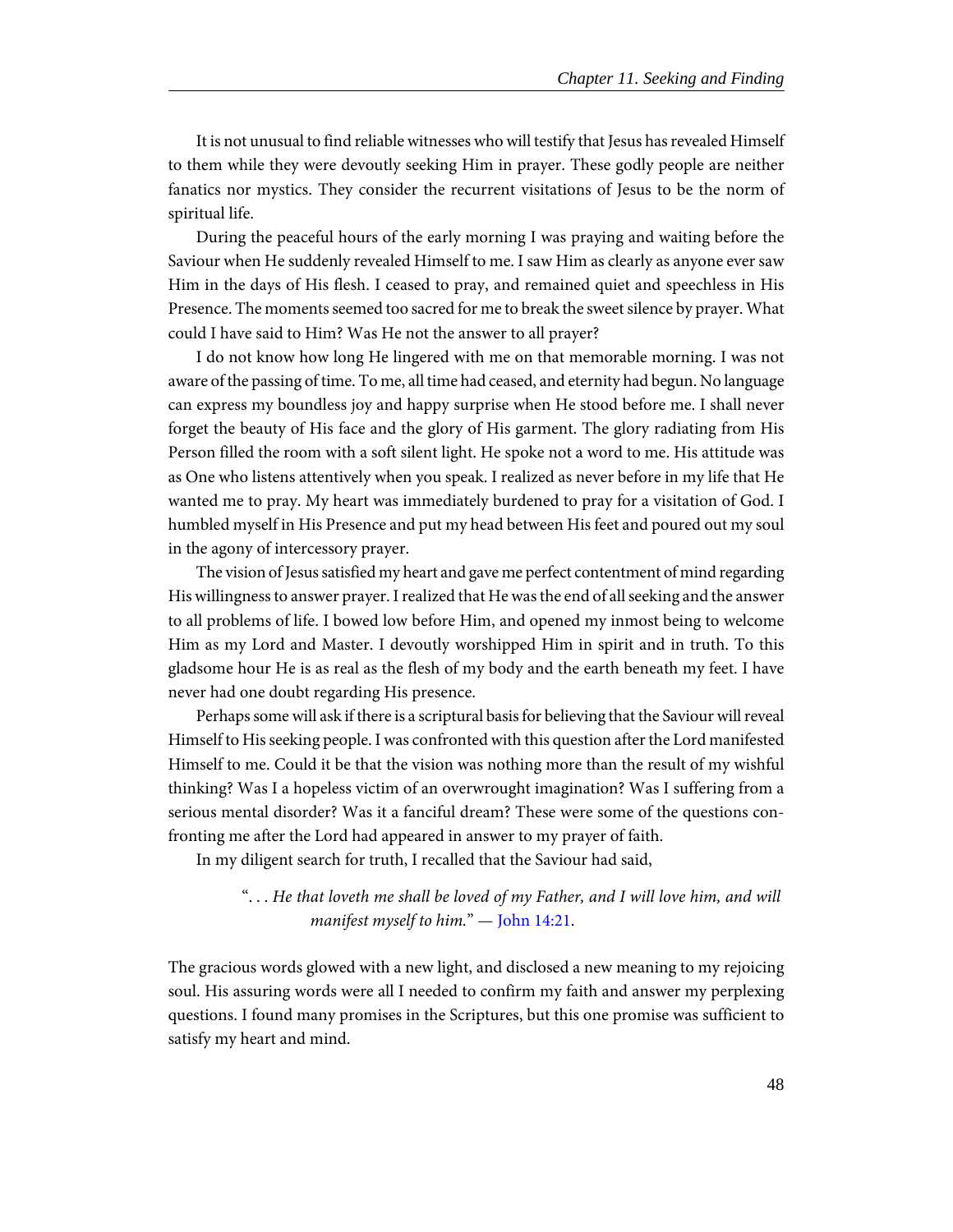It is not unusual to find reliable witnesses who will testify that Jesus has revealed Himself to them while they were devoutly seeking Him in prayer. These godly people are neither fanatics nor mystics. They consider the recurrent visitations of Jesus to be the norm of spiritual life.

During the peaceful hours of the early morning I was praying and waiting before the Saviour when He suddenly revealed Himself to me. I saw Him as clearly as anyone ever saw Him in the days of His flesh. I ceased to pray, and remained quiet and speechless in His Presence. The moments seemed too sacred for me to break the sweet silence by prayer. What could I have said to Him? Was He not the answer to all prayer?

I do not know how long He lingered with me on that memorable morning. I was not aware of the passing of time. To me, all time had ceased, and eternity had begun. No language can express my boundless joy and happy surprise when He stood before me. I shall never forget the beauty of His face and the glory of His garment. The glory radiating from His Person filled the room with a soft silent light. He spoke not a word to me. His attitude was as One who listens attentively when you speak. I realized as never before in my life that He wanted me to pray. My heart was immediately burdened to pray for a visitation of God. I humbled myself in His Presence and put my head between His feet and poured out my soul in the agony of intercessory prayer.

The vision of Jesus satisfied my heart and gave me perfect contentment of mind regarding His willingness to answer prayer. I realized that He was the end of all seeking and the answer to all problems of life. I bowed low before Him, and opened my inmost being to welcome Him as my Lord and Master. I devoutly worshipped Him in spirit and in truth. To this gladsome hour He is as real as the flesh of my body and the earth beneath my feet. I have never had one doubt regarding His presence.

Perhaps some will ask if there is a scriptural basis for believing that the Saviour will reveal Himself to His seeking people. I was confronted with this question after the Lord manifested Himself to me. Could it be that the vision was nothing more than the result of my wishful thinking? Was I a hopeless victim of an overwrought imagination? Was I suffering from a serious mental disorder? Was it a fanciful dream? These were some of the questions confronting me after the Lord had appeared in answer to my prayer of faith.

In my diligent search for truth, I recalled that the Saviour had said,

> "*. . . He that loveth me shall be loved of my Father, and I will love him, and will manifest myself to him.*" — John 14:21.

The gracious words glowed with a new light, and disclosed a new meaning to my rejoicing soul. His assuring words were all I needed to confirm my faith and answer my perplexing questions. I found many promises in the Scriptures, but this one promise was sufficient to satisfy my heart and mind.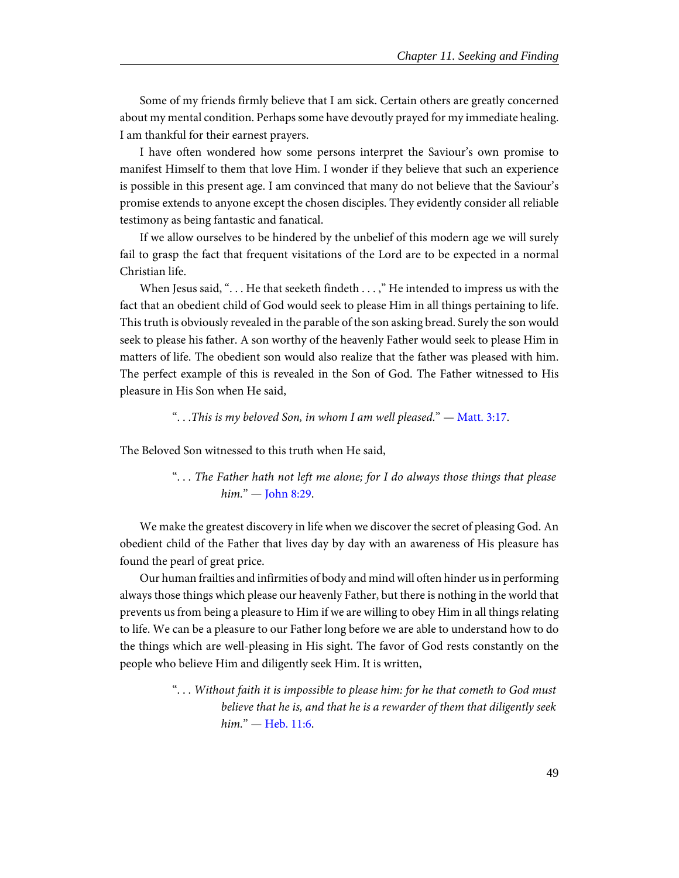Some of my friends firmly believe that I am sick. Certain others are greatly concerned about my mental condition. Perhaps some have devoutly prayed for my immediate healing. I am thankful for their earnest prayers.

I have often wondered how some persons interpret the Saviour's own promise to manifest Himself to them that love Him. I wonder if they believe that such an experience is possible in this present age. I am convinced that many do not believe that the Saviour's promise extends to anyone except the chosen disciples. They evidently consider all reliable testimony as being fantastic and fanatical.

If we allow ourselves to be hindered by the unbelief of this modern age we will surely fail to grasp the fact that frequent visitations of the Lord are to be expected in a normal Christian life.

When Jesus said, ". . . He that seeketh findeth . . . ," He intended to impress us with the fact that an obedient child of God would seek to please Him in all things pertaining to life. This truth is obviously revealed in the parable of the son asking bread. Surely the son would seek to please his father. A son worthy of the heavenly Father would seek to please Him in matters of life. The obedient son would also realize that the father was pleased with him. The perfect example of this is revealed in the Son of God. The Father witnessed to His pleasure in His Son when He said,

> ". . .*This is my beloved Son, in whom I am well pleased.*" — Matt. 3:17.

The Beloved Son witnessed to this truth when He said,

> ". . . *The Father hath not left me alone; for I do always those things that please him.*" — John 8:29.

We make the greatest discovery in life when we discover the secret of pleasing God. An obedient child of the Father that lives day by day with an awareness of His pleasure has found the pearl of great price.

Our human frailties and infirmities of body and mind will often hinder us in performing always those things which please our heavenly Father, but there is nothing in the world that prevents us from being a pleasure to Him if we are willing to obey Him in all things relating to life. We can be a pleasure to our Father long before we are able to understand how to do the things which are well-pleasing in His sight. The favor of God rests constantly on the people who believe Him and diligently seek Him. It is written,

> ". . . *Without faith it is impossible to please him: for he that cometh to God must believe that he is, and that he is a rewarder of them that diligently seek him.*" — Heb. 11:6.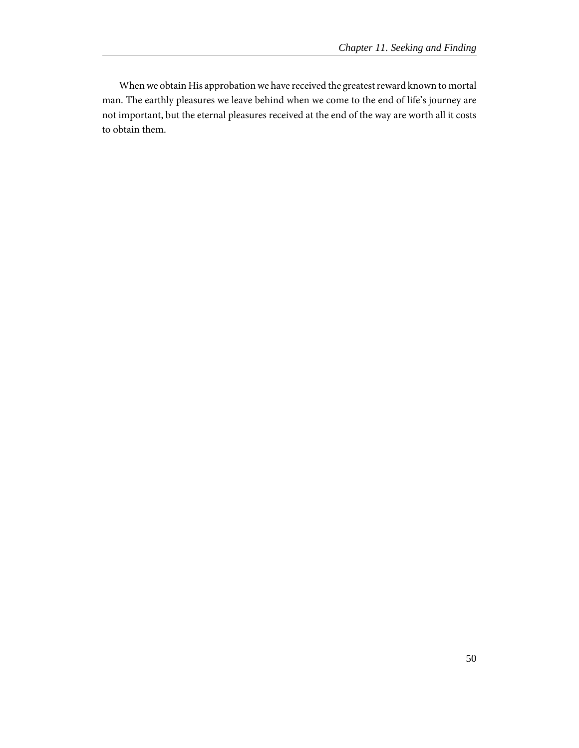When we obtain His approbation we have received the greatest reward known to mortal man. The earthly pleasures we leave behind when we come to the end of life's journey are not important, but the eternal pleasures received at the end of the way are worth all it costs to obtain them.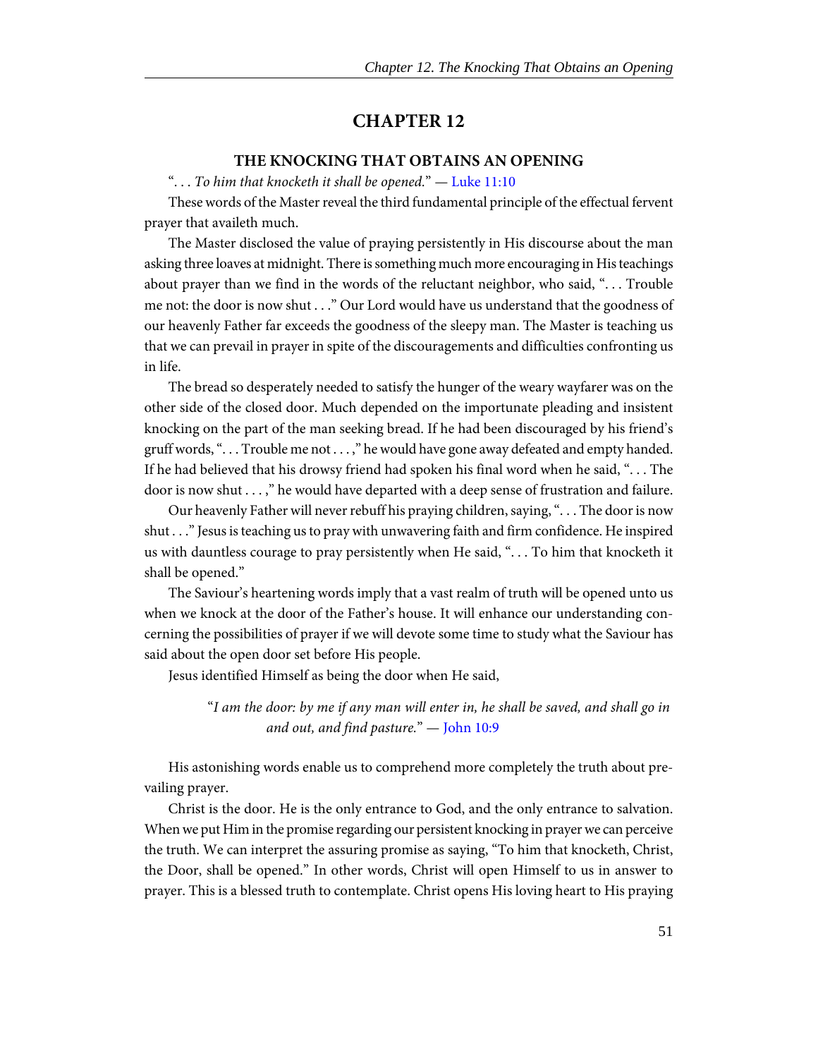# CHAPTER 12

## THE KNOCKING THAT OBTAINS AN OPENING

"*. . . To him that knocketh it shall be opened.*" — Luke 11:10

These words of the Master reveal the third fundamental principle of the effectual fervent prayer that availeth much.

The Master disclosed the value of praying persistently in His discourse about the man asking three loaves at midnight. There is something much more encouraging in His teachings about prayer than we find in the words of the reluctant neighbor, who said, ". . . Trouble me not: the door is now shut . . ." Our Lord would have us understand that the goodness of our heavenly Father far exceeds the goodness of the sleepy man. The Master is teaching us that we can prevail in prayer in spite of the discouragements and difficulties confronting us in life.

The bread so desperately needed to satisfy the hunger of the weary wayfarer was on the other side of the closed door. Much depended on the importunate pleading and insistent knocking on the part of the man seeking bread. If he had been discouraged by his friend's gruff words, ". . . Trouble me not . . . ," he would have gone away defeated and empty handed. If he had believed that his drowsy friend had spoken his final word when he said, ". . . The door is now shut . . . ," he would have departed with a deep sense of frustration and failure.

Our heavenly Father will never rebuff his praying children, saying, ". . . The door is now shut . . ." Jesus is teaching us to pray with unwavering faith and firm confidence. He inspired us with dauntless courage to pray persistently when He said, ". . . To him that knocketh it shall be opened."

The Saviour's heartening words imply that a vast realm of truth will be opened unto us when we knock at the door of the Father's house. It will enhance our understanding concerning the possibilities of prayer if we will devote some time to study what the Saviour has said about the open door set before His people.

Jesus identified Himself as being the door when He said,

> "*I am the door: by me if any man will enter in, he shall be saved, and shall go in and out, and find pasture.*" — John 10:9

His astonishing words enable us to comprehend more completely the truth about prevailing prayer.

Christ is the door. He is the only entrance to God, and the only entrance to salvation. When we put Him in the promise regarding our persistent knocking in prayer we can perceive the truth. We can interpret the assuring promise as saying, "To him that knocketh, Christ, the Door, shall be opened." In other words, Christ will open Himself to us in answer to prayer. This is a blessed truth to contemplate. Christ opens His loving heart to His praying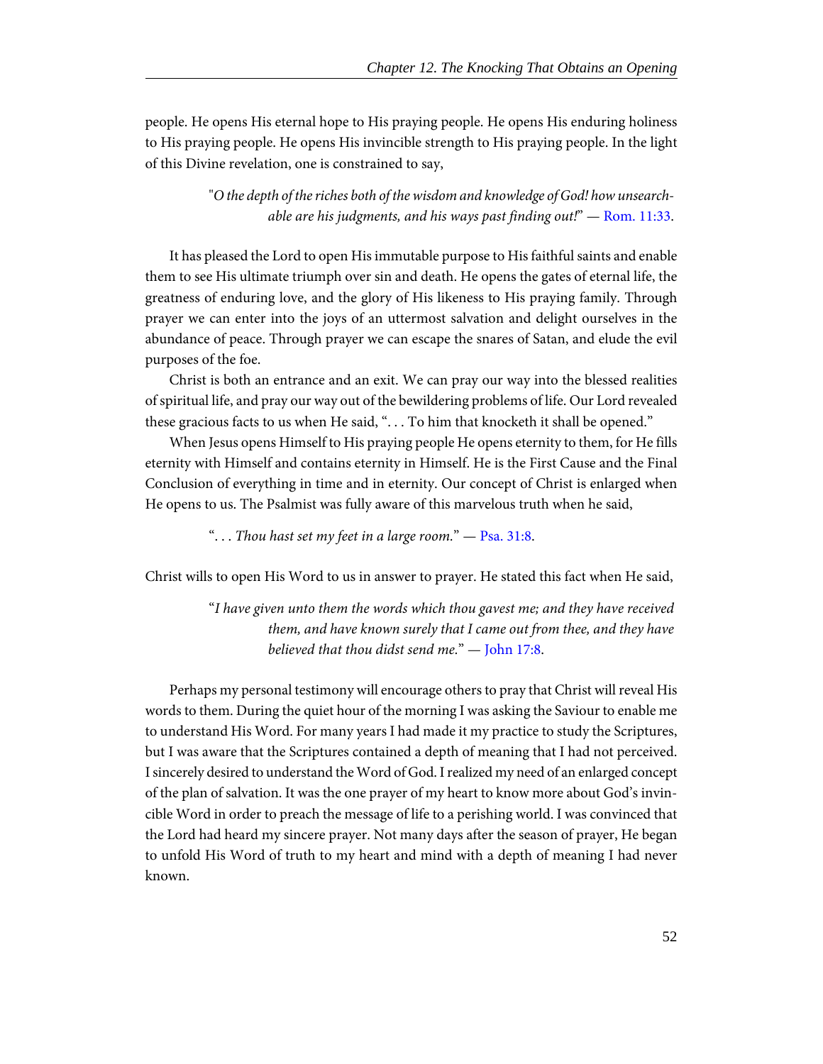people. He opens His eternal hope to His praying people. He opens His enduring holiness to His praying people. He opens His invincible strength to His praying people. In the light of this Divine revelation, one is constrained to say,

> "*O the depth of the riches both of the wisdom and knowledge of God! how unsearchable are his judgments, and his ways past finding out!*" — Rom. 11:33.

It has pleased the Lord to open His immutable purpose to His faithful saints and enable them to see His ultimate triumph over sin and death. He opens the gates of eternal life, the greatness of enduring love, and the glory of His likeness to His praying family. Through prayer we can enter into the joys of an uttermost salvation and delight ourselves in the abundance of peace. Through prayer we can escape the snares of Satan, and elude the evil purposes of the foe.

Christ is both an entrance and an exit. We can pray our way into the blessed realities of spiritual life, and pray our way out of the bewildering problems of life. Our Lord revealed these gracious facts to us when He said, ". . . To him that knocketh it shall be opened."

When Jesus opens Himself to His praying people He opens eternity to them, for He fills eternity with Himself and contains eternity in Himself. He is the First Cause and the Final Conclusion of everything in time and in eternity. Our concept of Christ is enlarged when He opens to us. The Psalmist was fully aware of this marvelous truth when he said,

> ". . . *Thou hast set my feet in a large room.*" — Psa. 31:8.

Christ wills to open His Word to us in answer to prayer. He stated this fact when He said,

> "*I have given unto them the words which thou gavest me; and they have received them, and have known surely that I came out from thee, and they have believed that thou didst send me.*" — John 17:8.

Perhaps my personal testimony will encourage others to pray that Christ will reveal His words to them. During the quiet hour of the morning I was asking the Saviour to enable me to understand His Word. For many years I had made it my practice to study the Scriptures, but I was aware that the Scriptures contained a depth of meaning that I had not perceived. I sincerely desired to understand the Word of God. I realized my need of an enlarged concept of the plan of salvation. It was the one prayer of my heart to know more about God's invincible Word in order to preach the message of life to a perishing world. I was convinced that the Lord had heard my sincere prayer. Not many days after the season of prayer, He began to unfold His Word of truth to my heart and mind with a depth of meaning I had never known.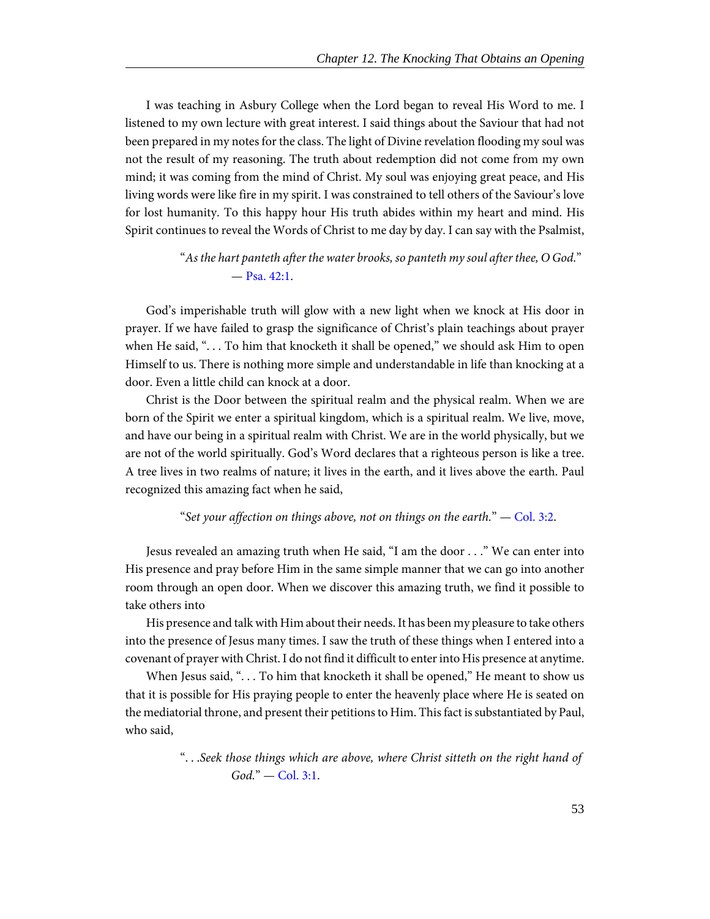I was teaching in Asbury College when the Lord began to reveal His Word to me. I listened to my own lecture with great interest. I said things about the Saviour that had not been prepared in my notes for the class. The light of Divine revelation flooding my soul was not the result of my reasoning. The truth about redemption did not come from my own mind; it was coming from the mind of Christ. My soul was enjoying great peace, and His living words were like fire in my spirit. I was constrained to tell others of the Saviour's love for lost humanity. To this happy hour His truth abides within my heart and mind. His Spirit continues to reveal the Words of Christ to me day by day. I can say with the Psalmist,

> "*As the hart panteth after the water brooks, so panteth my soul after thee, O God.*" — Psa. 42:1.

God's imperishable truth will glow with a new light when we knock at His door in prayer. If we have failed to grasp the significance of Christ's plain teachings about prayer when He said, ". . . To him that knocketh it shall be opened," we should ask Him to open Himself to us. There is nothing more simple and understandable in life than knocking at a door. Even a little child can knock at a door.

Christ is the Door between the spiritual realm and the physical realm. When we are born of the Spirit we enter a spiritual kingdom, which is a spiritual realm. We live, move, and have our being in a spiritual realm with Christ. We are in the world physically, but we are not of the world spiritually. God's Word declares that a righteous person is like a tree. A tree lives in two realms of nature; it lives in the earth, and it lives above the earth. Paul recognized this amazing fact when he said,

> "*Set your affection on things above, not on things on the earth.*" — Col. 3:2.

Jesus revealed an amazing truth when He said, "I am the door . . ." We can enter into His presence and pray before Him in the same simple manner that we can go into another room through an open door. When we discover this amazing truth, we find it possible to take others into

His presence and talk with Him about their needs. It has been my pleasure to take others into the presence of Jesus many times. I saw the truth of these things when I entered into a covenant of prayer with Christ. I do not find it difficult to enter into His presence at anytime.

When Jesus said, ". . . To him that knocketh it shall be opened," He meant to show us that it is possible for His praying people to enter the heavenly place where He is seated on the mediatorial throne, and present their petitions to Him. This fact is substantiated by Paul, who said,

> ". . .*Seek those things which are above, where Christ sitteth on the right hand of God.*" — Col. 3:1.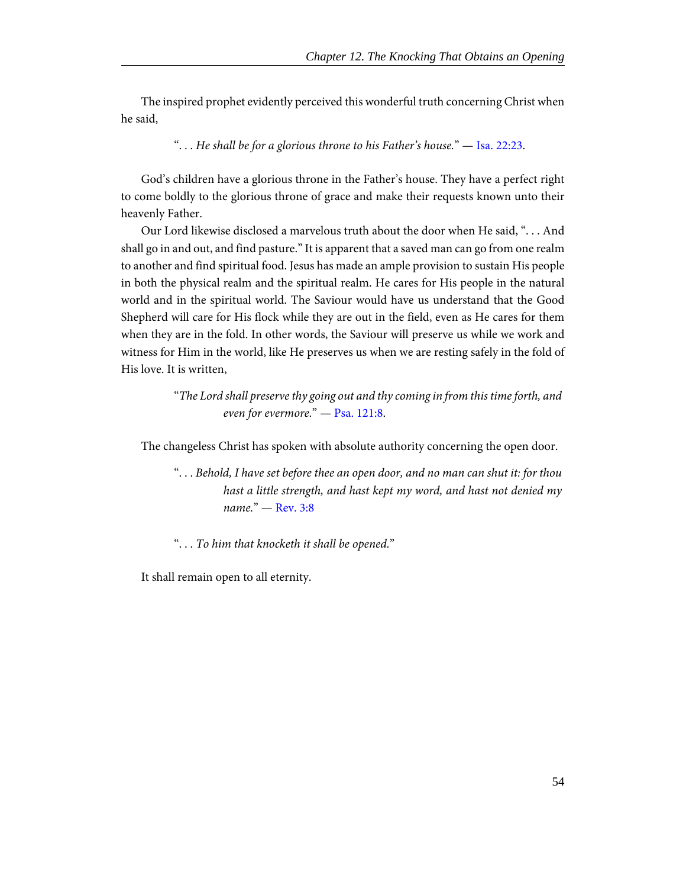The inspired prophet evidently perceived this wonderful truth concerning Christ when he said,

> ". . . *He shall be for a glorious throne to his Father's house.*" — Isa. 22:23.

God's children have a glorious throne in the Father's house. They have a perfect right to come boldly to the glorious throne of grace and make their requests known unto their heavenly Father.

Our Lord likewise disclosed a marvelous truth about the door when He said, ". . . And shall go in and out, and find pasture." It is apparent that a saved man can go from one realm to another and find spiritual food. Jesus has made an ample provision to sustain His people in both the physical realm and the spiritual realm. He cares for His people in the natural world and in the spiritual world. The Saviour would have us understand that the Good Shepherd will care for His flock while they are out in the field, even as He cares for them when they are in the fold. In other words, the Saviour will preserve us while we work and witness for Him in the world, like He preserves us when we are resting safely in the fold of His love. It is written,

> "*The Lord shall preserve thy going out and thy coming in from this time forth, and even for evermore.*" — Psa. 121:8.

The changeless Christ has spoken with absolute authority concerning the open door.

> ". . . *Behold, I have set before thee an open door, and no man can shut it: for thou hast a little strength, and hast kept my word, and hast not denied my name.*" — Rev. 3:8

> ". . . *To him that knocketh it shall be opened.*"

It shall remain open to all eternity.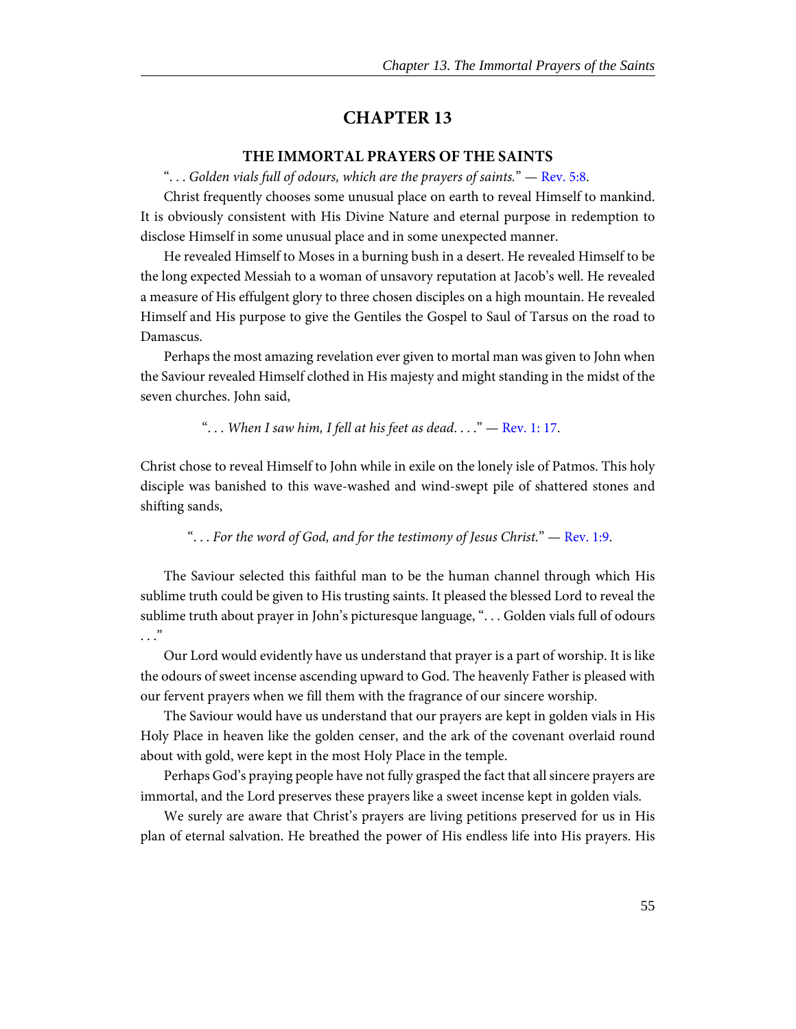# CHAPTER 13

## THE IMMORTAL PRAYERS OF THE SAINTS

"*. . . Golden vials full of odours, which are the prayers of saints.*" — Rev. 5:8.

Christ frequently chooses some unusual place on earth to reveal Himself to mankind. It is obviously consistent with His Divine Nature and eternal purpose in redemption to disclose Himself in some unusual place and in some unexpected manner.

He revealed Himself to Moses in a burning bush in a desert. He revealed Himself to be the long expected Messiah to a woman of unsavory reputation at Jacob's well. He revealed a measure of His effulgent glory to three chosen disciples on a high mountain. He revealed Himself and His purpose to give the Gentiles the Gospel to Saul of Tarsus on the road to Damascus.

Perhaps the most amazing revelation ever given to mortal man was given to John when the Saviour revealed Himself clothed in His majesty and might standing in the midst of the seven churches. John said,

> "*. . . When I saw him, I fell at his feet as dead. . . .*" — Rev. 1: 17.

Christ chose to reveal Himself to John while in exile on the lonely isle of Patmos. This holy disciple was banished to this wave-washed and wind-swept pile of shattered stones and shifting sands,

> "*. . . For the word of God, and for the testimony of Jesus Christ.*" — Rev. 1:9.

The Saviour selected this faithful man to be the human channel through which His sublime truth could be given to His trusting saints. It pleased the blessed Lord to reveal the sublime truth about prayer in John's picturesque language, ". . . Golden vials full of odours . . ."

Our Lord would evidently have us understand that prayer is a part of worship. It is like the odours of sweet incense ascending upward to God. The heavenly Father is pleased with our fervent prayers when we fill them with the fragrance of our sincere worship.

The Saviour would have us understand that our prayers are kept in golden vials in His Holy Place in heaven like the golden censer, and the ark of the covenant overlaid round about with gold, were kept in the most Holy Place in the temple.

Perhaps God's praying people have not fully grasped the fact that all sincere prayers are immortal, and the Lord preserves these prayers like a sweet incense kept in golden vials.

We surely are aware that Christ's prayers are living petitions preserved for us in His plan of eternal salvation. He breathed the power of His endless life into His prayers. His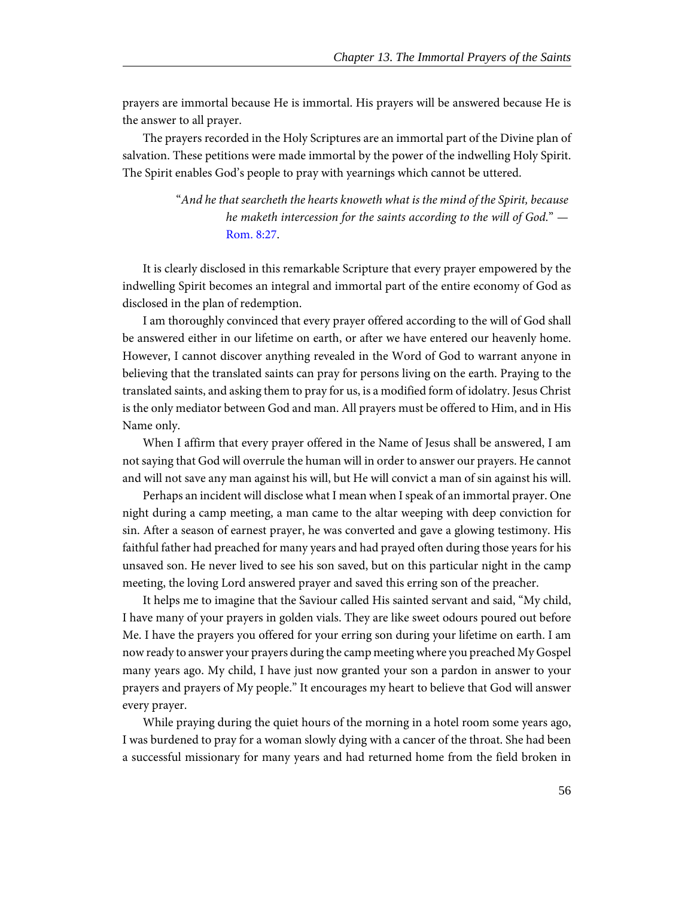prayers are immortal because He is immortal. His prayers will be answered because He is the answer to all prayer.

The prayers recorded in the Holy Scriptures are an immortal part of the Divine plan of salvation. These petitions were made immortal by the power of the indwelling Holy Spirit. The Spirit enables God's people to pray with yearnings which cannot be uttered.

> "*And he that searcheth the hearts knoweth what is the mind of the Spirit, because he maketh intercession for the saints according to the will of God.*" — Rom. 8:27.

It is clearly disclosed in this remarkable Scripture that every prayer empowered by the indwelling Spirit becomes an integral and immortal part of the entire economy of God as disclosed in the plan of redemption.

I am thoroughly convinced that every prayer offered according to the will of God shall be answered either in our lifetime on earth, or after we have entered our heavenly home. However, I cannot discover anything revealed in the Word of God to warrant anyone in believing that the translated saints can pray for persons living on the earth. Praying to the translated saints, and asking them to pray for us, is a modified form of idolatry. Jesus Christ is the only mediator between God and man. All prayers must be offered to Him, and in His Name only.

When I affirm that every prayer offered in the Name of Jesus shall be answered, I am not saying that God will overrule the human will in order to answer our prayers. He cannot and will not save any man against his will, but He will convict a man of sin against his will.

Perhaps an incident will disclose what I mean when I speak of an immortal prayer. One night during a camp meeting, a man came to the altar weeping with deep conviction for sin. After a season of earnest prayer, he was converted and gave a glowing testimony. His faithful father had preached for many years and had prayed often during those years for his unsaved son. He never lived to see his son saved, but on this particular night in the camp meeting, the loving Lord answered prayer and saved this erring son of the preacher.

It helps me to imagine that the Saviour called His sainted servant and said, "My child, I have many of your prayers in golden vials. They are like sweet odours poured out before Me. I have the prayers you offered for your erring son during your lifetime on earth. I am now ready to answer your prayers during the camp meeting where you preached My Gospel many years ago. My child, I have just now granted your son a pardon in answer to your prayers and prayers of My people." It encourages my heart to believe that God will answer every prayer.

While praying during the quiet hours of the morning in a hotel room some years ago, I was burdened to pray for a woman slowly dying with a cancer of the throat. She had been a successful missionary for many years and had returned home from the field broken in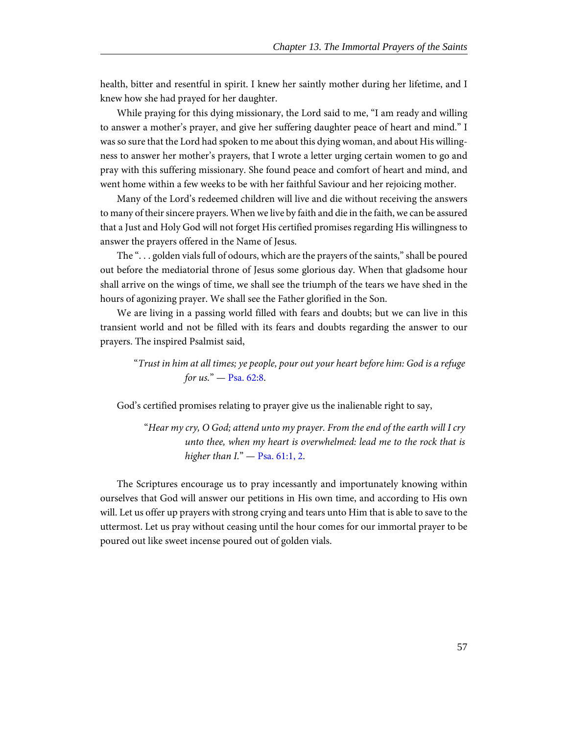health, bitter and resentful in spirit. I knew her saintly mother during her lifetime, and I knew how she had prayed for her daughter.

While praying for this dying missionary, the Lord said to me, "I am ready and willing to answer a mother's prayer, and give her suffering daughter peace of heart and mind." I was so sure that the Lord had spoken to me about this dying woman, and about His willingness to answer her mother's prayers, that I wrote a letter urging certain women to go and pray with this suffering missionary. She found peace and comfort of heart and mind, and went home within a few weeks to be with her faithful Saviour and her rejoicing mother.

Many of the Lord's redeemed children will live and die without receiving the answers to many of their sincere prayers. When we live by faith and die in the faith, we can be assured that a Just and Holy God will not forget His certified promises regarding His willingness to answer the prayers offered in the Name of Jesus.

The ". . . golden vials full of odours, which are the prayers of the saints," shall be poured out before the mediatorial throne of Jesus some glorious day. When that gladsome hour shall arrive on the wings of time, we shall see the triumph of the tears we have shed in the hours of agonizing prayer. We shall see the Father glorified in the Son.

We are living in a passing world filled with fears and doubts; but we can live in this transient world and not be filled with its fears and doubts regarding the answer to our prayers. The inspired Psalmist said,

> "*Trust in him at all times; ye people, pour out your heart before him: God is a refuge for us.*" — Psa. 62:8.

God's certified promises relating to prayer give us the inalienable right to say,

> "*Hear my cry, O God; attend unto my prayer. From the end of the earth will I cry unto thee, when my heart is overwhelmed: lead me to the rock that is higher than I.*" — Psa. 61:1, 2.

The Scriptures encourage us to pray incessantly and importunately knowing within ourselves that God will answer our petitions in His own time, and according to His own will. Let us offer up prayers with strong crying and tears unto Him that is able to save to the uttermost. Let us pray without ceasing until the hour comes for our immortal prayer to be poured out like sweet incense poured out of golden vials.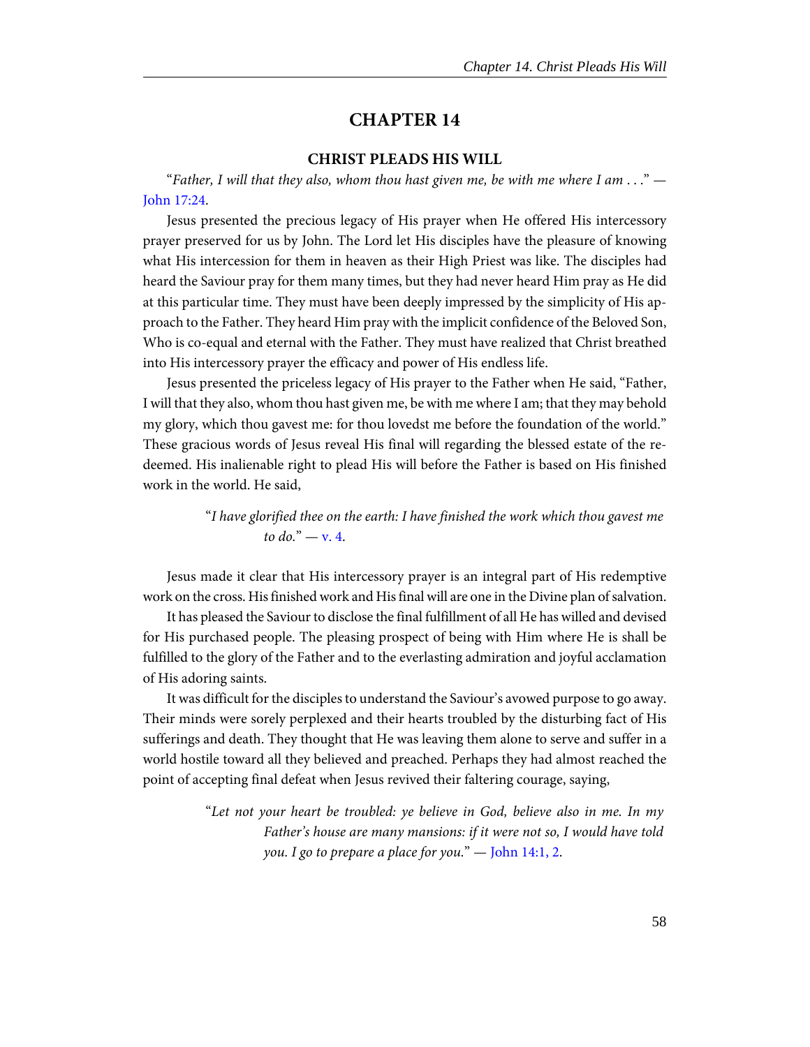# CHAPTER 14

## CHRIST PLEADS HIS WILL

"*Father, I will that they also, whom thou hast given me, be with me where I am . . .*" — John 17:24.

Jesus presented the precious legacy of His prayer when He offered His intercessory prayer preserved for us by John. The Lord let His disciples have the pleasure of knowing what His intercession for them in heaven as their High Priest was like. The disciples had heard the Saviour pray for them many times, but they had never heard Him pray as He did at this particular time. They must have been deeply impressed by the simplicity of His approach to the Father. They heard Him pray with the implicit confidence of the Beloved Son, Who is co-equal and eternal with the Father. They must have realized that Christ breathed into His intercessory prayer the efficacy and power of His endless life.

Jesus presented the priceless legacy of His prayer to the Father when He said, "Father, I will that they also, whom thou hast given me, be with me where I am; that they may behold my glory, which thou gavest me: for thou lovedst me before the foundation of the world." These gracious words of Jesus reveal His final will regarding the blessed estate of the redeemed. His inalienable right to plead His will before the Father is based on His finished work in the world. He said,

> "*I have glorified thee on the earth: I have finished the work which thou gavest me to do.*" — v. 4.

Jesus made it clear that His intercessory prayer is an integral part of His redemptive work on the cross. His finished work and His final will are one in the Divine plan of salvation.

It has pleased the Saviour to disclose the final fulfillment of all He has willed and devised for His purchased people. The pleasing prospect of being with Him where He is shall be fulfilled to the glory of the Father and to the everlasting admiration and joyful acclamation of His adoring saints.

It was difficult for the disciples to understand the Saviour's avowed purpose to go away. Their minds were sorely perplexed and their hearts troubled by the disturbing fact of His sufferings and death. They thought that He was leaving them alone to serve and suffer in a world hostile toward all they believed and preached. Perhaps they had almost reached the point of accepting final defeat when Jesus revived their faltering courage, saying,

> "*Let not your heart be troubled: ye believe in God, believe also in me. In my Father's house are many mansions: if it were not so, I would have told you. I go to prepare a place for you.*" — John 14:1, 2.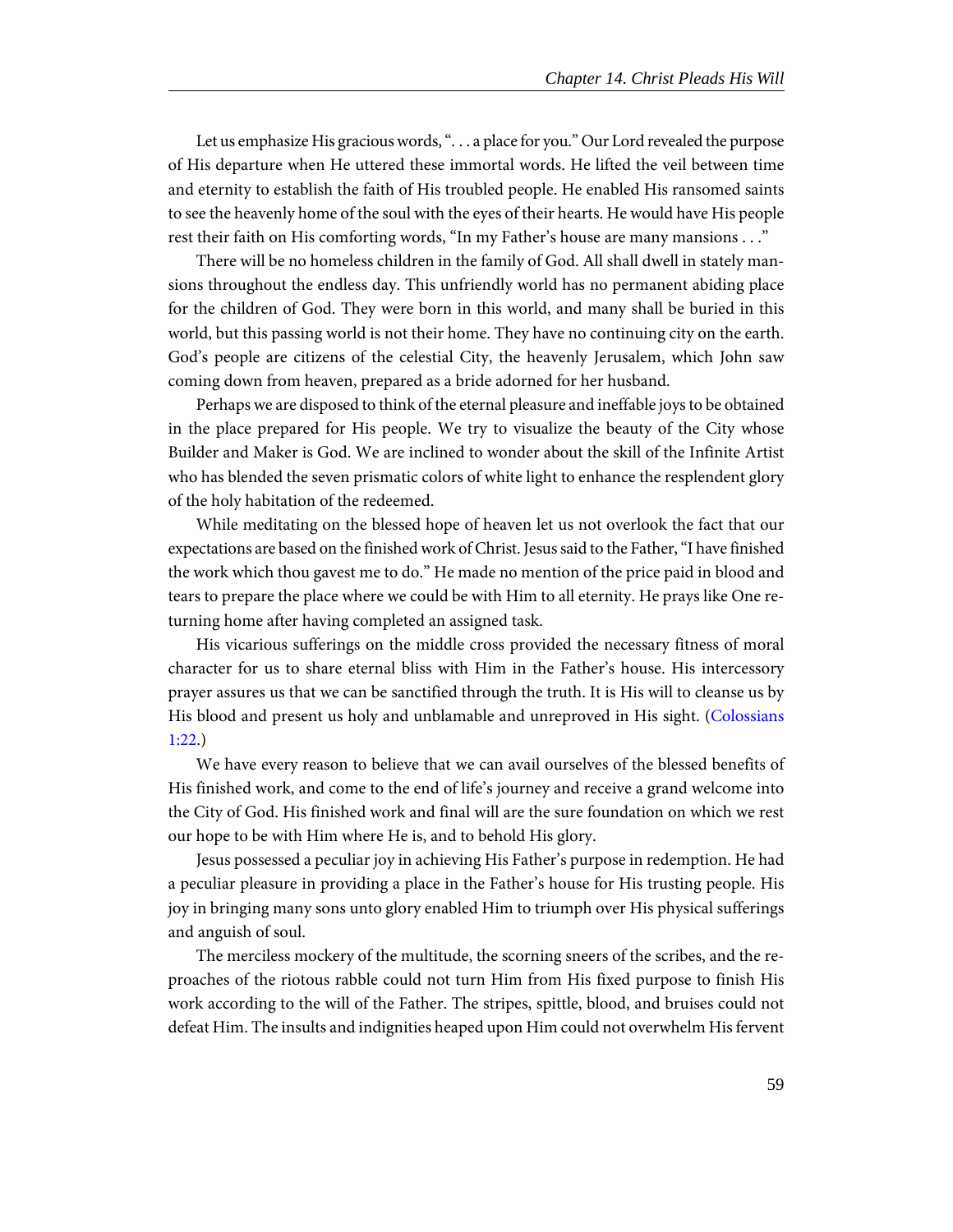Let us emphasize His gracious words, ". . . a place for you." Our Lord revealed the purpose of His departure when He uttered these immortal words. He lifted the veil between time and eternity to establish the faith of His troubled people. He enabled His ransomed saints to see the heavenly home of the soul with the eyes of their hearts. He would have His people rest their faith on His comforting words, "In my Father's house are many mansions . . ."

There will be no homeless children in the family of God. All shall dwell in stately mansions throughout the endless day. This unfriendly world has no permanent abiding place for the children of God. They were born in this world, and many shall be buried in this world, but this passing world is not their home. They have no continuing city on the earth. God's people are citizens of the celestial City, the heavenly Jerusalem, which John saw coming down from heaven, prepared as a bride adorned for her husband.

Perhaps we are disposed to think of the eternal pleasure and ineffable joys to be obtained in the place prepared for His people. We try to visualize the beauty of the City whose Builder and Maker is God. We are inclined to wonder about the skill of the Infinite Artist who has blended the seven prismatic colors of white light to enhance the resplendent glory of the holy habitation of the redeemed.

While meditating on the blessed hope of heaven let us not overlook the fact that our expectations are based on the finished work of Christ. Jesus said to the Father, "I have finished the work which thou gavest me to do." He made no mention of the price paid in blood and tears to prepare the place where we could be with Him to all eternity. He prays like One returning home after having completed an assigned task.

His vicarious sufferings on the middle cross provided the necessary fitness of moral character for us to share eternal bliss with Him in the Father's house. His intercessory prayer assures us that we can be sanctified through the truth. It is His will to cleanse us by His blood and present us holy and unblamable and unreproved in His sight. (Colossians 1:22.)

We have every reason to believe that we can avail ourselves of the blessed benefits of His finished work, and come to the end of life's journey and receive a grand welcome into the City of God. His finished work and final will are the sure foundation on which we rest our hope to be with Him where He is, and to behold His glory.

Jesus possessed a peculiar joy in achieving His Father's purpose in redemption. He had a peculiar pleasure in providing a place in the Father's house for His trusting people. His joy in bringing many sons unto glory enabled Him to triumph over His physical sufferings and anguish of soul.

The merciless mockery of the multitude, the scorning sneers of the scribes, and the reproaches of the riotous rabble could not turn Him from His fixed purpose to finish His work according to the will of the Father. The stripes, spittle, blood, and bruises could not defeat Him. The insults and indignities heaped upon Him could not overwhelm His fervent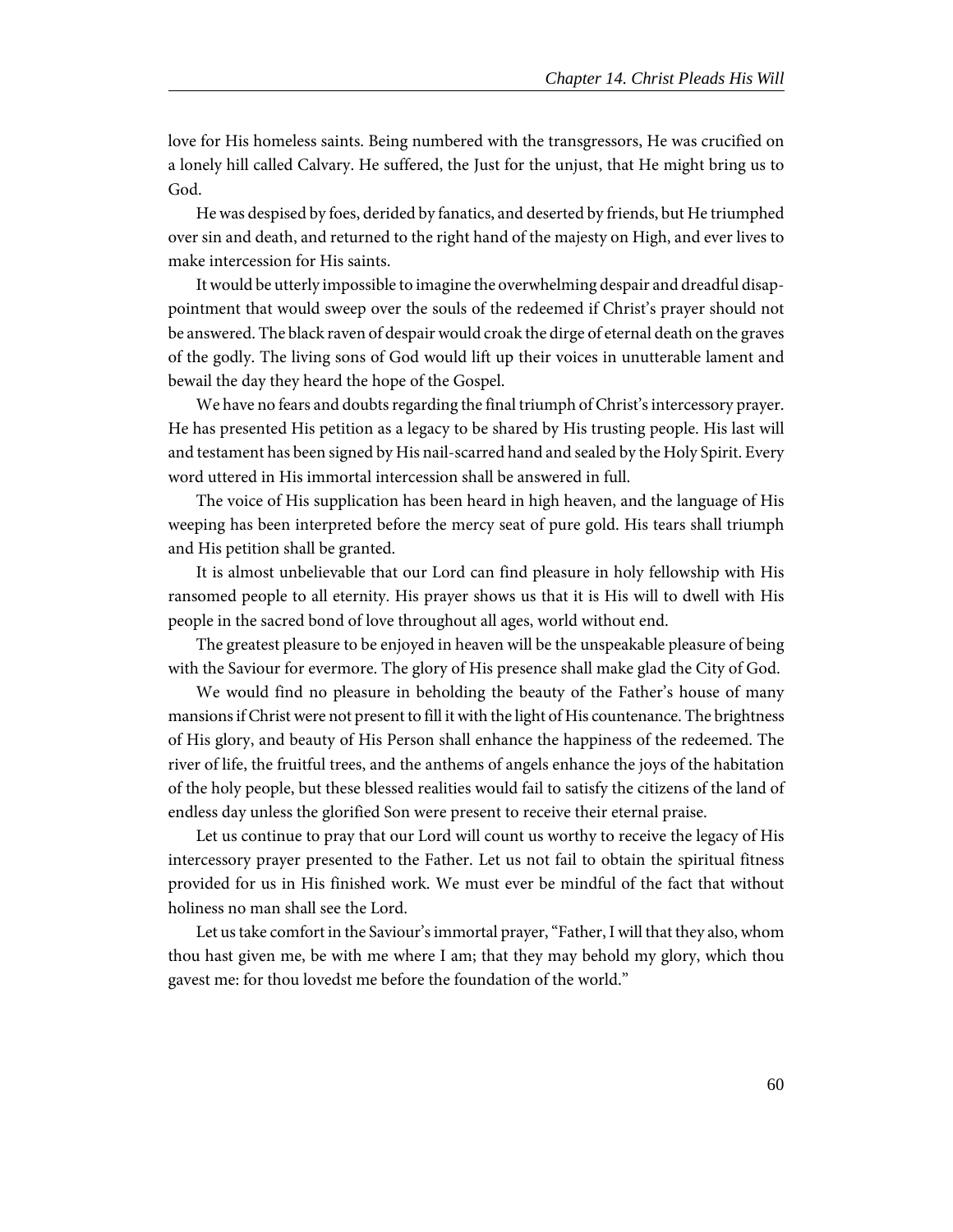love for His homeless saints. Being numbered with the transgressors, He was crucified on a lonely hill called Calvary. He suffered, the Just for the unjust, that He might bring us to God.

He was despised by foes, derided by fanatics, and deserted by friends, but He triumphed over sin and death, and returned to the right hand of the majesty on High, and ever lives to make intercession for His saints.

It would be utterly impossible to imagine the overwhelming despair and dreadful disappointment that would sweep over the souls of the redeemed if Christ's prayer should not be answered. The black raven of despair would croak the dirge of eternal death on the graves of the godly. The living sons of God would lift up their voices in unutterable lament and bewail the day they heard the hope of the Gospel.

We have no fears and doubts regarding the final triumph of Christ's intercessory prayer. He has presented His petition as a legacy to be shared by His trusting people. His last will and testament has been signed by His nail-scarred hand and sealed by the Holy Spirit. Every word uttered in His immortal intercession shall be answered in full.

The voice of His supplication has been heard in high heaven, and the language of His weeping has been interpreted before the mercy seat of pure gold. His tears shall triumph and His petition shall be granted.

It is almost unbelievable that our Lord can find pleasure in holy fellowship with His ransomed people to all eternity. His prayer shows us that it is His will to dwell with His people in the sacred bond of love throughout all ages, world without end.

The greatest pleasure to be enjoyed in heaven will be the unspeakable pleasure of being with the Saviour for evermore. The glory of His presence shall make glad the City of God.

We would find no pleasure in beholding the beauty of the Father's house of many mansions if Christ were not present to fill it with the light of His countenance. The brightness of His glory, and beauty of His Person shall enhance the happiness of the redeemed. The river of life, the fruitful trees, and the anthems of angels enhance the joys of the habitation of the holy people, but these blessed realities would fail to satisfy the citizens of the land of endless day unless the glorified Son were present to receive their eternal praise.

Let us continue to pray that our Lord will count us worthy to receive the legacy of His intercessory prayer presented to the Father. Let us not fail to obtain the spiritual fitness provided for us in His finished work. We must ever be mindful of the fact that without holiness no man shall see the Lord.

Let us take comfort in the Saviour's immortal prayer, "Father, I will that they also, whom thou hast given me, be with me where I am; that they may behold my glory, which thou gavest me: for thou lovedst me before the foundation of the world."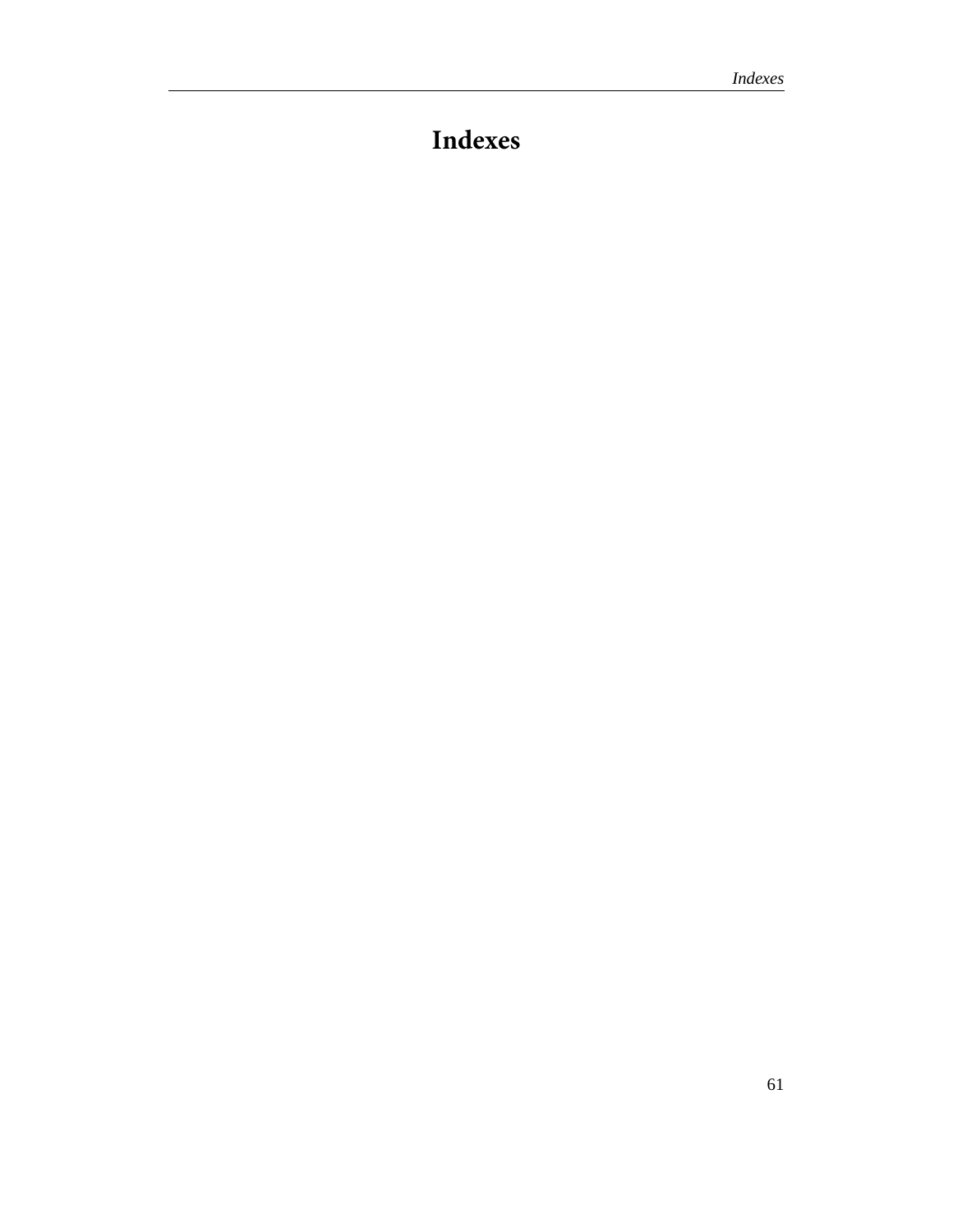# Indexes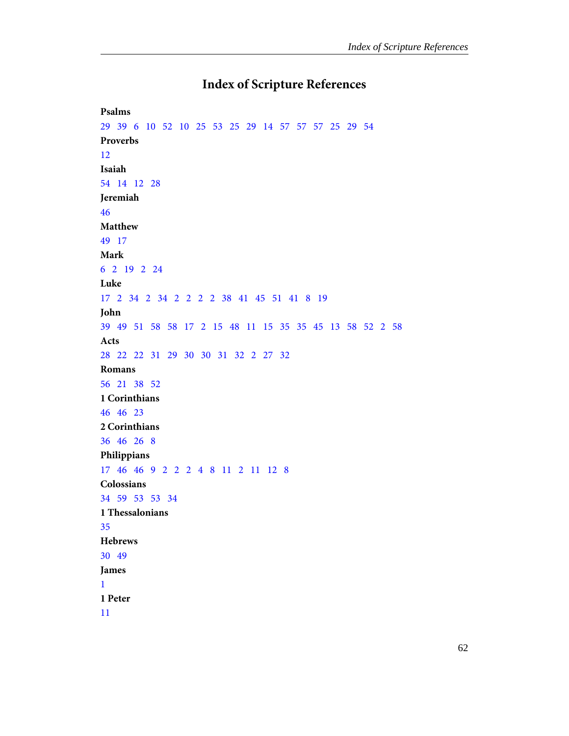# Index of Scripture References

**Psalms**

29 39 6 10 52 10 25 53 25 29 14 57 57 57 25 29 54

**Proverbs**

12

**Isaiah**

54 14 12 28

**Jeremiah**

46

**Matthew**

49 17

**Mark**

6 2 19 2 24

**Luke**

17 2 34 2 34 2 2 2 2 38 41 45 51 41 8 19

**John**

39 49 51 58 58 17 2 15 48 11 15 35 35 45 13 58 52 2 58

**Acts**

28 22 22 31 29 30 30 31 32 2 27 32

**Romans**

56 21 38 52

**1 Corinthians**

46 46 23

**2 Corinthians**

36 46 26 8

**Philippians**

17 46 46 9 2 2 2 4 8 11 2 11 12 8

**Colossians**

34 59 53 53 34

**1 Thessalonians**

35

**Hebrews**

30 49

**James**

1

**1 Peter**

11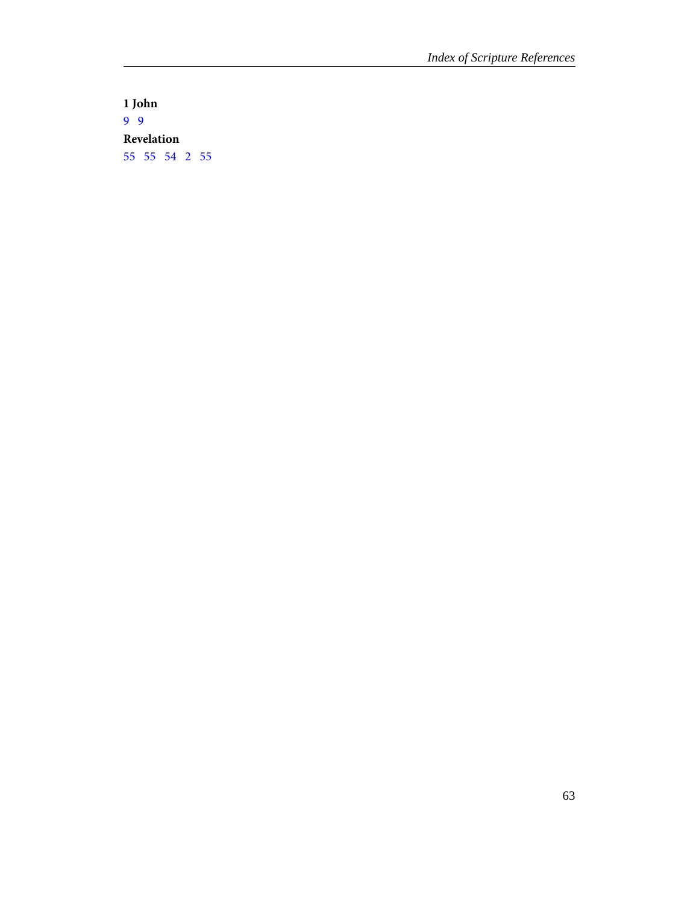**1 John**

9 9

**Revelation**

55 55 54 2 55